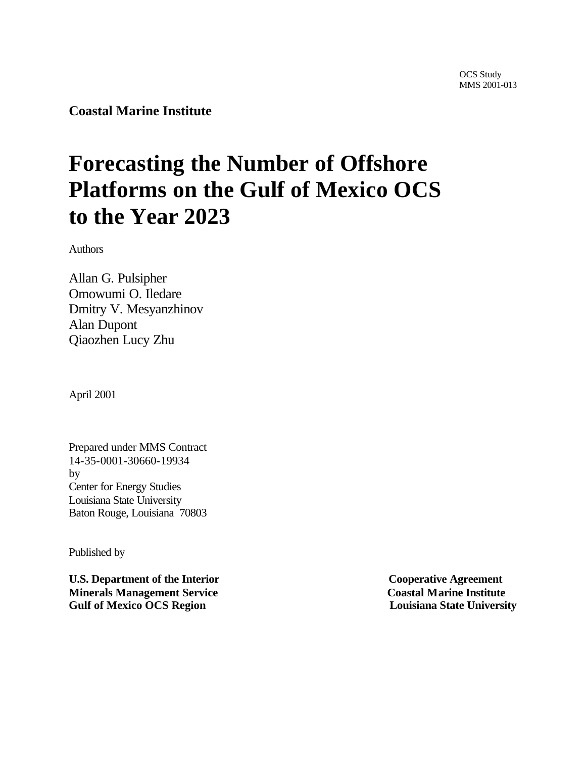OCS Study
MMS 2001-013

**Coastal Marine Institute**

# Forecasting the Number of Offshore Platforms on the Gulf of Mexico OCS to the Year 2023

Authors

Allan G. Pulsipher
Omowumi O. Iledare
Dmitry V. Mesyanzhinov
Alan Dupont
Qiaozhen Lucy Zhu

April 2001

Prepared under MMS Contract
14-35-0001-30660-19934
by
Center for Energy Studies
Louisiana State University
Baton Rouge, Louisiana 70803

Published by

**U.S. Department of the Interior**
**Minerals Management Service**
**Gulf of Mexico OCS Region**

**Cooperative Agreement**
**Coastal Marine Institute**
**Louisiana State University**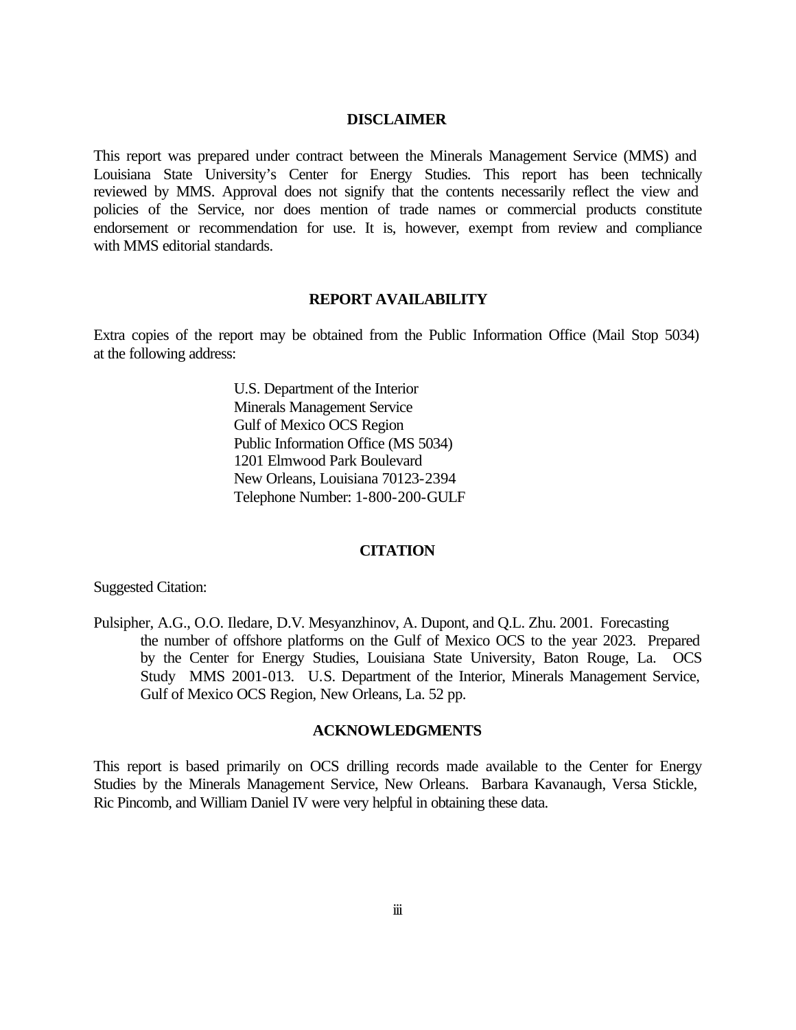## DISCLAIMER

This report was prepared under contract between the Minerals Management Service (MMS) and Louisiana State University's Center for Energy Studies. This report has been technically reviewed by MMS. Approval does not signify that the contents necessarily reflect the view and policies of the Service, nor does mention of trade names or commercial products constitute endorsement or recommendation for use. It is, however, exempt from review and compliance with MMS editorial standards.

## REPORT AVAILABILITY

Extra copies of the report may be obtained from the Public Information Office (Mail Stop 5034) at the following address:

U.S. Department of the Interior
Minerals Management Service
Gulf of Mexico OCS Region
Public Information Office (MS 5034)
1201 Elmwood Park Boulevard
New Orleans, Louisiana 70123-2394
Telephone Number: 1-800-200-GULF

## CITATION

Suggested Citation:

Pulsipher, A.G., O.O. Iledare, D.V. Mesyanzhinov, A. Dupont, and Q.L. Zhu. 2001. Forecasting the number of offshore platforms on the Gulf of Mexico OCS to the year 2023. Prepared by the Center for Energy Studies, Louisiana State University, Baton Rouge, La. OCS Study MMS 2001-013. U.S. Department of the Interior, Minerals Management Service, Gulf of Mexico OCS Region, New Orleans, La. 52 pp.

## ACKNOWLEDGMENTS

This report is based primarily on OCS drilling records made available to the Center for Energy Studies by the Minerals Management Service, New Orleans. Barbara Kavanaugh, Versa Stickle, Ric Pincomb, and William Daniel IV were very helpful in obtaining these data.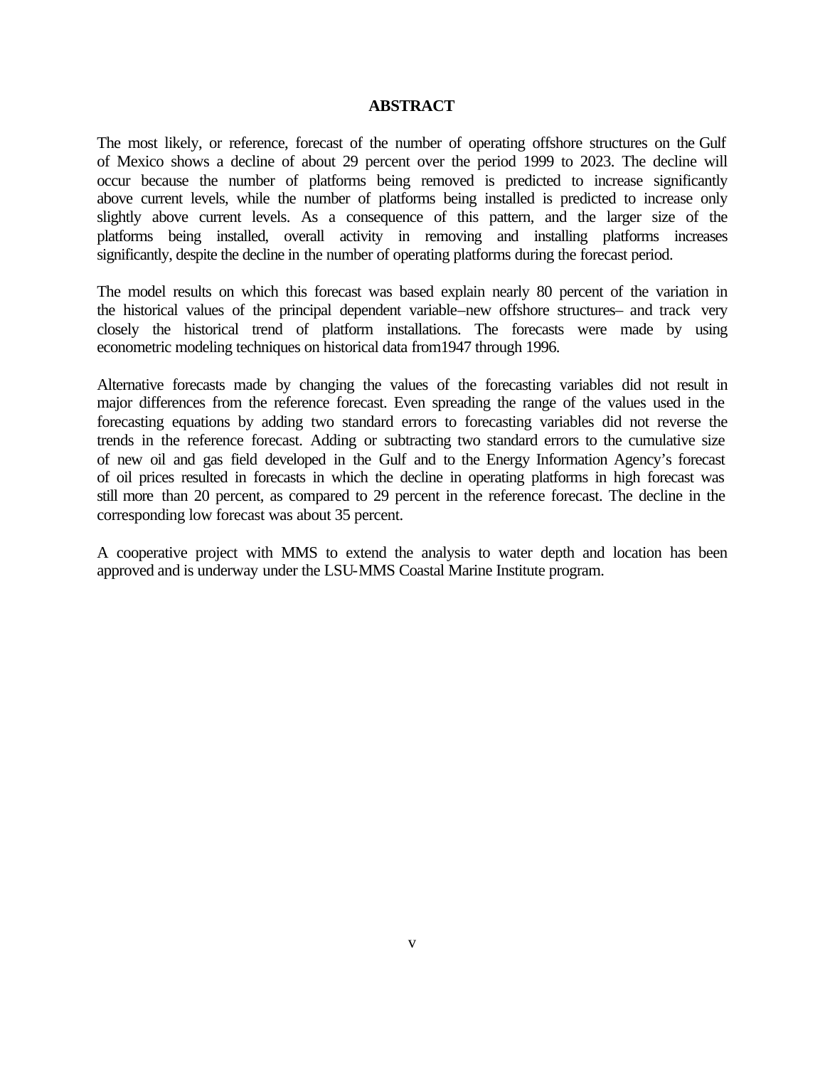# ABSTRACT

The most likely, or reference, forecast of the number of operating offshore structures on the Gulf of Mexico shows a decline of about 29 percent over the period 1999 to 2023. The decline will occur because the number of platforms being removed is predicted to increase significantly above current levels, while the number of platforms being installed is predicted to increase only slightly above current levels. As a consequence of this pattern, and the larger size of the platforms being installed, overall activity in removing and installing platforms increases significantly, despite the decline in the number of operating platforms during the forecast period.

The model results on which this forecast was based explain nearly 80 percent of the variation in the historical values of the principal dependent variable–new offshore structures– and track very closely the historical trend of platform installations. The forecasts were made by using econometric modeling techniques on historical data from1947 through 1996.

Alternative forecasts made by changing the values of the forecasting variables did not result in major differences from the reference forecast. Even spreading the range of the values used in the forecasting equations by adding two standard errors to forecasting variables did not reverse the trends in the reference forecast. Adding or subtracting two standard errors to the cumulative size of new oil and gas field developed in the Gulf and to the Energy Information Agency's forecast of oil prices resulted in forecasts in which the decline in operating platforms in high forecast was still more than 20 percent, as compared to 29 percent in the reference forecast. The decline in the corresponding low forecast was about 35 percent.

A cooperative project with MMS to extend the analysis to water depth and location has been approved and is underway under the LSU-MMS Coastal Marine Institute program.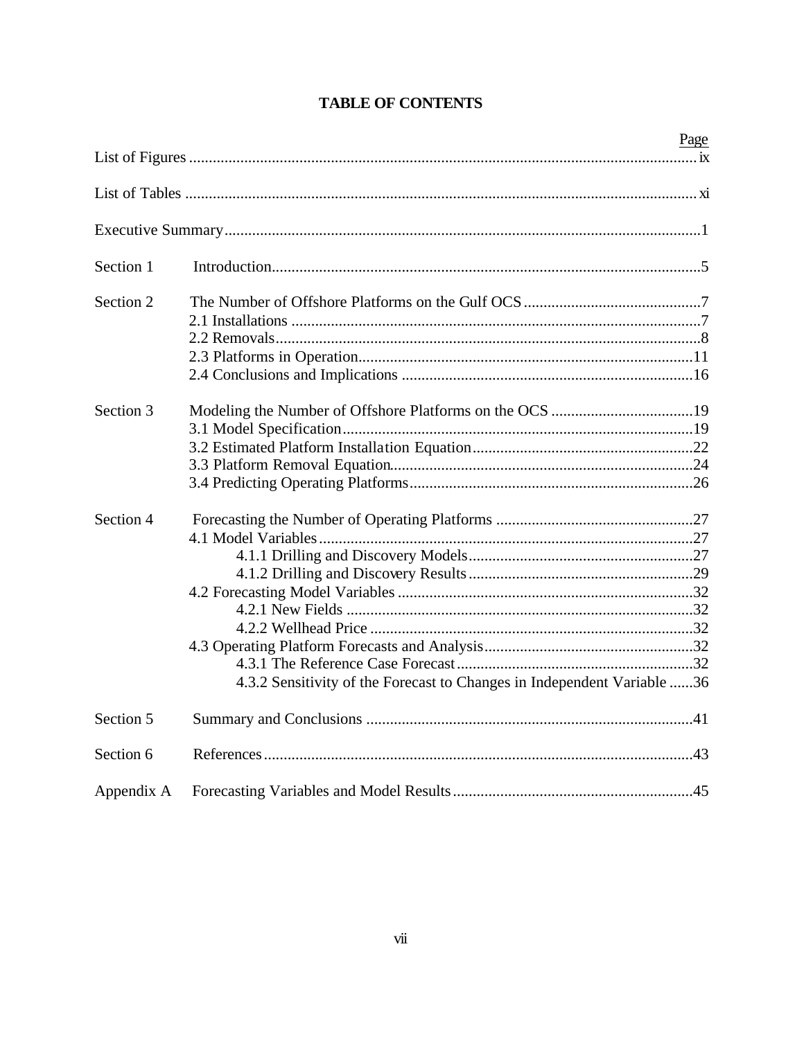# TABLE OF CONTENTS

| | | Page |
|---|---|---|
| List of Figures | | ix |
| List of Tables | | xi |
| Executive Summary | | 1 |
| Section 1 | Introduction | 5 |
| Section 2 | The Number of Offshore Platforms on the Gulf OCS | 7 |
| | 2.1 Installations | 7 |
| | 2.2 Removals | 8 |
| | 2.3 Platforms in Operation | 11 |
| | 2.4 Conclusions and Implications | 16 |
| Section 3 | Modeling the Number of Offshore Platforms on the OCS | 19 |
| | 3.1 Model Specification | 19 |
| | 3.2 Estimated Platform Installation Equation | 22 |
| | 3.3 Platform Removal Equation | 24 |
| | 3.4 Predicting Operating Platforms | 26 |
| Section 4 | Forecasting the Number of Operating Platforms | 27 |
| | 4.1 Model Variables | 27 |
| | 4.1.1 Drilling and Discovery Models | 27 |
| | 4.1.2 Drilling and Discovery Results | 29 |
| | 4.2 Forecasting Model Variables | 32 |
| | 4.2.1 New Fields | 32 |
| | 4.2.2 Wellhead Price | 32 |
| | 4.3 Operating Platform Forecasts and Analysis | 32 |
| | 4.3.1 The Reference Case Forecast | 32 |
| | 4.3.2 Sensitivity of the Forecast to Changes in Independent Variable | 36 |
| Section 5 | Summary and Conclusions | 41 |
| Section 6 | References | 43 |
| Appendix A | Forecasting Variables and Model Results | 45 |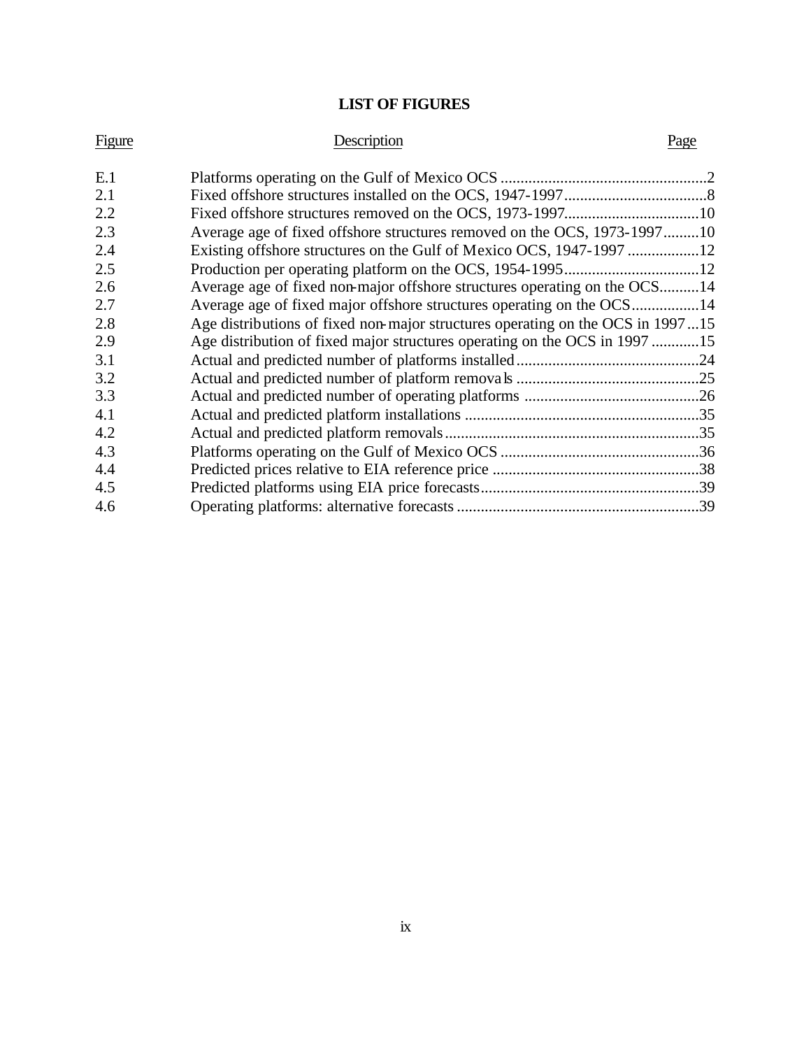# LIST OF FIGURES

| Figure | Description | Page |
|---|---|---|
| E.1 | Platforms operating on the Gulf of Mexico OCS | 2 |
| 2.1 | Fixed offshore structures installed on the OCS, 1947-1997 | 8 |
| 2.2 | Fixed offshore structures removed on the OCS, 1973-1997 | 10 |
| 2.3 | Average age of fixed offshore structures removed on the OCS, 1973-1997 | 10 |
| 2.4 | Existing offshore structures on the Gulf of Mexico OCS, 1947-1997 | 12 |
| 2.5 | Production per operating platform on the OCS, 1954-1995 | 12 |
| 2.6 | Average age of fixed non-major offshore structures operating on the OCS | 14 |
| 2.7 | Average age of fixed major offshore structures operating on the OCS | 14 |
| 2.8 | Age distributions of fixed non-major structures operating on the OCS in 1997 | 15 |
| 2.9 | Age distribution of fixed major structures operating on the OCS in 1997 | 15 |
| 3.1 | Actual and predicted number of platforms installed | 24 |
| 3.2 | Actual and predicted number of platform removals | 25 |
| 3.3 | Actual and predicted number of operating platforms | 26 |
| 4.1 | Actual and predicted platform installations | 35 |
| 4.2 | Actual and predicted platform removals | 35 |
| 4.3 | Platforms operating on the Gulf of Mexico OCS | 36 |
| 4.4 | Predicted prices relative to EIA reference price | 38 |
| 4.5 | Predicted platforms using EIA price forecasts | 39 |
| 4.6 | Operating platforms: alternative forecasts | 39 |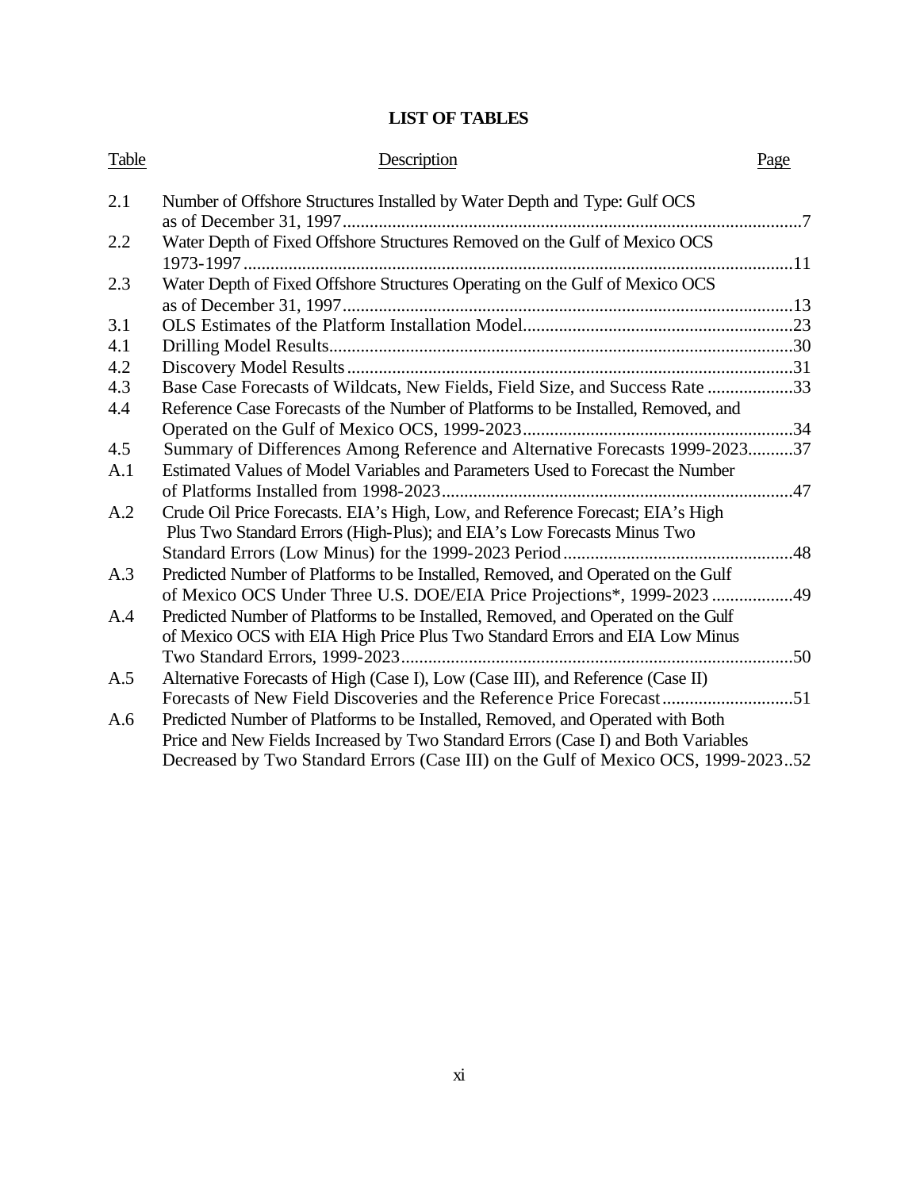## LIST OF TABLES

| Table | Description | Page |
|---|---|---|
| 2.1 | Number of Offshore Structures Installed by Water Depth and Type: Gulf OCS as of December 31, 1997 | 7 |
| 2.2 | Water Depth of Fixed Offshore Structures Removed on the Gulf of Mexico OCS 1973-1997 | 11 |
| 2.3 | Water Depth of Fixed Offshore Structures Operating on the Gulf of Mexico OCS as of December 31, 1997 | 13 |
| 3.1 | OLS Estimates of the Platform Installation Model | 23 |
| 4.1 | Drilling Model Results | 30 |
| 4.2 | Discovery Model Results | 31 |
| 4.3 | Base Case Forecasts of Wildcats, New Fields, Field Size, and Success Rate | 33 |
| 4.4 | Reference Case Forecasts of the Number of Platforms to be Installed, Removed, and Operated on the Gulf of Mexico OCS, 1999-2023 | 34 |
| 4.5 | Summary of Differences Among Reference and Alternative Forecasts 1999-2023 | 37 |
| A.1 | Estimated Values of Model Variables and Parameters Used to Forecast the Number of Platforms Installed from 1998-2023 | 47 |
| A.2 | Crude Oil Price Forecasts. EIA's High, Low, and Reference Forecast; EIA's High Plus Two Standard Errors (High-Plus); and EIA's Low Forecasts Minus Two Standard Errors (Low Minus) for the 1999-2023 Period | 48 |
| A.3 | Predicted Number of Platforms to be Installed, Removed, and Operated on the Gulf of Mexico OCS Under Three U.S. DOE/EIA Price Projections*, 1999-2023 | 49 |
| A.4 | Predicted Number of Platforms to be Installed, Removed, and Operated on the Gulf of Mexico OCS with EIA High Price Plus Two Standard Errors and EIA Low Minus Two Standard Errors, 1999-2023 | 50 |
| A.5 | Alternative Forecasts of High (Case I), Low (Case III), and Reference (Case II) Forecasts of New Field Discoveries and the Reference Price Forecast | 51 |
| A.6 | Predicted Number of Platforms to be Installed, Removed, and Operated with Both Price and New Fields Increased by Two Standard Errors (Case I) and Both Variables Decreased by Two Standard Errors (Case III) on the Gulf of Mexico OCS, 1999-2023 | 52 |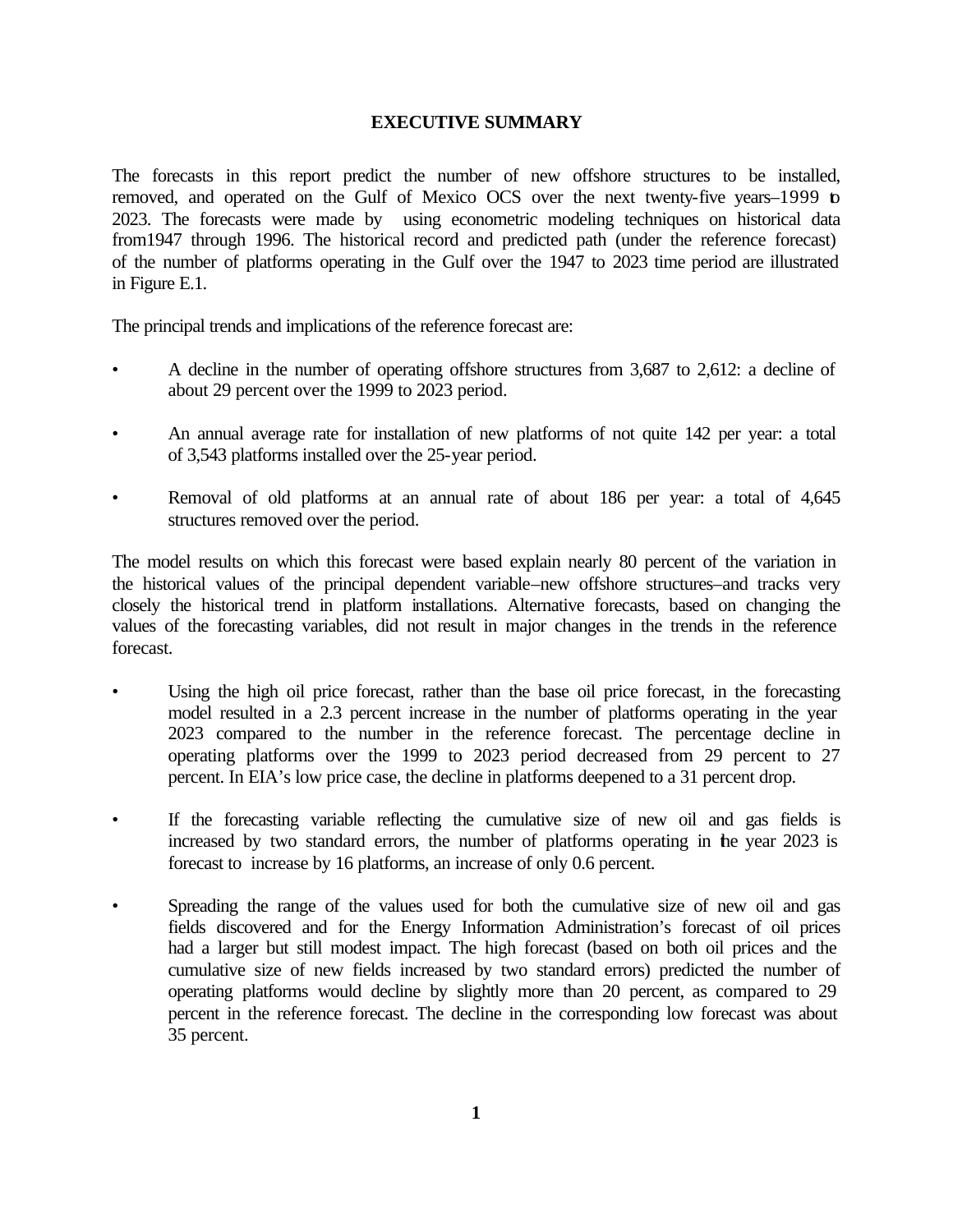# EXECUTIVE SUMMARY

The forecasts in this report predict the number of new offshore structures to be installed, removed, and operated on the Gulf of Mexico OCS over the next twenty-five years–1999 to 2023. The forecasts were made by using econometric modeling techniques on historical data from1947 through 1996. The historical record and predicted path (under the reference forecast) of the number of platforms operating in the Gulf over the 1947 to 2023 time period are illustrated in Figure E.1.

The principal trends and implications of the reference forecast are:

- A decline in the number of operating offshore structures from 3,687 to 2,612: a decline of about 29 percent over the 1999 to 2023 period.
- An annual average rate for installation of new platforms of not quite 142 per year: a total of 3,543 platforms installed over the 25-year period.
- Removal of old platforms at an annual rate of about 186 per year: a total of 4,645 structures removed over the period.

The model results on which this forecast were based explain nearly 80 percent of the variation in the historical values of the principal dependent variable–new offshore structures–and tracks very closely the historical trend in platform installations. Alternative forecasts, based on changing the values of the forecasting variables, did not result in major changes in the trends in the reference forecast.

- Using the high oil price forecast, rather than the base oil price forecast, in the forecasting model resulted in a 2.3 percent increase in the number of platforms operating in the year 2023 compared to the number in the reference forecast. The percentage decline in operating platforms over the 1999 to 2023 period decreased from 29 percent to 27 percent. In EIA's low price case, the decline in platforms deepened to a 31 percent drop.
- If the forecasting variable reflecting the cumulative size of new oil and gas fields is increased by two standard errors, the number of platforms operating in the year 2023 is forecast to increase by 16 platforms, an increase of only 0.6 percent.
- Spreading the range of the values used for both the cumulative size of new oil and gas fields discovered and for the Energy Information Administration's forecast of oil prices had a larger but still modest impact. The high forecast (based on both oil prices and the cumulative size of new fields increased by two standard errors) predicted the number of operating platforms would decline by slightly more than 20 percent, as compared to 29 percent in the reference forecast. The decline in the corresponding low forecast was about 35 percent.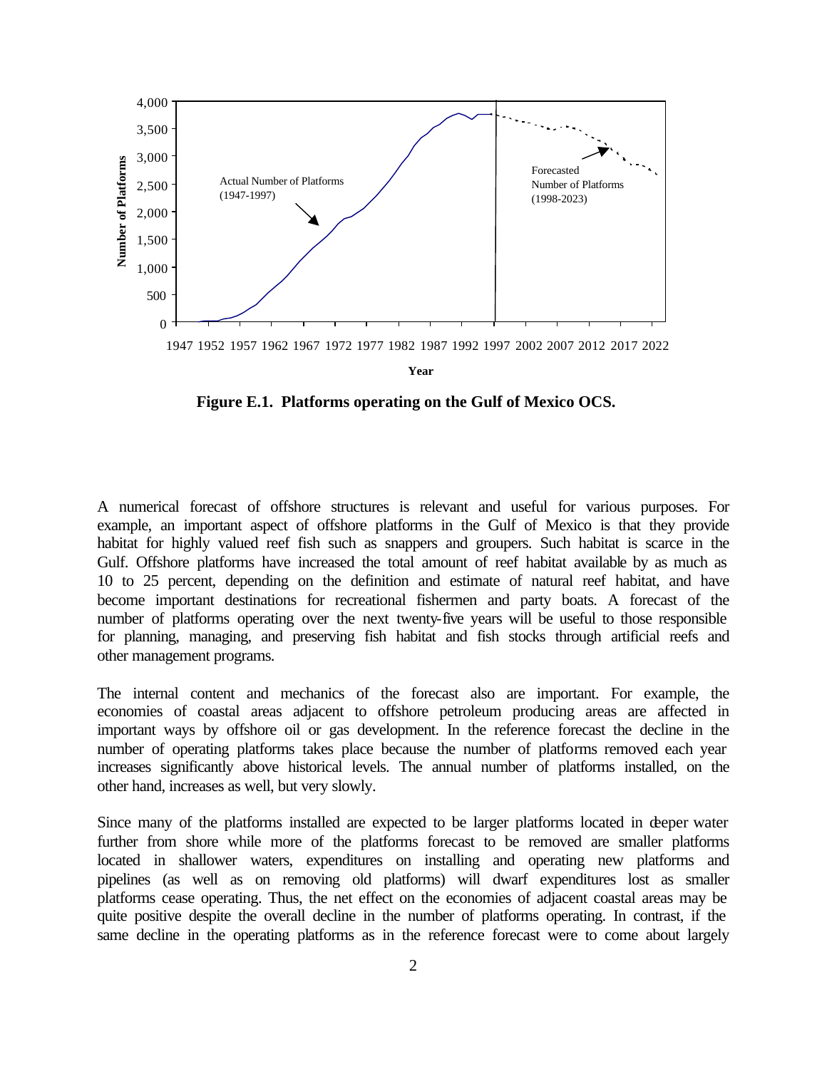**Figure E.1. Platforms operating on the Gulf of Mexico OCS.**

A numerical forecast of offshore structures is relevant and useful for various purposes. For example, an important aspect of offshore platforms in the Gulf of Mexico is that they provide habitat for highly valued reef fish such as snappers and groupers. Such habitat is scarce in the Gulf. Offshore platforms have increased the total amount of reef habitat available by as much as 10 to 25 percent, depending on the definition and estimate of natural reef habitat, and have become important destinations for recreational fishermen and party boats. A forecast of the number of platforms operating over the next twenty-five years will be useful to those responsible for planning, managing, and preserving fish habitat and fish stocks through artificial reefs and other management programs.

The internal content and mechanics of the forecast also are important. For example, the economies of coastal areas adjacent to offshore petroleum producing areas are affected in important ways by offshore oil or gas development. In the reference forecast the decline in the number of operating platforms takes place because the number of platforms removed each year increases significantly above historical levels. The annual number of platforms installed, on the other hand, increases as well, but very slowly.

Since many of the platforms installed are expected to be larger platforms located in deeper water further from shore while more of the platforms forecast to be removed are smaller platforms located in shallower waters, expenditures on installing and operating new platforms and pipelines (as well as on removing old platforms) will dwarf expenditures lost as smaller platforms cease operating. Thus, the net effect on the economies of adjacent coastal areas may be quite positive despite the overall decline in the number of platforms operating. In contrast, if the same decline in the operating platforms as in the reference forecast were to come about largely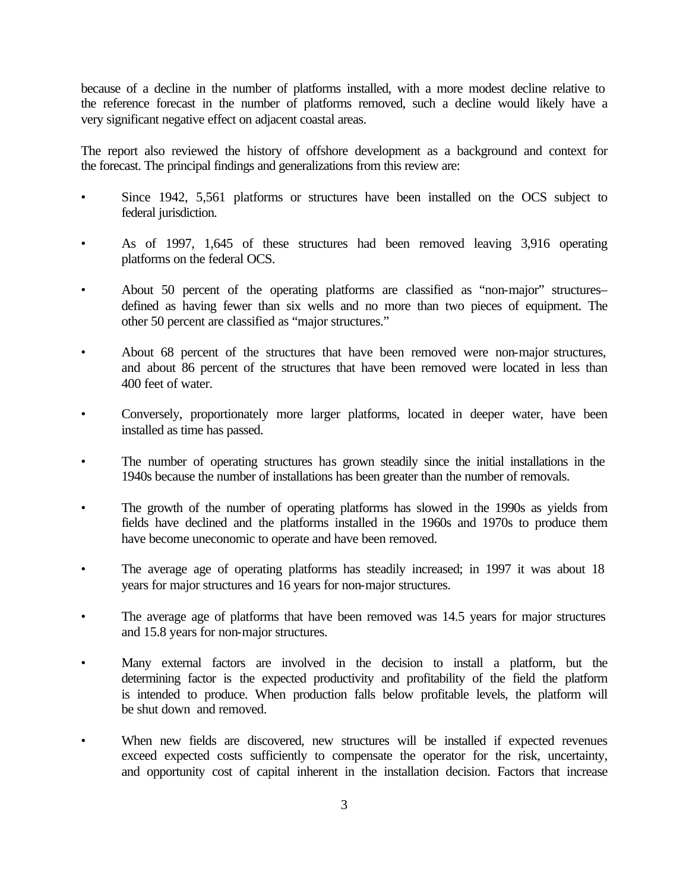because of a decline in the number of platforms installed, with a more modest decline relative to the reference forecast in the number of platforms removed, such a decline would likely have a very significant negative effect on adjacent coastal areas.

The report also reviewed the history of offshore development as a background and context for the forecast. The principal findings and generalizations from this review are:

- Since 1942, 5,561 platforms or structures have been installed on the OCS subject to federal jurisdiction.
- As of 1997, 1,645 of these structures had been removed leaving 3,916 operating platforms on the federal OCS.
- About 50 percent of the operating platforms are classified as "non-major" structures–defined as having fewer than six wells and no more than two pieces of equipment. The other 50 percent are classified as "major structures."
- About 68 percent of the structures that have been removed were non-major structures, and about 86 percent of the structures that have been removed were located in less than 400 feet of water.
- Conversely, proportionately more larger platforms, located in deeper water, have been installed as time has passed.
- The number of operating structures has grown steadily since the initial installations in the 1940s because the number of installations has been greater than the number of removals.
- The growth of the number of operating platforms has slowed in the 1990s as yields from fields have declined and the platforms installed in the 1960s and 1970s to produce them have become uneconomic to operate and have been removed.
- The average age of operating platforms has steadily increased; in 1997 it was about 18 years for major structures and 16 years for non-major structures.
- The average age of platforms that have been removed was 14.5 years for major structures and 15.8 years for non-major structures.
- Many external factors are involved in the decision to install a platform, but the determining factor is the expected productivity and profitability of the field the platform is intended to produce. When production falls below profitable levels, the platform will be shut down and removed.
- When new fields are discovered, new structures will be installed if expected revenues exceed expected costs sufficiently to compensate the operator for the risk, uncertainty, and opportunity cost of capital inherent in the installation decision. Factors that increase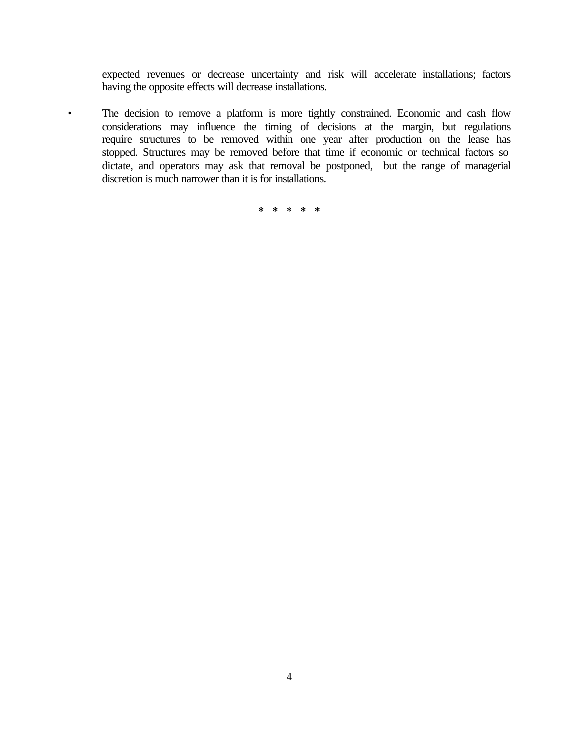expected revenues or decrease uncertainty and risk will accelerate installations; factors having the opposite effects will decrease installations.

- The decision to remove a platform is more tightly constrained. Economic and cash flow considerations may influence the timing of decisions at the margin, but regulations require structures to be removed within one year after production on the lease has stopped. Structures may be removed before that time if economic or technical factors so dictate, and operators may ask that removal be postponed, but the range of managerial discretion is much narrower than it is for installations.

* * * * *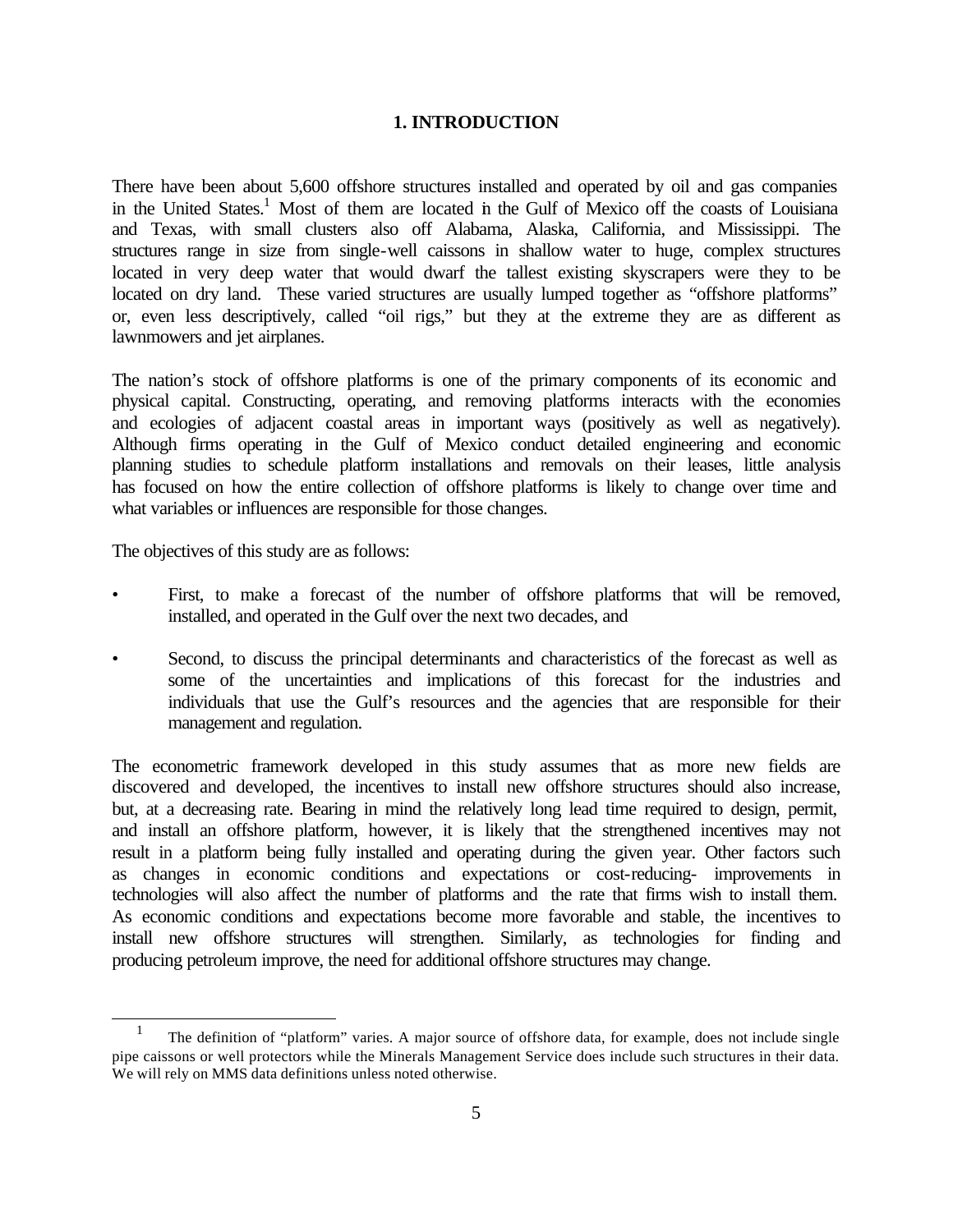# 1. INTRODUCTION

There have been about 5,600 offshore structures installed and operated by oil and gas companies in the United States.[1] Most of them are located in the Gulf of Mexico off the coasts of Louisiana and Texas, with small clusters also off Alabama, Alaska, California, and Mississippi. The structures range in size from single-well caissons in shallow water to huge, complex structures located in very deep water that would dwarf the tallest existing skyscrapers were they to be located on dry land. These varied structures are usually lumped together as "offshore platforms" or, even less descriptively, called "oil rigs," but they at the extreme they are as different as lawnmowers and jet airplanes.

The nation's stock of offshore platforms is one of the primary components of its economic and physical capital. Constructing, operating, and removing platforms interacts with the economies and ecologies of adjacent coastal areas in important ways (positively as well as negatively). Although firms operating in the Gulf of Mexico conduct detailed engineering and economic planning studies to schedule platform installations and removals on their leases, little analysis has focused on how the entire collection of offshore platforms is likely to change over time and what variables or influences are responsible for those changes.

The objectives of this study are as follows:

- First, to make a forecast of the number of offshore platforms that will be removed, installed, and operated in the Gulf over the next two decades, and
- Second, to discuss the principal determinants and characteristics of the forecast as well as some of the uncertainties and implications of this forecast for the industries and individuals that use the Gulf's resources and the agencies that are responsible for their management and regulation.

The econometric framework developed in this study assumes that as more new fields are discovered and developed, the incentives to install new offshore structures should also increase, but, at a decreasing rate. Bearing in mind the relatively long lead time required to design, permit, and install an offshore platform, however, it is likely that the strengthened incentives may not result in a platform being fully installed and operating during the given year. Other factors such as changes in economic conditions and expectations or cost-reducing- improvements in technologies will also affect the number of platforms and the rate that firms wish to install them. As economic conditions and expectations become more favorable and stable, the incentives to install new offshore structures will strengthen. Similarly, as technologies for finding and producing petroleum improve, the need for additional offshore structures may change.

---

[1] The definition of "platform" varies. A major source of offshore data, for example, does not include single pipe caissons or well protectors while the Minerals Management Service does include such structures in their data. We will rely on MMS data definitions unless noted otherwise.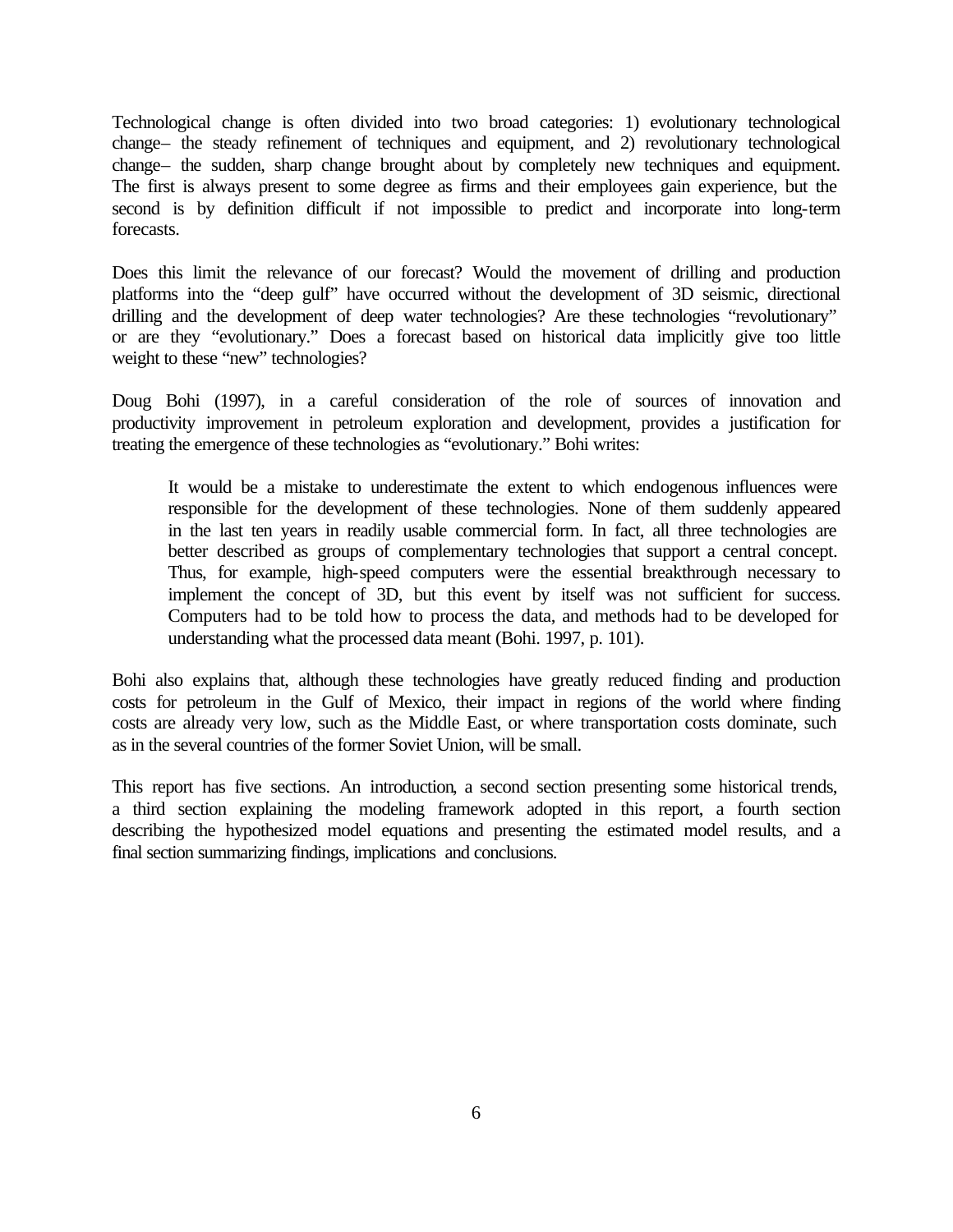Technological change is often divided into two broad categories: 1) evolutionary technological change– the steady refinement of techniques and equipment, and 2) revolutionary technological change– the sudden, sharp change brought about by completely new techniques and equipment. The first is always present to some degree as firms and their employees gain experience, but the second is by definition difficult if not impossible to predict and incorporate into long-term forecasts.

Does this limit the relevance of our forecast? Would the movement of drilling and production platforms into the "deep gulf" have occurred without the development of 3D seismic, directional drilling and the development of deep water technologies? Are these technologies "revolutionary" or are they "evolutionary." Does a forecast based on historical data implicitly give too little weight to these "new" technologies?

Doug Bohi (1997), in a careful consideration of the role of sources of innovation and productivity improvement in petroleum exploration and development, provides a justification for treating the emergence of these technologies as "evolutionary." Bohi writes:

> It would be a mistake to underestimate the extent to which endogenous influences were responsible for the development of these technologies. None of them suddenly appeared in the last ten years in readily usable commercial form. In fact, all three technologies are better described as groups of complementary technologies that support a central concept. Thus, for example, high-speed computers were the essential breakthrough necessary to implement the concept of 3D, but this event by itself was not sufficient for success. Computers had to be told how to process the data, and methods had to be developed for understanding what the processed data meant (Bohi. 1997, p. 101).

Bohi also explains that, although these technologies have greatly reduced finding and production costs for petroleum in the Gulf of Mexico, their impact in regions of the world where finding costs are already very low, such as the Middle East, or where transportation costs dominate, such as in the several countries of the former Soviet Union, will be small.

This report has five sections. An introduction, a second section presenting some historical trends, a third section explaining the modeling framework adopted in this report, a fourth section describing the hypothesized model equations and presenting the estimated model results, and a final section summarizing findings, implications and conclusions.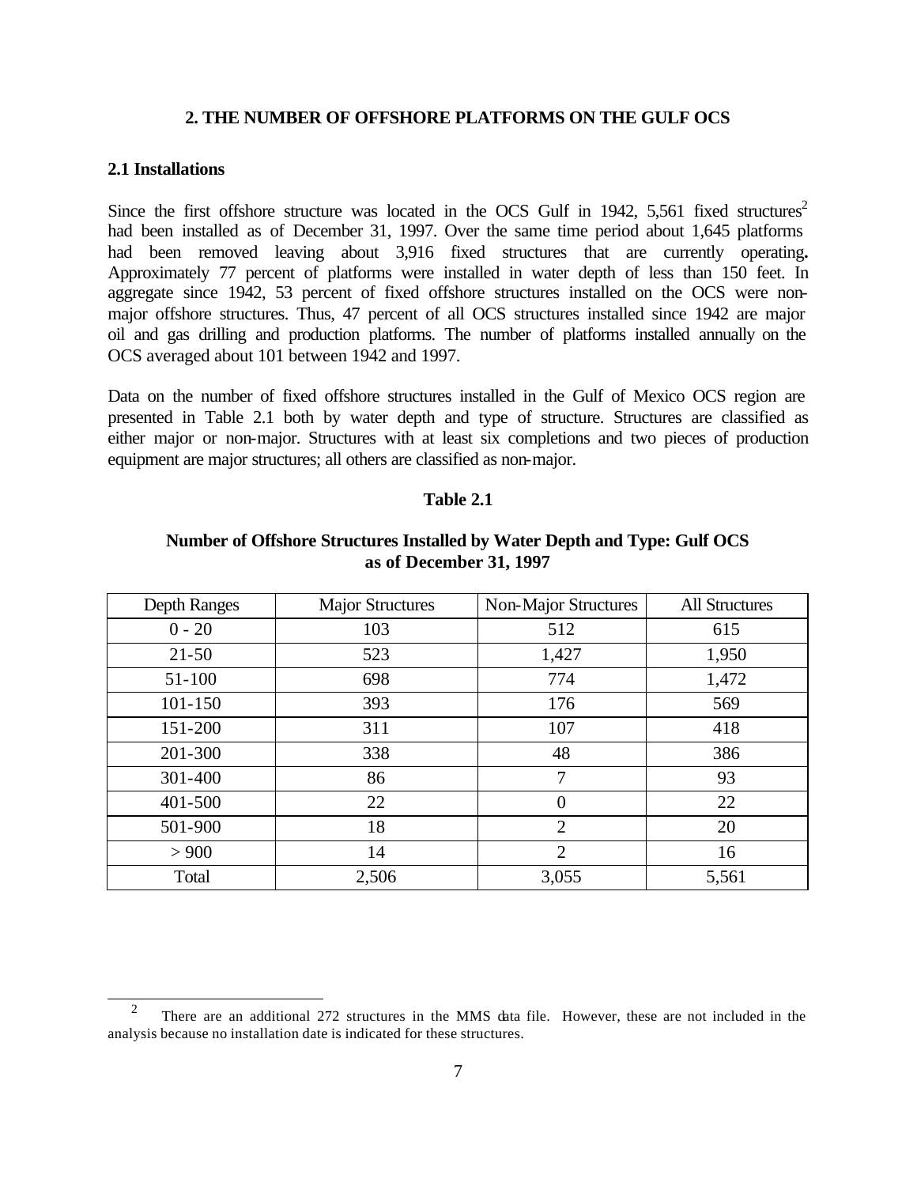## 2. THE NUMBER OF OFFSHORE PLATFORMS ON THE GULF OCS

### 2.1 Installations

Since the first offshore structure was located in the OCS Gulf in 1942, 5,561 fixed structures[2] had been installed as of December 31, 1997. Over the same time period about 1,645 platforms had been removed leaving about 3,916 fixed structures that are currently operating**.** Approximately 77 percent of platforms were installed in water depth of less than 150 feet. In aggregate since 1942, 53 percent of fixed offshore structures installed on the OCS were non-major offshore structures. Thus, 47 percent of all OCS structures installed since 1942 are major oil and gas drilling and production platforms. The number of platforms installed annually on the OCS averaged about 101 between 1942 and 1997.

Data on the number of fixed offshore structures installed in the Gulf of Mexico OCS region are presented in Table 2.1 both by water depth and type of structure. Structures are classified as either major or non-major. Structures with at least six completions and two pieces of production equipment are major structures; all others are classified as non-major.

**Table 2.1**

**Number of Offshore Structures Installed by Water Depth and Type: Gulf OCS as of December 31, 1997**

| Depth Ranges | Major Structures | Non-Major Structures | All Structures |
|---|---|---|---|
| 0 - 20 | 103 | 512 | 615 |
| 21-50 | 523 | 1,427 | 1,950 |
| 51-100 | 698 | 774 | 1,472 |
| 101-150 | 393 | 176 | 569 |
| 151-200 | 311 | 107 | 418 |
| 201-300 | 338 | 48 | 386 |
| 301-400 | 86 | 7 | 93 |
| 401-500 | 22 | 0 | 22 |
| 501-900 | 18 | 2 | 20 |
| > 900 | 14 | 2 | 16 |
| Total | 2,506 | 3,055 | 5,561 |

[2] There are an additional 272 structures in the MMS data file. However, these are not included in the analysis because no installation date is indicated for these structures.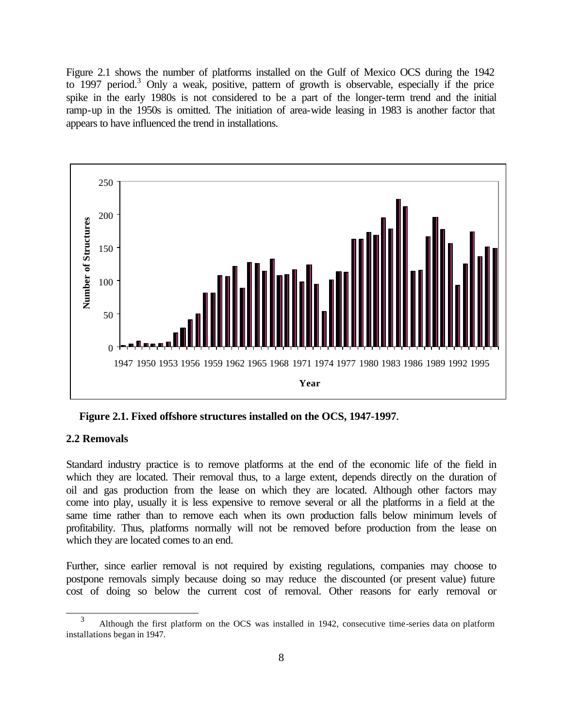Figure 2.1 shows the number of platforms installed on the Gulf of Mexico OCS during the 1942 to 1997 period.[3] Only a weak, positive, pattern of growth is observable, especially if the price spike in the early 1980s is not considered to be a part of the longer-term trend and the initial ramp-up in the 1950s is omitted. The initiation of area-wide leasing in 1983 is another factor that appears to have influenced the trend in installations.

**Figure 2.1. Fixed offshore structures installed on the OCS, 1947-1997.**

## 2.2 Removals

Standard industry practice is to remove platforms at the end of the economic life of the field in which they are located. Their removal thus, to a large extent, depends directly on the duration of oil and gas production from the lease on which they are located. Although other factors may come into play, usually it is less expensive to remove several or all the platforms in a field at the same time rather than to remove each when its own production falls below minimum levels of profitability. Thus, platforms normally will not be removed before production from the lease on which they are located comes to an end.

Further, since earlier removal is not required by existing regulations, companies may choose to postpone removals simply because doing so may reduce the discounted (or present value) future cost of doing so below the current cost of removal. Other reasons for early removal or

[3] Although the first platform on the OCS was installed in 1942, consecutive time-series data on platform installations began in 1947.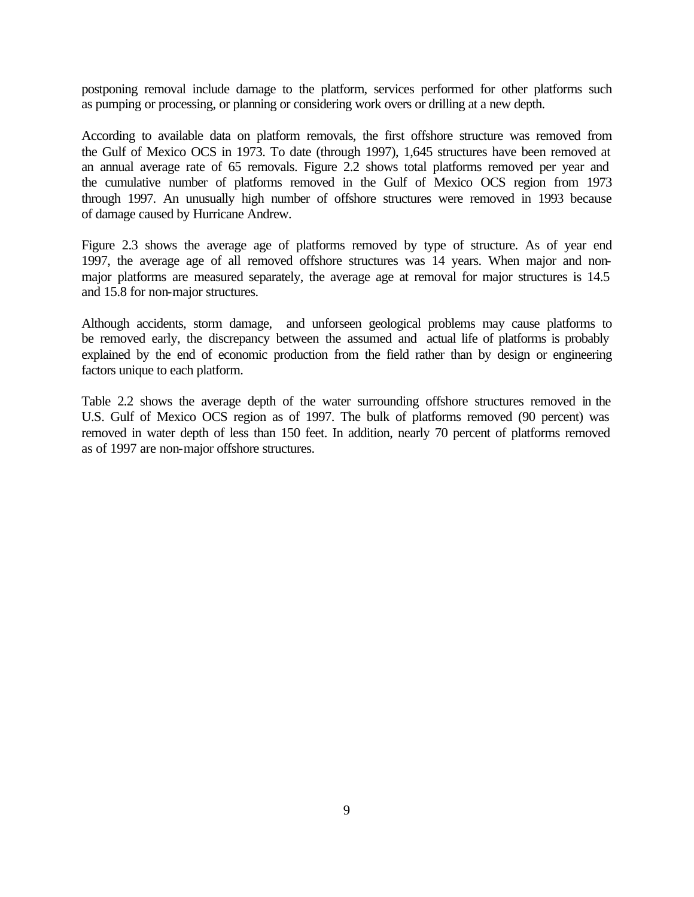postponing removal include damage to the platform, services performed for other platforms such as pumping or processing, or planning or considering work overs or drilling at a new depth.

According to available data on platform removals, the first offshore structure was removed from the Gulf of Mexico OCS in 1973. To date (through 1997), 1,645 structures have been removed at an annual average rate of 65 removals. Figure 2.2 shows total platforms removed per year and the cumulative number of platforms removed in the Gulf of Mexico OCS region from 1973 through 1997. An unusually high number of offshore structures were removed in 1993 because of damage caused by Hurricane Andrew.

Figure 2.3 shows the average age of platforms removed by type of structure. As of year end 1997, the average age of all removed offshore structures was 14 years. When major and non-major platforms are measured separately, the average age at removal for major structures is 14.5 and 15.8 for non-major structures.

Although accidents, storm damage, and unforseen geological problems may cause platforms to be removed early, the discrepancy between the assumed and actual life of platforms is probably explained by the end of economic production from the field rather than by design or engineering factors unique to each platform.

Table 2.2 shows the average depth of the water surrounding offshore structures removed in the U.S. Gulf of Mexico OCS region as of 1997. The bulk of platforms removed (90 percent) was removed in water depth of less than 150 feet. In addition, nearly 70 percent of platforms removed as of 1997 are non-major offshore structures.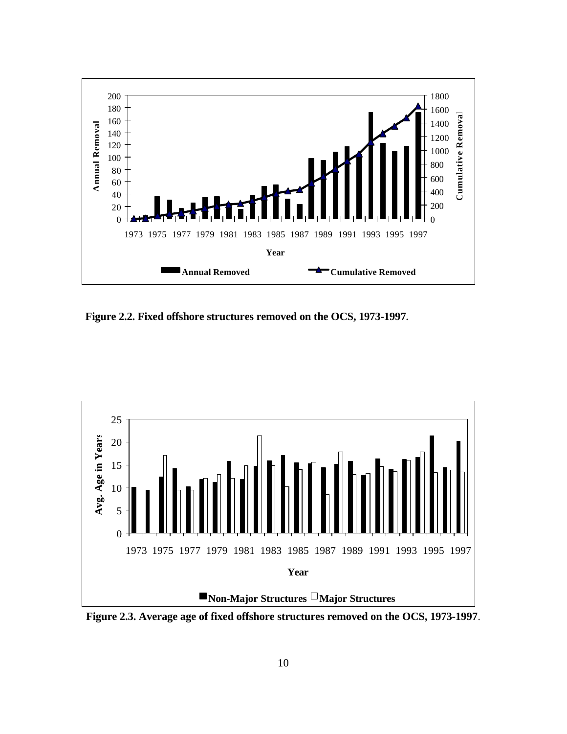**Figure 2.2. Fixed offshore structures removed on the OCS, 1973-1997.**

**Figure 2.3. Average age of fixed offshore structures removed on the OCS, 1973-1997.**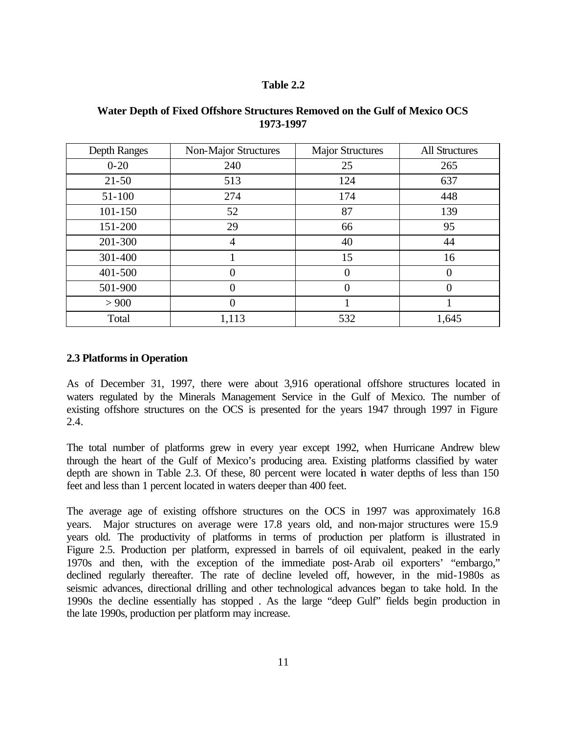**Table 2.2**

**Water Depth of Fixed Offshore Structures Removed on the Gulf of Mexico OCS 1973-1997**

| Depth Ranges | Non-Major Structures | Major Structures | All Structures |
|---|---|---|---|
| 0-20 | 240 | 25 | 265 |
| 21-50 | 513 | 124 | 637 |
| 51-100 | 274 | 174 | 448 |
| 101-150 | 52 | 87 | 139 |
| 151-200 | 29 | 66 | 95 |
| 201-300 | 4 | 40 | 44 |
| 301-400 | 1 | 15 | 16 |
| 401-500 | 0 | 0 | 0 |
| 501-900 | 0 | 0 | 0 |
| > 900 | 0 | 1 | 1 |
| Total | 1,113 | 532 | 1,645 |

**2.3 Platforms in Operation**

As of December 31, 1997, there were about 3,916 operational offshore structures located in waters regulated by the Minerals Management Service in the Gulf of Mexico. The number of existing offshore structures on the OCS is presented for the years 1947 through 1997 in Figure 2.4.

The total number of platforms grew in every year except 1992, when Hurricane Andrew blew through the heart of the Gulf of Mexico's producing area. Existing platforms classified by water depth are shown in Table 2.3. Of these, 80 percent were located in water depths of less than 150 feet and less than 1 percent located in waters deeper than 400 feet.

The average age of existing offshore structures on the OCS in 1997 was approximately 16.8 years. Major structures on average were 17.8 years old, and non-major structures were 15.9 years old. The productivity of platforms in terms of production per platform is illustrated in Figure 2.5. Production per platform, expressed in barrels of oil equivalent, peaked in the early 1970s and then, with the exception of the immediate post-Arab oil exporters' "embargo," declined regularly thereafter. The rate of decline leveled off, however, in the mid-1980s as seismic advances, directional drilling and other technological advances began to take hold. In the 1990s the decline essentially has stopped . As the large "deep Gulf" fields begin production in the late 1990s, production per platform may increase.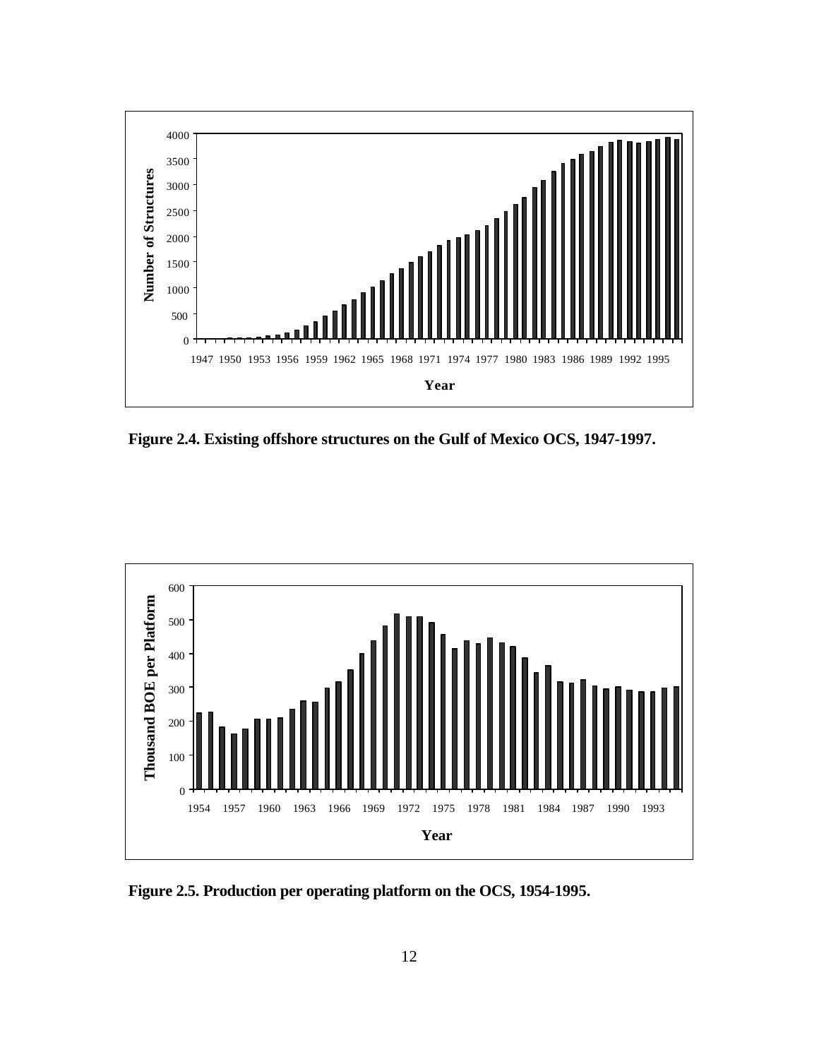Figure 2.4. Existing offshore structures on the Gulf of Mexico OCS, 1947-1997.

Figure 2.5. Production per operating platform on the OCS, 1954-1995.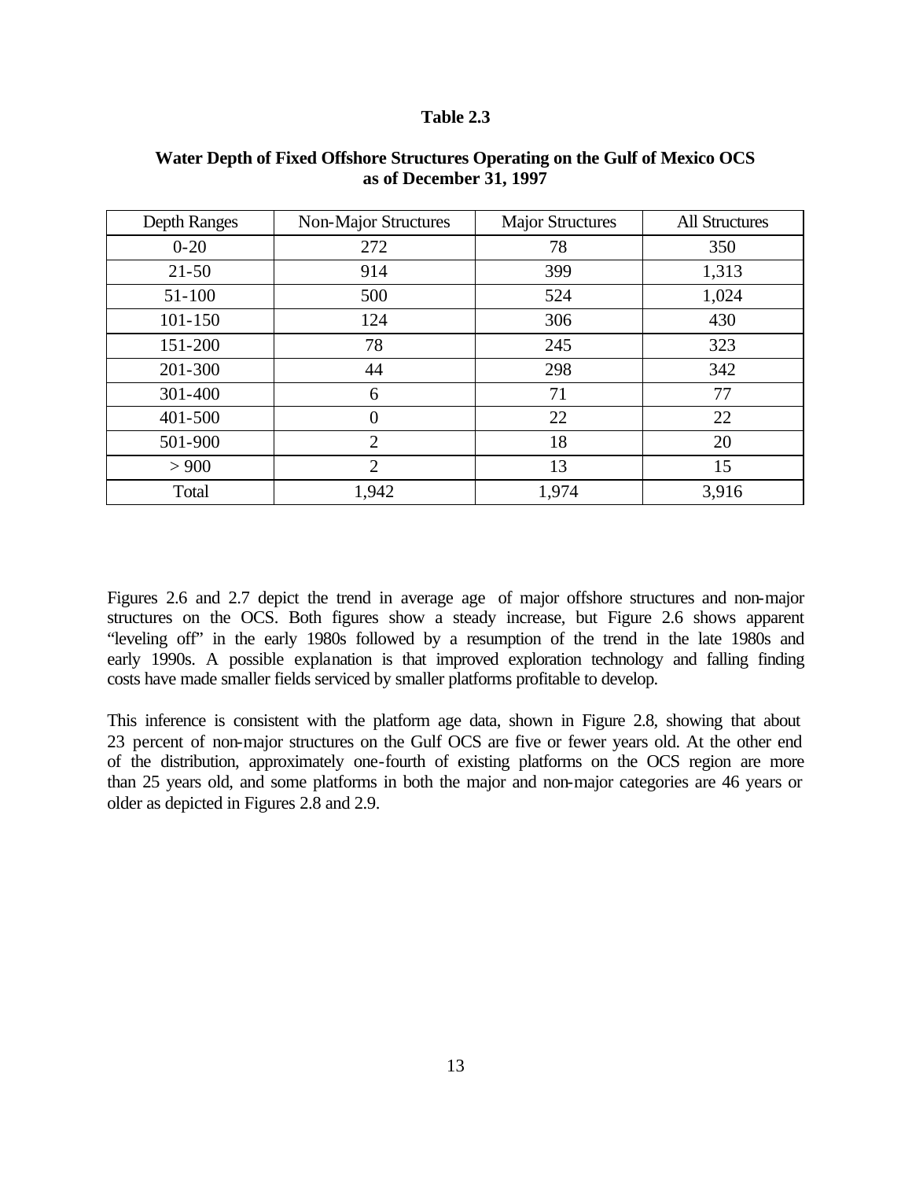**Table 2.3**

**Water Depth of Fixed Offshore Structures Operating on the Gulf of Mexico OCS as of December 31, 1997**

| Depth Ranges | Non-Major Structures | Major Structures | All Structures |
|---|---|---|---|
| 0-20 | 272 | 78 | 350 |
| 21-50 | 914 | 399 | 1,313 |
| 51-100 | 500 | 524 | 1,024 |
| 101-150 | 124 | 306 | 430 |
| 151-200 | 78 | 245 | 323 |
| 201-300 | 44 | 298 | 342 |
| 301-400 | 6 | 71 | 77 |
| 401-500 | 0 | 22 | 22 |
| 501-900 | 2 | 18 | 20 |
| > 900 | 2 | 13 | 15 |
| Total | 1,942 | 1,974 | 3,916 |

Figures 2.6 and 2.7 depict the trend in average age of major offshore structures and non-major structures on the OCS. Both figures show a steady increase, but Figure 2.6 shows apparent "leveling off" in the early 1980s followed by a resumption of the trend in the late 1980s and early 1990s. A possible explanation is that improved exploration technology and falling finding costs have made smaller fields serviced by smaller platforms profitable to develop.

This inference is consistent with the platform age data, shown in Figure 2.8, showing that about 23 percent of non-major structures on the Gulf OCS are five or fewer years old. At the other end of the distribution, approximately one-fourth of existing platforms on the OCS region are more than 25 years old, and some platforms in both the major and non-major categories are 46 years or older as depicted in Figures 2.8 and 2.9.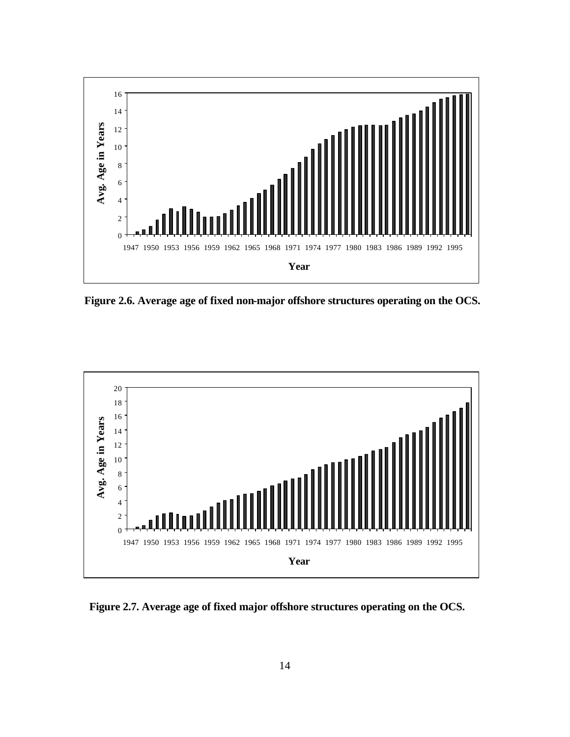Figure 2.6. Average age of fixed non-major offshore structures operating on the OCS.

Figure 2.7. Average age of fixed major offshore structures operating on the OCS.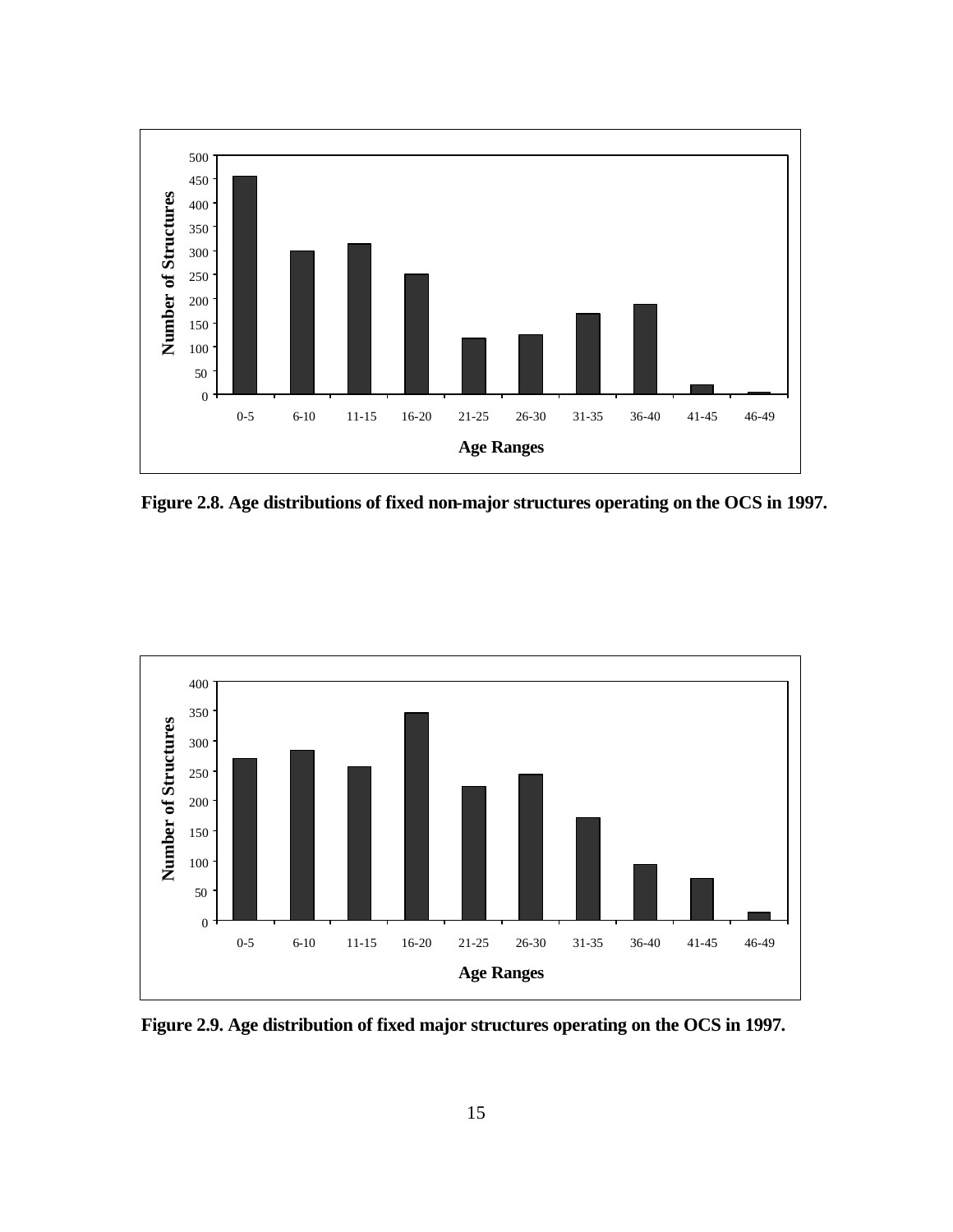Figure 2.8. Age distributions of fixed non-major structures operating on the OCS in 1997.

Figure 2.9. Age distribution of fixed major structures operating on the OCS in 1997.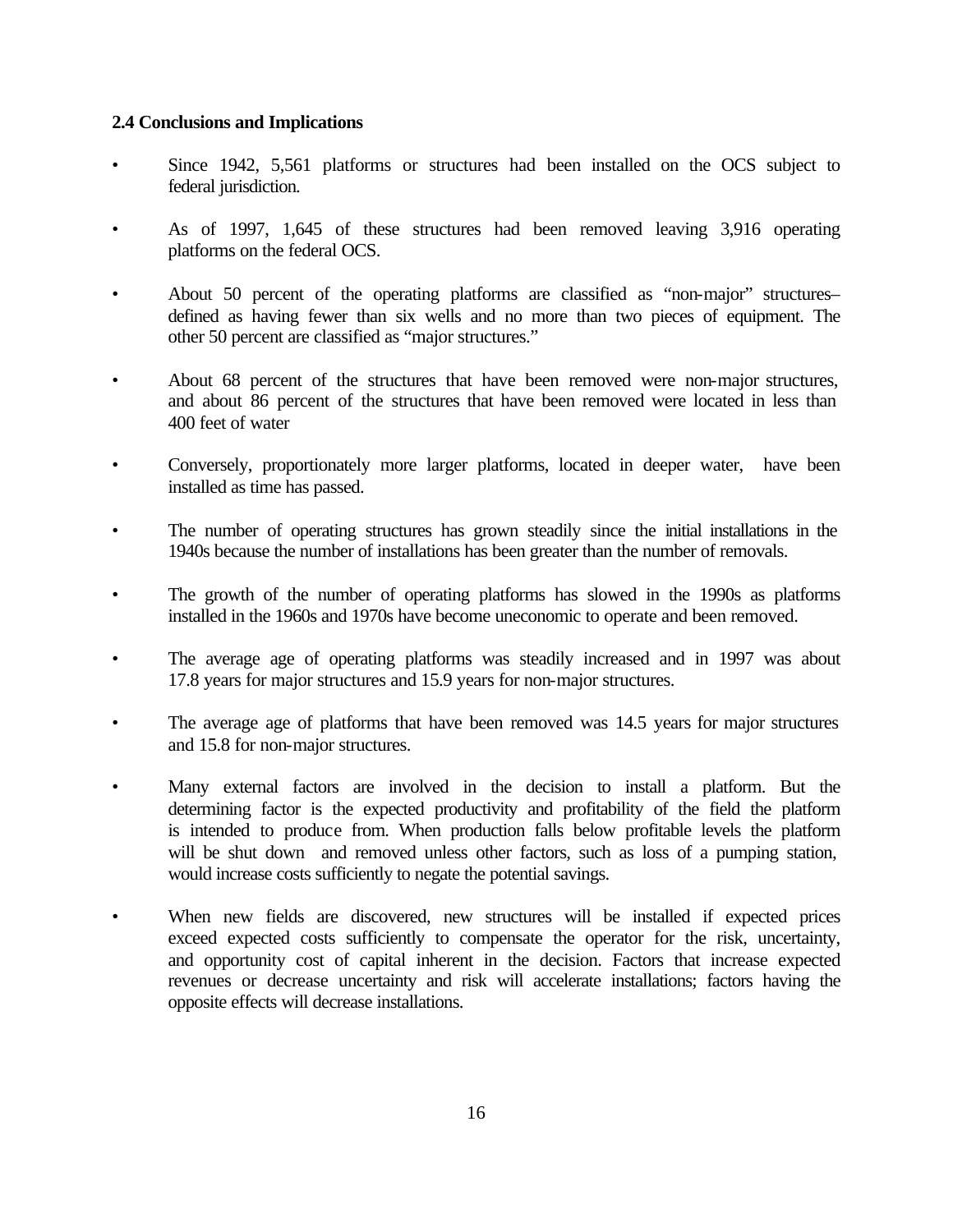### 2.4 Conclusions and Implications

- Since 1942, 5,561 platforms or structures had been installed on the OCS subject to federal jurisdiction.
- As of 1997, 1,645 of these structures had been removed leaving 3,916 operating platforms on the federal OCS.
- About 50 percent of the operating platforms are classified as "non-major" structures– defined as having fewer than six wells and no more than two pieces of equipment. The other 50 percent are classified as "major structures."
- About 68 percent of the structures that have been removed were non-major structures, and about 86 percent of the structures that have been removed were located in less than 400 feet of water
- Conversely, proportionately more larger platforms, located in deeper water, have been installed as time has passed.
- The number of operating structures has grown steadily since the initial installations in the 1940s because the number of installations has been greater than the number of removals.
- The growth of the number of operating platforms has slowed in the 1990s as platforms installed in the 1960s and 1970s have become uneconomic to operate and been removed.
- The average age of operating platforms was steadily increased and in 1997 was about 17.8 years for major structures and 15.9 years for non-major structures.
- The average age of platforms that have been removed was 14.5 years for major structures and 15.8 for non-major structures.
- Many external factors are involved in the decision to install a platform. But the determining factor is the expected productivity and profitability of the field the platform is intended to produce from. When production falls below profitable levels the platform will be shut down and removed unless other factors, such as loss of a pumping station, would increase costs sufficiently to negate the potential savings.
- When new fields are discovered, new structures will be installed if expected prices exceed expected costs sufficiently to compensate the operator for the risk, uncertainty, and opportunity cost of capital inherent in the decision. Factors that increase expected revenues or decrease uncertainty and risk will accelerate installations; factors having the opposite effects will decrease installations.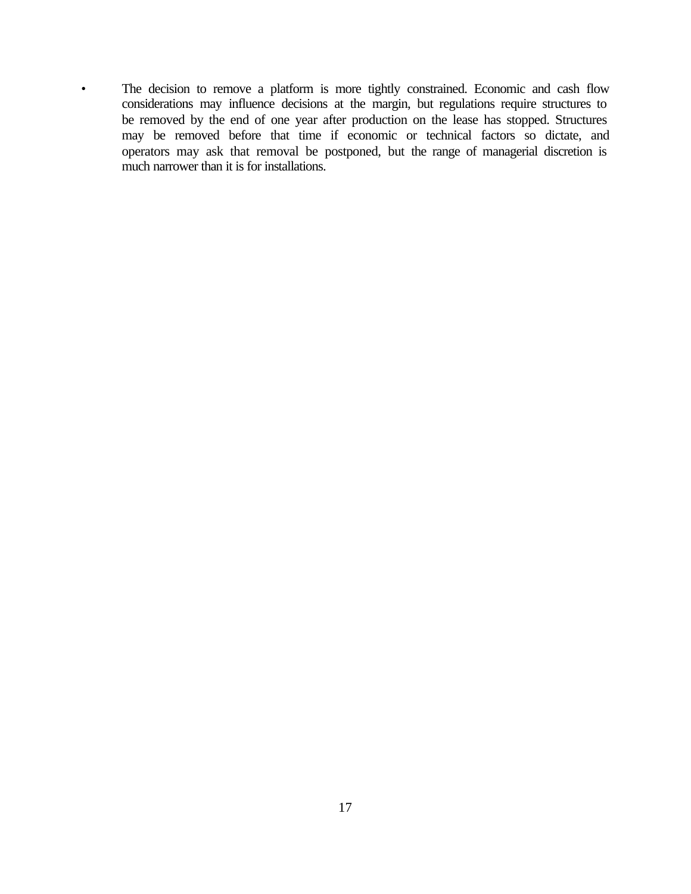- The decision to remove a platform is more tightly constrained. Economic and cash flow considerations may influence decisions at the margin, but regulations require structures to be removed by the end of one year after production on the lease has stopped. Structures may be removed before that time if economic or technical factors so dictate, and operators may ask that removal be postponed, but the range of managerial discretion is much narrower than it is for installations.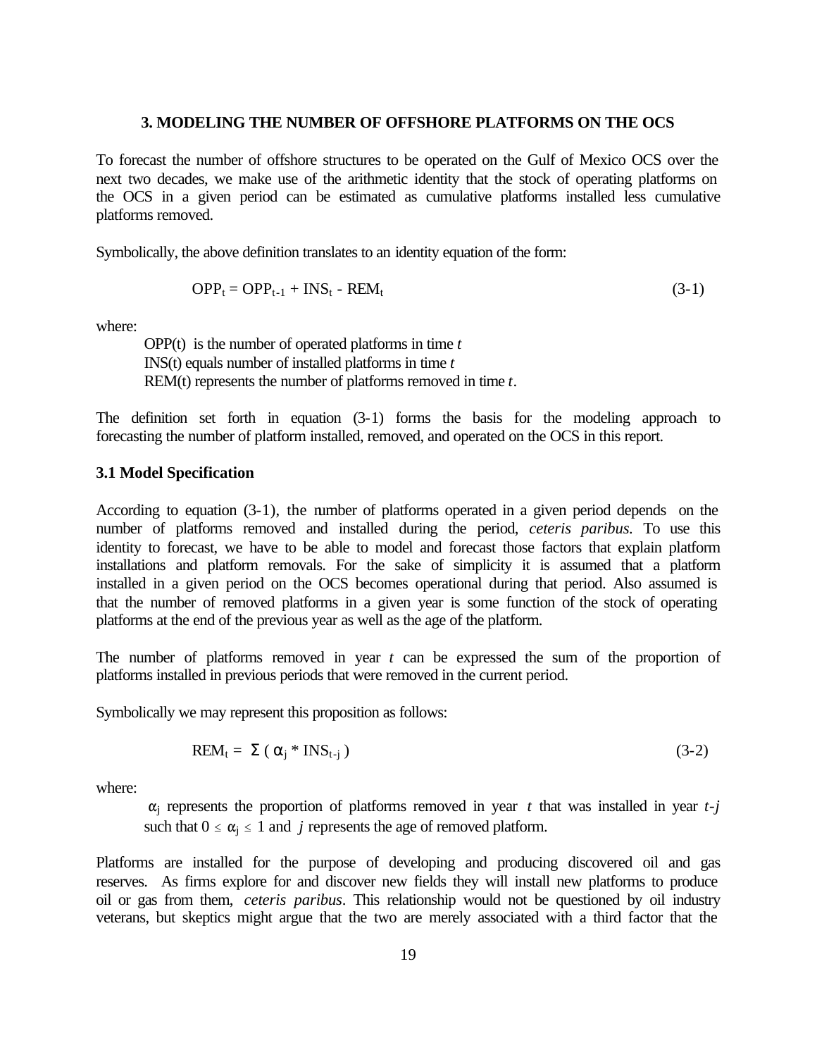## 3. MODELING THE NUMBER OF OFFSHORE PLATFORMS ON THE OCS

To forecast the number of offshore structures to be operated on the Gulf of Mexico OCS over the next two decades, we make use of the arithmetic identity that the stock of operating platforms on the OCS in a given period can be estimated as cumulative platforms installed less cumulative platforms removed.

Symbolically, the above definition translates to an identity equation of the form:

$$OPP_t = OPP_{t-1} + INS_t - REM_t \tag{3-1}$$

where:

- OPP(t) is the number of operated platforms in time *t*
- INS(t) equals number of installed platforms in time *t*
- REM(t) represents the number of platforms removed in time *t*.

The definition set forth in equation (3-1) forms the basis for the modeling approach to forecasting the number of platform installed, removed, and operated on the OCS in this report.

### 3.1 Model Specification

According to equation (3-1), the number of platforms operated in a given period depends on the number of platforms removed and installed during the period, *ceteris paribus*. To use this identity to forecast, we have to be able to model and forecast those factors that explain platform installations and platform removals. For the sake of simplicity it is assumed that a platform installed in a given period on the OCS becomes operational during that period. Also assumed is that the number of removed platforms in a given year is some function of the stock of operating platforms at the end of the previous year as well as the age of the platform.

The number of platforms removed in year *t* can be expressed the sum of the proportion of platforms installed in previous periods that were removed in the current period.

Symbolically we may represent this proposition as follows:

$$REM_t = \Sigma ( \alpha_j * INS_{t-j} ) \tag{3-2}$$

where:

$\alpha_j$ represents the proportion of platforms removed in year *t* that was installed in year *t-j* such that $0 \leq \alpha_j \leq 1$ and *j* represents the age of removed platform.

Platforms are installed for the purpose of developing and producing discovered oil and gas reserves. As firms explore for and discover new fields they will install new platforms to produce oil or gas from them, *ceteris paribus*. This relationship would not be questioned by oil industry veterans, but skeptics might argue that the two are merely associated with a third factor that the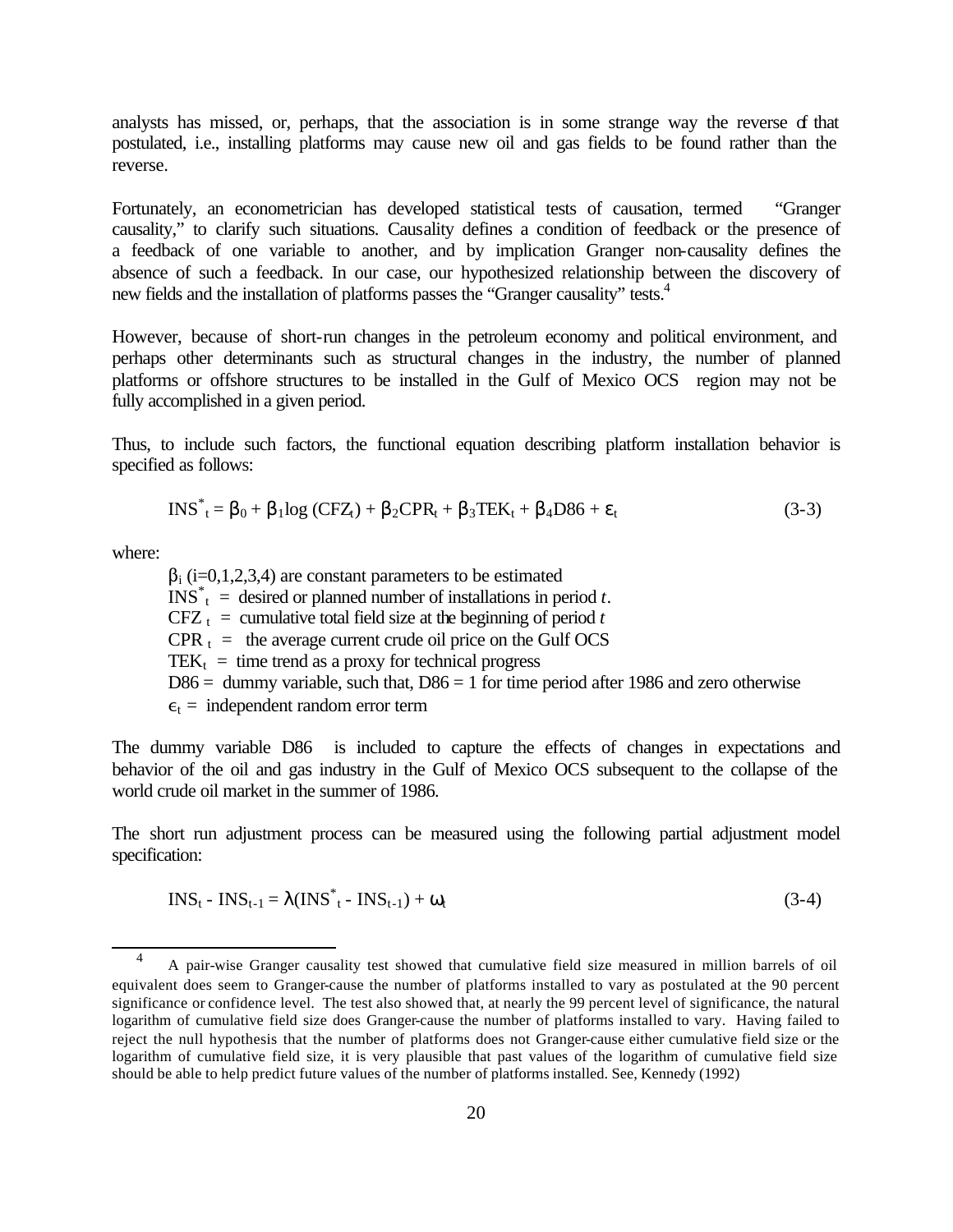analysts has missed, or, perhaps, that the association is in some strange way the reverse of that postulated, i.e., installing platforms may cause new oil and gas fields to be found rather than the reverse.

Fortunately, an econometrician has developed statistical tests of causation, termed "Granger causality," to clarify such situations. Causality defines a condition of feedback or the presence of a feedback of one variable to another, and by implication Granger non-causality defines the absence of such a feedback. In our case, our hypothesized relationship between the discovery of new fields and the installation of platforms passes the "Granger causality" tests.[4]

However, because of short-run changes in the petroleum economy and political environment, and perhaps other determinants such as structural changes in the industry, the number of planned platforms or offshore structures to be installed in the Gulf of Mexico OCS region may not be fully accomplished in a given period.

Thus, to include such factors, the functional equation describing platform installation behavior is specified as follows:

$$INS^*_t = \beta_0 + \beta_1 \log(CFZ_t) + \beta_2 CPR_t + \beta_3 TEK_t + \beta_4 D86 + \varepsilon_t \qquad (3\text{-}3)$$

where:

- $\beta_i$ (i=0,1,2,3,4) are constant parameters to be estimated
- $INS^*_t$ = desired or planned number of installations in period $t$.
- $CFZ_t$ = cumulative total field size at the beginning of period $t$
- $CPR_t$ = the average current crude oil price on the Gulf OCS
- $TEK_t$ = time trend as a proxy for technical progress
- D86 = dummy variable, such that, D86 = 1 for time period after 1986 and zero otherwise
- $\epsilon_t$ = independent random error term

The dummy variable D86 is included to capture the effects of changes in expectations and behavior of the oil and gas industry in the Gulf of Mexico OCS subsequent to the collapse of the world crude oil market in the summer of 1986.

The short run adjustment process can be measured using the following partial adjustment model specification:

$$INS_t - INS_{t-1} = \lambda(INS^*_t - INS_{t-1}) + \omega_t \qquad (3\text{-}4)$$

---

[4] A pair-wise Granger causality test showed that cumulative field size measured in million barrels of oil equivalent does seem to Granger-cause the number of platforms installed to vary as postulated at the 90 percent significance or confidence level. The test also showed that, at nearly the 99 percent level of significance, the natural logarithm of cumulative field size does Granger-cause the number of platforms installed to vary. Having failed to reject the null hypothesis that the number of platforms does not Granger-cause either cumulative field size or the logarithm of cumulative field size, it is very plausible that past values of the logarithm of cumulative field size should be able to help predict future values of the number of platforms installed. See, Kennedy (1992)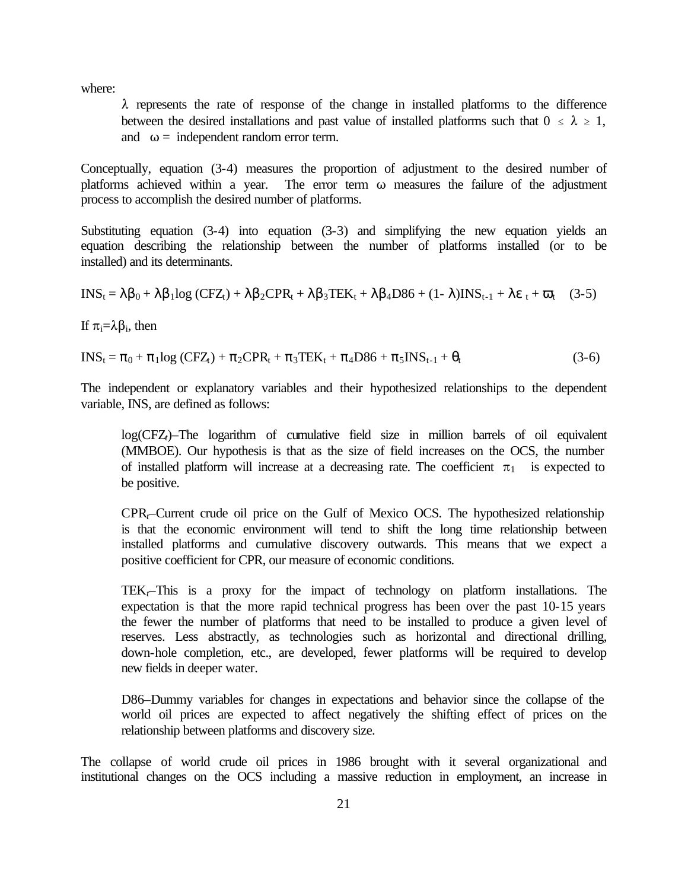where:

> $\lambda$ represents the rate of response of the change in installed platforms to the difference between the desired installations and past value of installed platforms such that $0 \leq \lambda \geq 1$, and $\omega$ = independent random error term.

Conceptually, equation (3-4) measures the proportion of adjustment to the desired number of platforms achieved within a year. The error term $\omega$ measures the failure of the adjustment process to accomplish the desired number of platforms.

Substituting equation (3-4) into equation (3-3) and simplifying the new equation yields an equation describing the relationship between the number of platforms installed (or to be installed) and its determinants.

$$INS_t = \lambda\beta_0 + \lambda\beta_1 \log(CFZ_t) + \lambda\beta_2 CPR_t + \lambda\beta_3 TEK_t + \lambda\beta_4 D86 + (1-\lambda)INS_{t-1} + \lambda\varepsilon_t + \varpi_t \quad (3\text{-}5)$$

If $\pi_i = \lambda\beta_i$, then

$$INS_t = \pi_0 + \pi_1 \log(CFZ_t) + \pi_2 CPR_t + \pi_3 TEK_t + \pi_4 D86 + \pi_5 INS_{t-1} + \theta_t \quad (3\text{-}6)$$

The independent or explanatory variables and their hypothesized relationships to the dependent variable, INS, are defined as follows:

> $\log(CFZ_t)$–The logarithm of cumulative field size in million barrels of oil equivalent (MMBOE). Our hypothesis is that as the size of field increases on the OCS, the number of installed platform will increase at a decreasing rate. The coefficient $\pi_1$ is expected to be positive.
>
> $CPR_t$–Current crude oil price on the Gulf of Mexico OCS. The hypothesized relationship is that the economic environment will tend to shift the long time relationship between installed platforms and cumulative discovery outwards. This means that we expect a positive coefficient for CPR, our measure of economic conditions.
>
> $TEK_t$–This is a proxy for the impact of technology on platform installations. The expectation is that the more rapid technical progress has been over the past 10-15 years the fewer the number of platforms that need to be installed to produce a given level of reserves. Less abstractly, as technologies such as horizontal and directional drilling, down-hole completion, etc., are developed, fewer platforms will be required to develop new fields in deeper water.
>
> D86–Dummy variables for changes in expectations and behavior since the collapse of the world oil prices are expected to affect negatively the shifting effect of prices on the relationship between platforms and discovery size.

The collapse of world crude oil prices in 1986 brought with it several organizational and institutional changes on the OCS including a massive reduction in employment, an increase in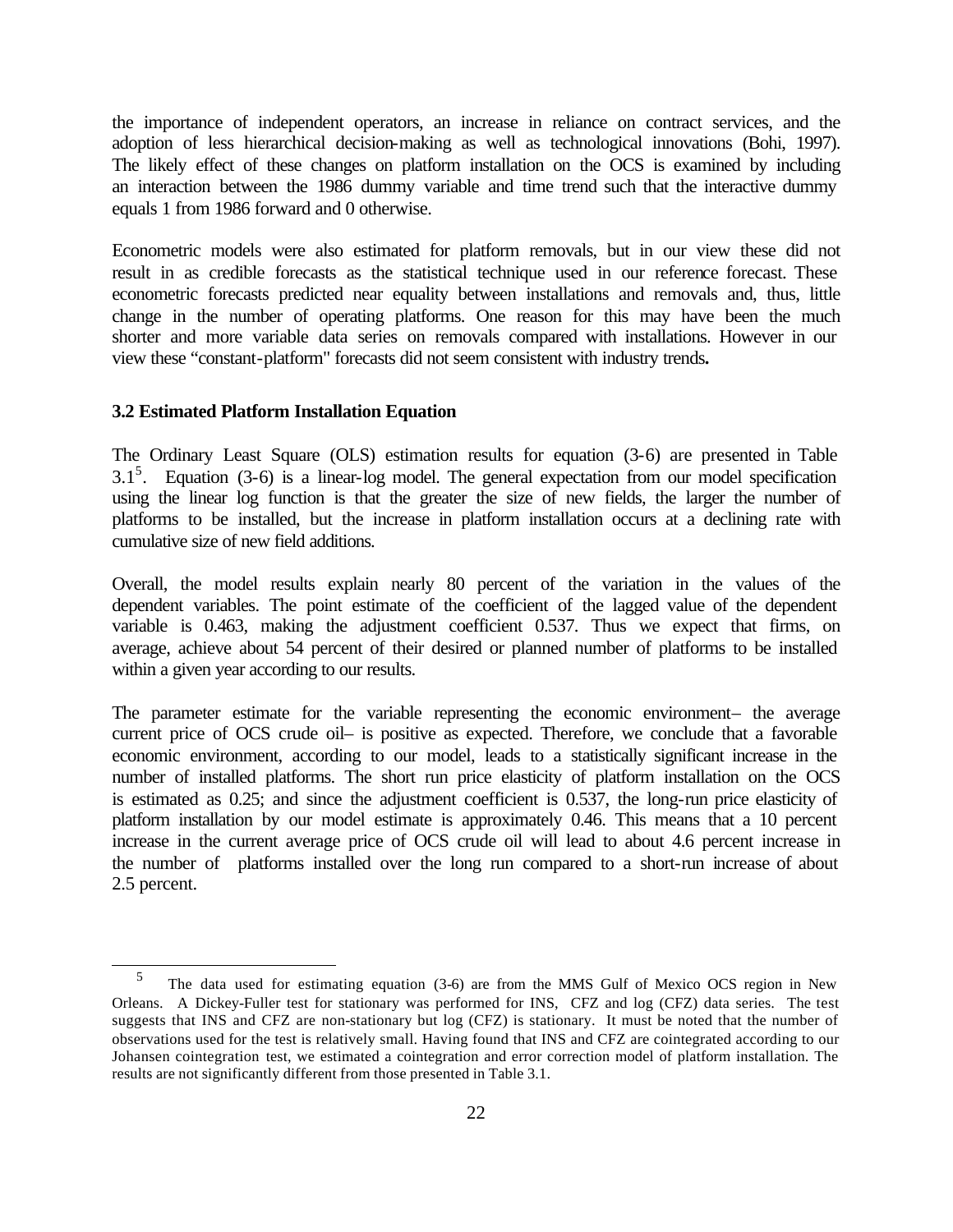the importance of independent operators, an increase in reliance on contract services, and the adoption of less hierarchical decision-making as well as technological innovations (Bohi, 1997). The likely effect of these changes on platform installation on the OCS is examined by including an interaction between the 1986 dummy variable and time trend such that the interactive dummy equals 1 from 1986 forward and 0 otherwise.

Econometric models were also estimated for platform removals, but in our view these did not result in as credible forecasts as the statistical technique used in our reference forecast. These econometric forecasts predicted near equality between installations and removals and, thus, little change in the number of operating platforms. One reason for this may have been the much shorter and more variable data series on removals compared with installations. However in our view these "constant-platform" forecasts did not seem consistent with industry trends**.**

### 3.2 Estimated Platform Installation Equation

The Ordinary Least Square (OLS) estimation results for equation (3-6) are presented in Table 3.1[5]. Equation (3-6) is a linear-log model. The general expectation from our model specification using the linear log function is that the greater the size of new fields, the larger the number of platforms to be installed, but the increase in platform installation occurs at a declining rate with cumulative size of new field additions.

Overall, the model results explain nearly 80 percent of the variation in the values of the dependent variables. The point estimate of the coefficient of the lagged value of the dependent variable is 0.463, making the adjustment coefficient 0.537. Thus we expect that firms, on average, achieve about 54 percent of their desired or planned number of platforms to be installed within a given year according to our results.

The parameter estimate for the variable representing the economic environment– the average current price of OCS crude oil– is positive as expected. Therefore, we conclude that a favorable economic environment, according to our model, leads to a statistically significant increase in the number of installed platforms. The short run price elasticity of platform installation on the OCS is estimated as 0.25; and since the adjustment coefficient is 0.537, the long-run price elasticity of platform installation by our model estimate is approximately 0.46. This means that a 10 percent increase in the current average price of OCS crude oil will lead to about 4.6 percent increase in the number of platforms installed over the long run compared to a short-run increase of about 2.5 percent.

---

[5] The data used for estimating equation (3-6) are from the MMS Gulf of Mexico OCS region in New Orleans. A Dickey-Fuller test for stationary was performed for INS, CFZ and log (CFZ) data series. The test suggests that INS and CFZ are non-stationary but log (CFZ) is stationary. It must be noted that the number of observations used for the test is relatively small. Having found that INS and CFZ are cointegrated according to our Johansen cointegration test, we estimated a cointegration and error correction model of platform installation. The results are not significantly different from those presented in Table 3.1.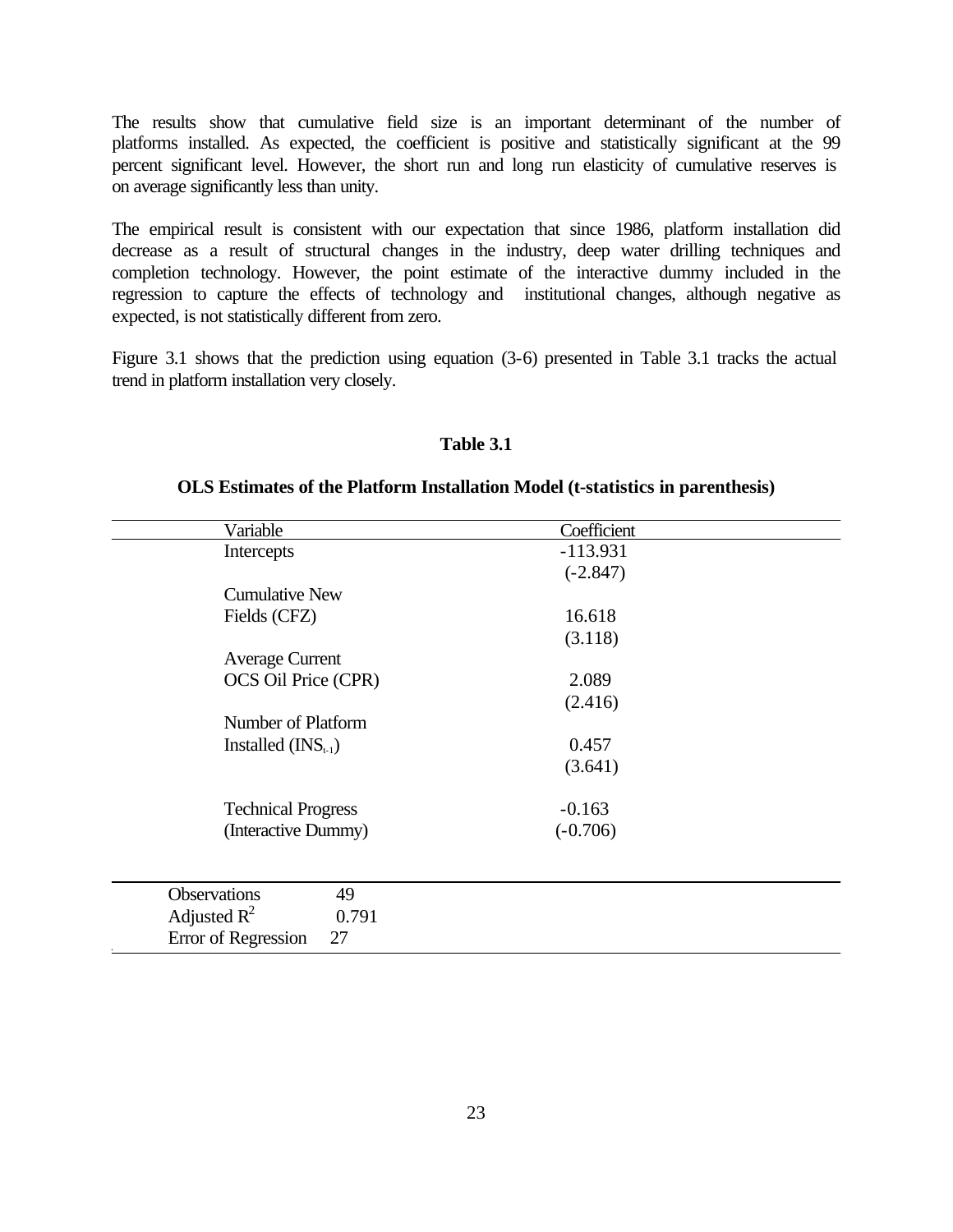The results show that cumulative field size is an important determinant of the number of platforms installed. As expected, the coefficient is positive and statistically significant at the 99 percent significant level. However, the short run and long run elasticity of cumulative reserves is on average significantly less than unity.

The empirical result is consistent with our expectation that since 1986, platform installation did decrease as a result of structural changes in the industry, deep water drilling techniques and completion technology. However, the point estimate of the interactive dummy included in the regression to capture the effects of technology and institutional changes, although negative as expected, is not statistically different from zero.

Figure 3.1 shows that the prediction using equation (3-6) presented in Table 3.1 tracks the actual trend in platform installation very closely.

**Table 3.1**

**OLS Estimates of the Platform Installation Model (t-statistics in parenthesis)**

| Variable | Coefficient |
|---|---|
| Intercepts | -113.931 |
| | (-2.847) |
| Cumulative New Fields (CFZ) | 16.618 |
| | (3.118) |
| Average Current OCS Oil Price (CPR) | 2.089 |
| | (2.416) |
| Number of Platform Installed ($INS_{t-1}$) | 0.457 |
| | (3.641) |
| Technical Progress (Interactive Dummy) | -0.163 |
| | (-0.706) |

| | |
|---|---|
| Observations | 49 |
| Adjusted $R^2$ | 0.791 |
| Error of Regression | 27 |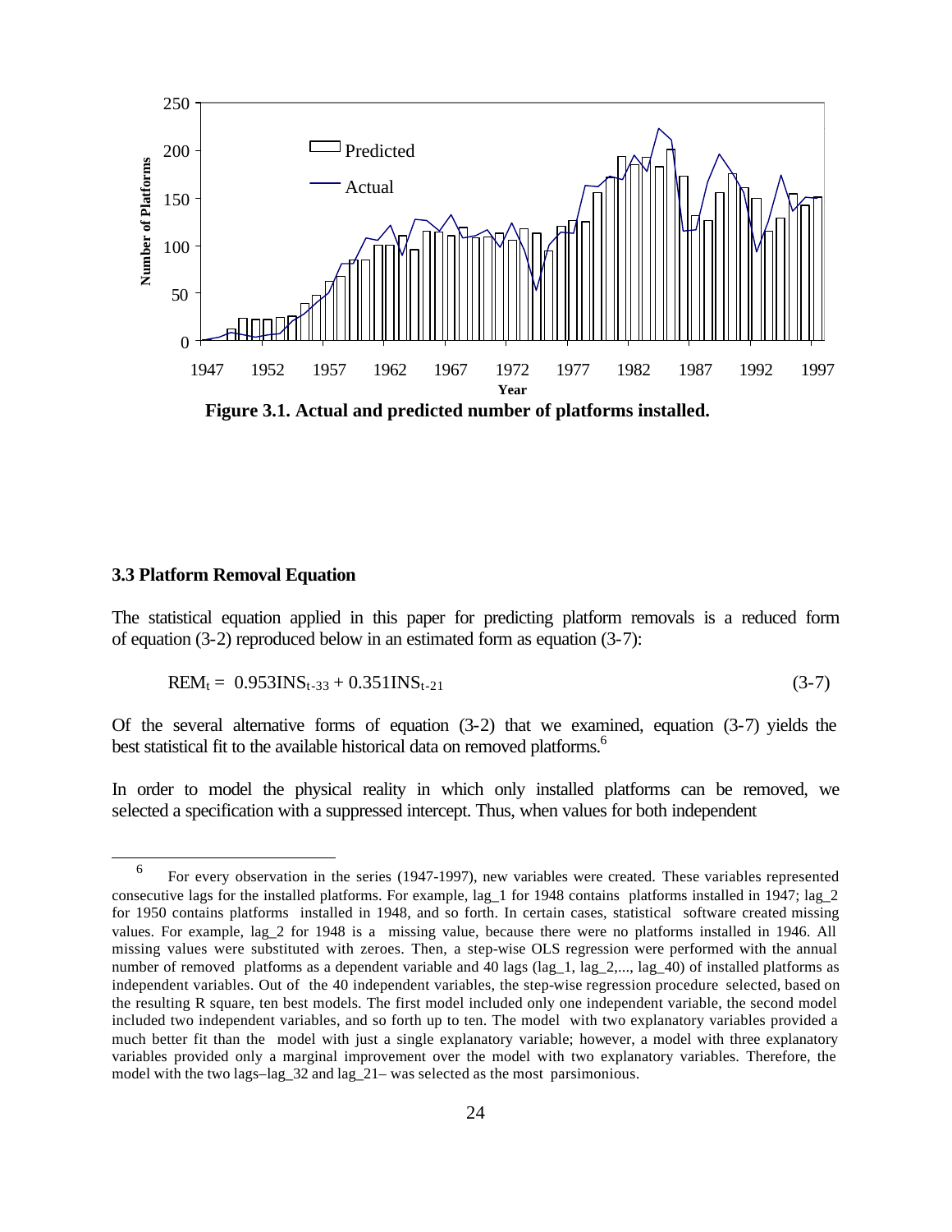**Figure 3.1. Actual and predicted number of platforms installed.**

### 3.3 Platform Removal Equation

The statistical equation applied in this paper for predicting platform removals is a reduced form of equation (3-2) reproduced below in an estimated form as equation (3-7):

$$REM_t = 0.953INS_{t-33} + 0.351INS_{t-21} \tag{3-7}$$

Of the several alternative forms of equation (3-2) that we examined, equation (3-7) yields the best statistical fit to the available historical data on removed platforms.[6]

In order to model the physical reality in which only installed platforms can be removed, we selected a specification with a suppressed intercept. Thus, when values for both independent

---

[6] For every observation in the series (1947-1997), new variables were created. These variables represented consecutive lags for the installed platforms. For example, lag_1 for 1948 contains platforms installed in 1947; lag_2 for 1950 contains platforms installed in 1948, and so forth. In certain cases, statistical software created missing values. For example, lag_2 for 1948 is a missing value, because there were no platforms installed in 1946. All missing values were substituted with zeroes. Then, a step-wise OLS regression were performed with the annual number of removed platforms as a dependent variable and 40 lags (lag_1, lag_2,..., lag_40) of installed platforms as independent variables. Out of the 40 independent variables, the step-wise regression procedure selected, based on the resulting R square, ten best models. The first model included only one independent variable, the second model included two independent variables, and so forth up to ten. The model with two explanatory variables provided a much better fit than the model with just a single explanatory variable; however, a model with three explanatory variables provided only a marginal improvement over the model with two explanatory variables. Therefore, the model with the two lags–lag_32 and lag_21– was selected as the most parsimonious.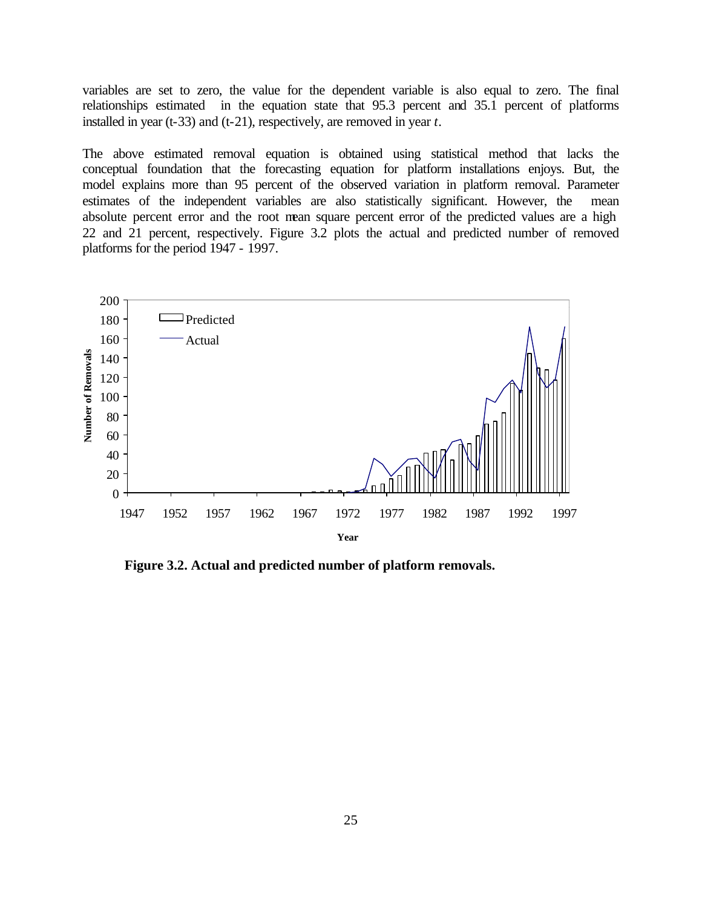variables are set to zero, the value for the dependent variable is also equal to zero. The final relationships estimated in the equation state that 95.3 percent and 35.1 percent of platforms installed in year (t-33) and (t-21), respectively, are removed in year *t*.

The above estimated removal equation is obtained using statistical method that lacks the conceptual foundation that the forecasting equation for platform installations enjoys. But, the model explains more than 95 percent of the observed variation in platform removal. Parameter estimates of the independent variables are also statistically significant. However, the mean absolute percent error and the root mean square percent error of the predicted values are a high 22 and 21 percent, respectively. Figure 3.2 plots the actual and predicted number of removed platforms for the period 1947 - 1997.

**Figure 3.2. Actual and predicted number of platform removals.**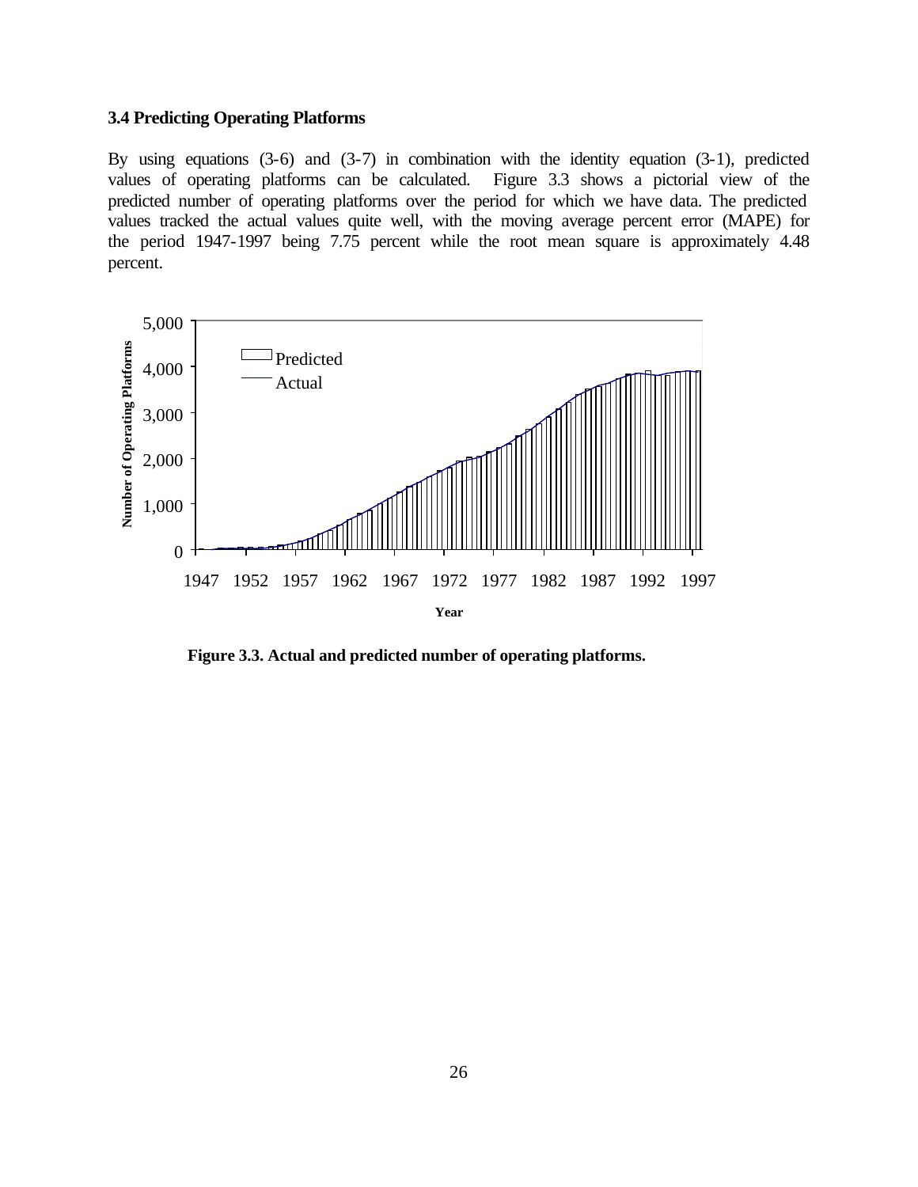### 3.4 Predicting Operating Platforms

By using equations (3-6) and (3-7) in combination with the identity equation (3-1), predicted values of operating platforms can be calculated. Figure 3.3 shows a pictorial view of the predicted number of operating platforms over the period for which we have data. The predicted values tracked the actual values quite well, with the moving average percent error (MAPE) for the period 1947-1997 being 7.75 percent while the root mean square is approximately 4.48 percent.

**Figure 3.3. Actual and predicted number of operating platforms.**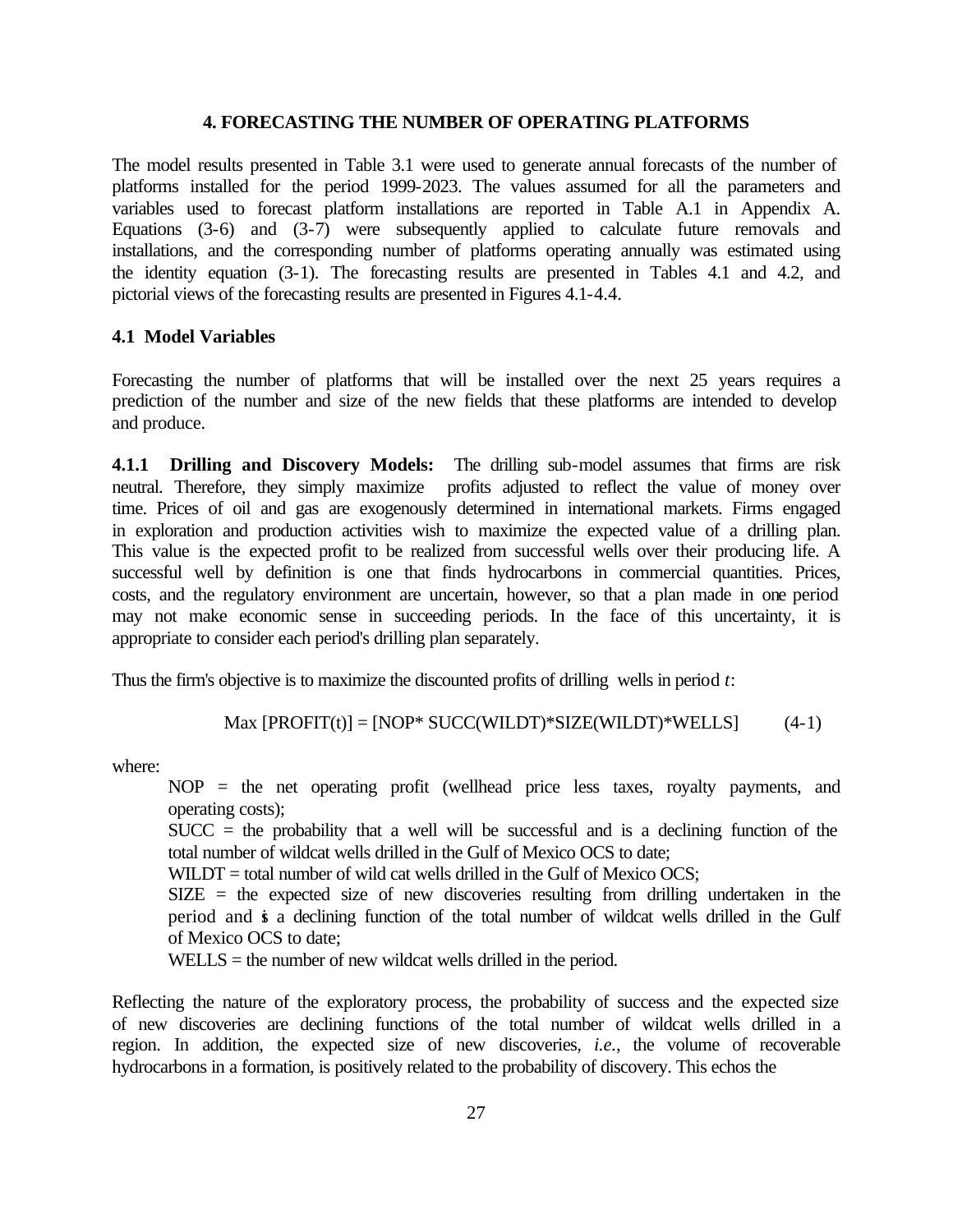# 4. FORECASTING THE NUMBER OF OPERATING PLATFORMS

The model results presented in Table 3.1 were used to generate annual forecasts of the number of platforms installed for the period 1999-2023. The values assumed for all the parameters and variables used to forecast platform installations are reported in Table A.1 in Appendix A. Equations (3-6) and (3-7) were subsequently applied to calculate future removals and installations, and the corresponding number of platforms operating annually was estimated using the identity equation (3-1). The forecasting results are presented in Tables 4.1 and 4.2, and pictorial views of the forecasting results are presented in Figures 4.1-4.4.

## 4.1 Model Variables

Forecasting the number of platforms that will be installed over the next 25 years requires a prediction of the number and size of the new fields that these platforms are intended to develop and produce.

**4.1.1 Drilling and Discovery Models:** The drilling sub-model assumes that firms are risk neutral. Therefore, they simply maximize profits adjusted to reflect the value of money over time. Prices of oil and gas are exogenously determined in international markets. Firms engaged in exploration and production activities wish to maximize the expected value of a drilling plan. This value is the expected profit to be realized from successful wells over their producing life. A successful well by definition is one that finds hydrocarbons in commercial quantities. Prices, costs, and the regulatory environment are uncertain, however, so that a plan made in one period may not make economic sense in succeeding periods. In the face of this uncertainty, it is appropriate to consider each period's drilling plan separately.

Thus the firm's objective is to maximize the discounted profits of drilling wells in period *t*:

$$\text{Max [PROFIT(t)]} = \text{[NOP* SUCC(WILDT)*SIZE(WILDT)*WELLS]} \qquad (4\text{-}1)$$

where:

NOP = the net operating profit (wellhead price less taxes, royalty payments, and operating costs);

SUCC = the probability that a well will be successful and is a declining function of the total number of wildcat wells drilled in the Gulf of Mexico OCS to date;

WILDT = total number of wild cat wells drilled in the Gulf of Mexico OCS;

SIZE = the expected size of new discoveries resulting from drilling undertaken in the period and is a declining function of the total number of wildcat wells drilled in the Gulf of Mexico OCS to date;

WELLS = the number of new wildcat wells drilled in the period.

Reflecting the nature of the exploratory process, the probability of success and the expected size of new discoveries are declining functions of the total number of wildcat wells drilled in a region. In addition, the expected size of new discoveries, *i.e.*, the volume of recoverable hydrocarbons in a formation, is positively related to the probability of discovery. This echos the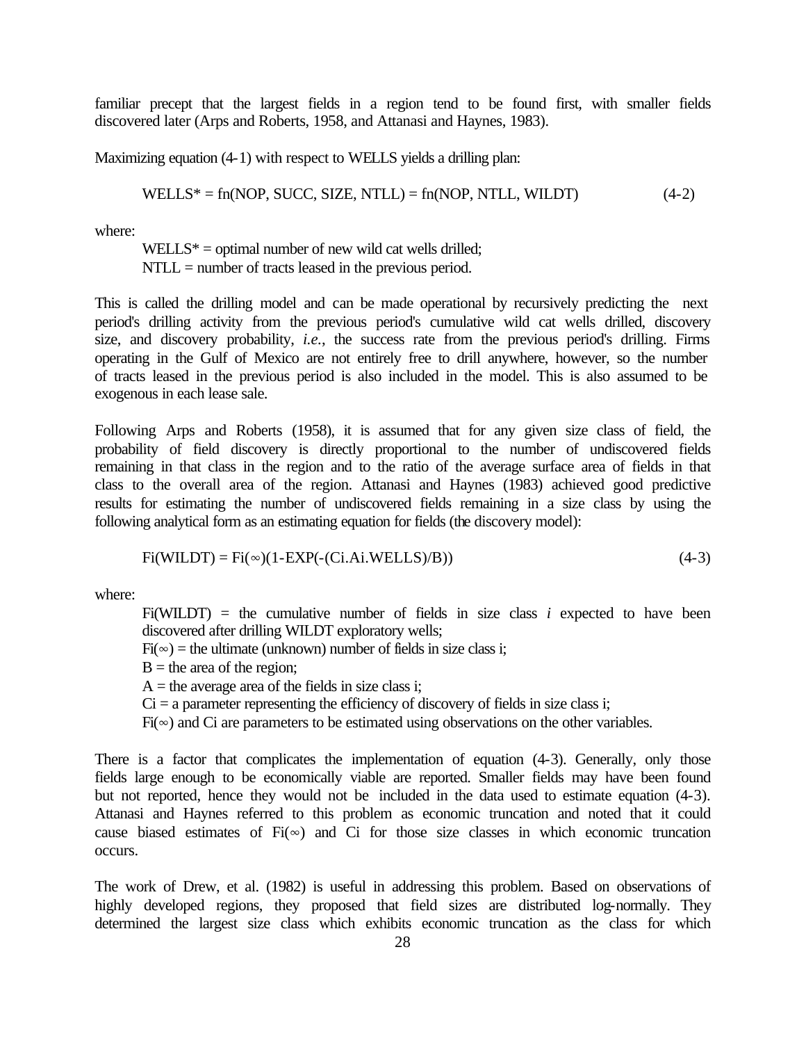familiar precept that the largest fields in a region tend to be found first, with smaller fields discovered later (Arps and Roberts, 1958, and Attanasi and Haynes, 1983).

Maximizing equation (4-1) with respect to WELLS yields a drilling plan:

$$\text{WELLS}^* = \text{fn}(\text{NOP, SUCC, SIZE, NTLL}) = \text{fn}(\text{NOP, NTLL, WILDT}) \qquad (4\text{-}2)$$

where:

WELLS* = optimal number of new wild cat wells drilled;
NTLL = number of tracts leased in the previous period.

This is called the drilling model and can be made operational by recursively predicting the next period's drilling activity from the previous period's cumulative wild cat wells drilled, discovery size, and discovery probability, *i.e.*, the success rate from the previous period's drilling. Firms operating in the Gulf of Mexico are not entirely free to drill anywhere, however, so the number of tracts leased in the previous period is also included in the model. This is also assumed to be exogenous in each lease sale.

Following Arps and Roberts (1958), it is assumed that for any given size class of field, the probability of field discovery is directly proportional to the number of undiscovered fields remaining in that class in the region and to the ratio of the average surface area of fields in that class to the overall area of the region. Attanasi and Haynes (1983) achieved good predictive results for estimating the number of undiscovered fields remaining in a size class by using the following analytical form as an estimating equation for fields (the discovery model):

$$\text{Fi(WILDT)} = \text{Fi}(\infty)(1-\text{EXP}(-(\text{Ci.Ai.WELLS})/\text{B})) \qquad (4\text{-}3)$$

where:

Fi(WILDT) = the cumulative number of fields in size class *i* expected to have been discovered after drilling WILDT exploratory wells;
Fi(∞) = the ultimate (unknown) number of fields in size class i;
B = the area of the region;
A = the average area of the fields in size class i;
Ci = a parameter representing the efficiency of discovery of fields in size class i;
Fi(∞) and Ci are parameters to be estimated using observations on the other variables.

There is a factor that complicates the implementation of equation (4-3). Generally, only those fields large enough to be economically viable are reported. Smaller fields may have been found but not reported, hence they would not be included in the data used to estimate equation (4-3). Attanasi and Haynes referred to this problem as economic truncation and noted that it could cause biased estimates of Fi(∞) and Ci for those size classes in which economic truncation occurs.

The work of Drew, et al. (1982) is useful in addressing this problem. Based on observations of highly developed regions, they proposed that field sizes are distributed log-normally. They determined the largest size class which exhibits economic truncation as the class for which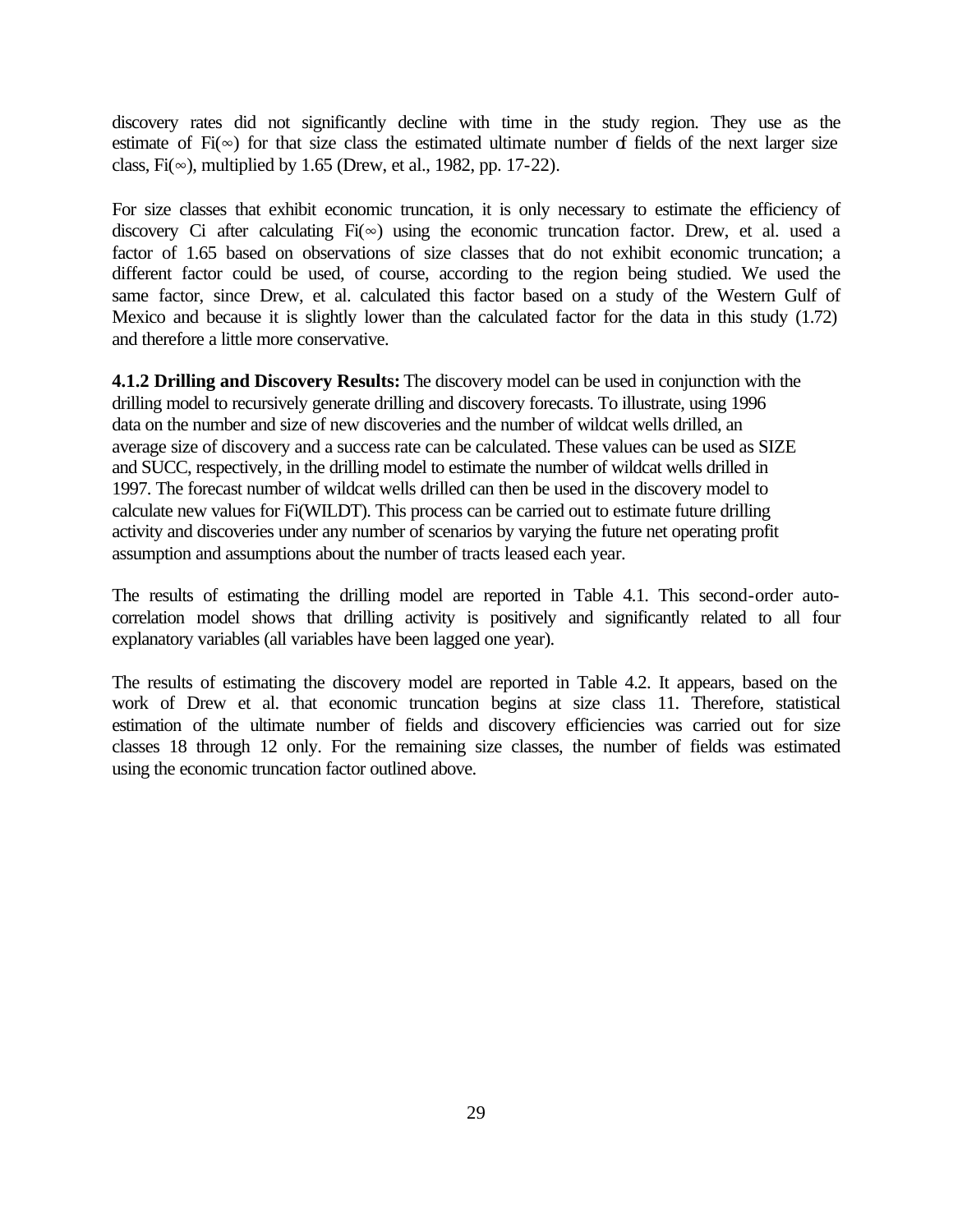discovery rates did not significantly decline with time in the study region. They use as the estimate of $F_i(\infty)$ for that size class the estimated ultimate number of fields of the next larger size class, $F_i(\infty)$, multiplied by 1.65 (Drew, et al., 1982, pp. 17-22).

For size classes that exhibit economic truncation, it is only necessary to estimate the efficiency of discovery $C_i$ after calculating $F_i(\infty)$ using the economic truncation factor. Drew, et al. used a factor of 1.65 based on observations of size classes that do not exhibit economic truncation; a different factor could be used, of course, according to the region being studied. We used the same factor, since Drew, et al. calculated this factor based on a study of the Western Gulf of Mexico and because it is slightly lower than the calculated factor for the data in this study (1.72) and therefore a little more conservative.

**4.1.2 Drilling and Discovery Results:** The discovery model can be used in conjunction with the drilling model to recursively generate drilling and discovery forecasts. To illustrate, using 1996 data on the number and size of new discoveries and the number of wildcat wells drilled, an average size of discovery and a success rate can be calculated. These values can be used as SIZE and SUCC, respectively, in the drilling model to estimate the number of wildcat wells drilled in 1997. The forecast number of wildcat wells drilled can then be used in the discovery model to calculate new values for $F_i(WILDT)$. This process can be carried out to estimate future drilling activity and discoveries under any number of scenarios by varying the future net operating profit assumption and assumptions about the number of tracts leased each year.

The results of estimating the drilling model are reported in Table 4.1. This second-order auto-correlation model shows that drilling activity is positively and significantly related to all four explanatory variables (all variables have been lagged one year).

The results of estimating the discovery model are reported in Table 4.2. It appears, based on the work of Drew et al. that economic truncation begins at size class 11. Therefore, statistical estimation of the ultimate number of fields and discovery efficiencies was carried out for size classes 18 through 12 only. For the remaining size classes, the number of fields was estimated using the economic truncation factor outlined above.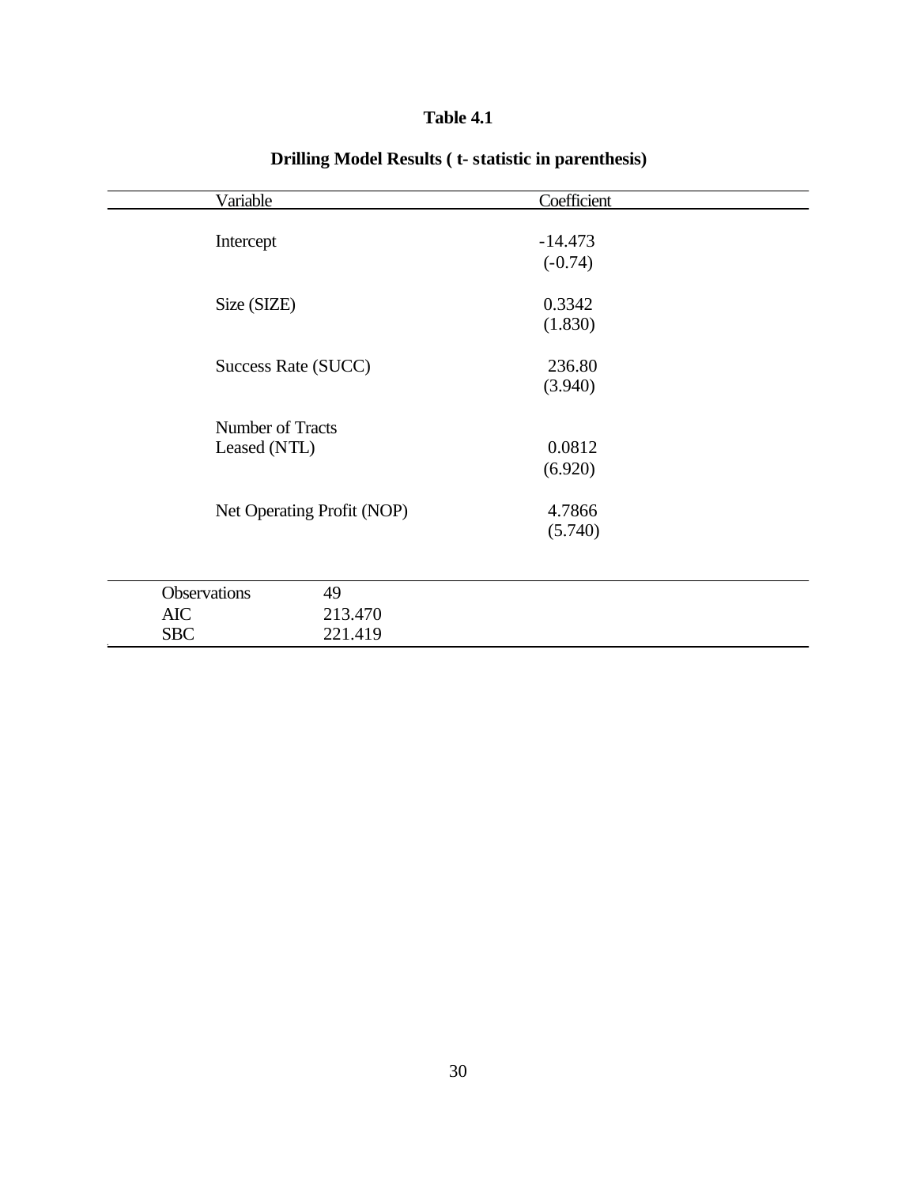**Table 4.1**

**Drilling Model Results ( t- statistic in parenthesis)**

| Variable | Coefficient |
|---|---|
| Intercept | -14.473 |
| | (-0.74) |
| Size (SIZE) | 0.3342 |
| | (1.830) |
| Success Rate (SUCC) | 236.80 |
| | (3.940) |
| Number of Tracts Leased (NTL) | 0.0812 |
| | (6.920) |
| Net Operating Profit (NOP) | 4.7866 |
| | (5.740) |
| Observations | 49 |
| AIC | 213.470 |
| SBC | 221.419 |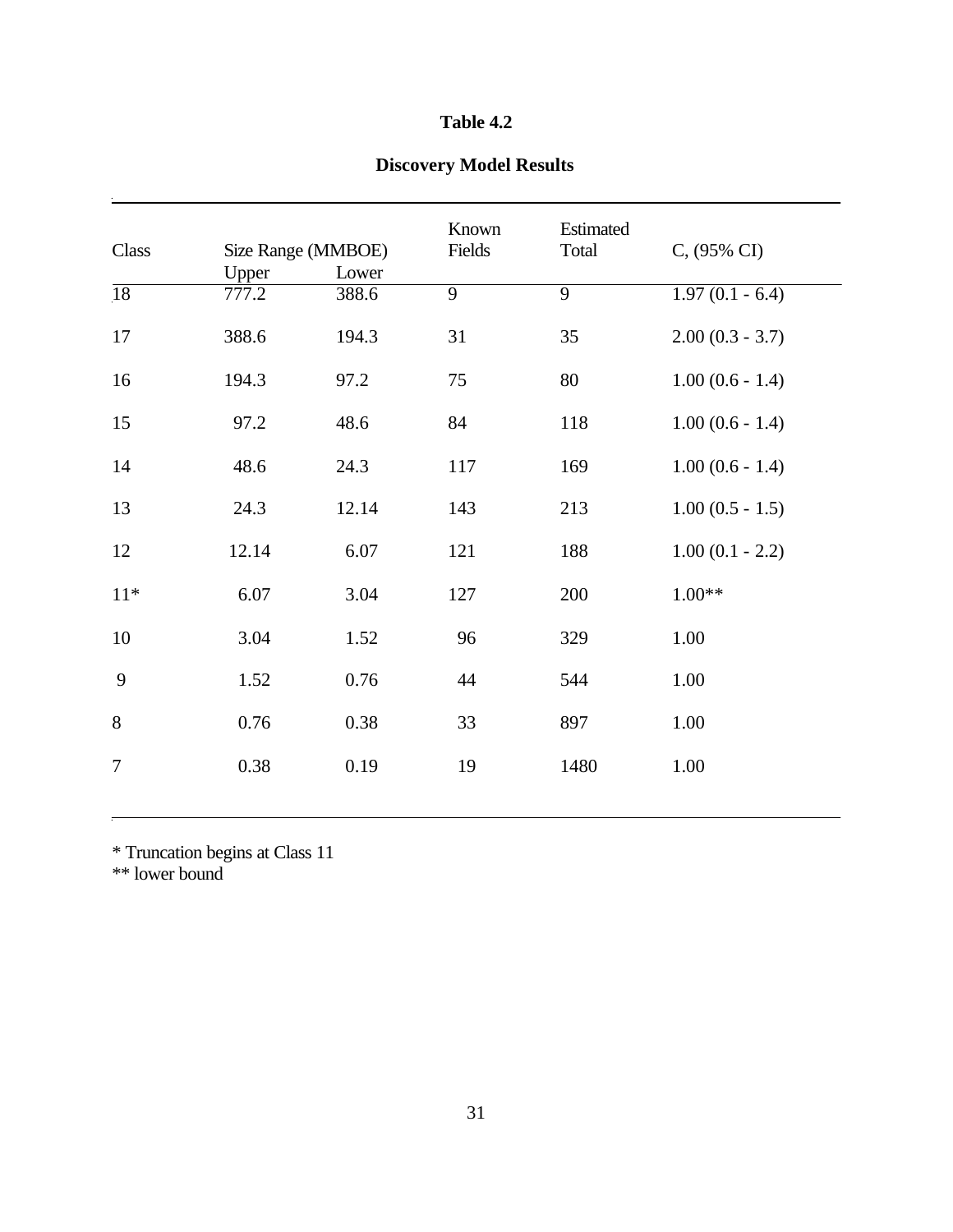**Table 4.2**

**Discovery Model Results**

| Class | Size Range (MMBOE) | | Known Fields | Estimated Total | C, (95% CI) |
|---|---|---|---|---|---|
| | Upper | Lower | | | |
| 18 | 777.2 | 388.6 | 9 | 9 | 1.97 (0.1 - 6.4) |
| 17 | 388.6 | 194.3 | 31 | 35 | 2.00 (0.3 - 3.7) |
| 16 | 194.3 | 97.2 | 75 | 80 | 1.00 (0.6 - 1.4) |
| 15 | 97.2 | 48.6 | 84 | 118 | 1.00 (0.6 - 1.4) |
| 14 | 48.6 | 24.3 | 117 | 169 | 1.00 (0.6 - 1.4) |
| 13 | 24.3 | 12.14 | 143 | 213 | 1.00 (0.5 - 1.5) |
| 12 | 12.14 | 6.07 | 121 | 188 | 1.00 (0.1 - 2.2) |
| 11* | 6.07 | 3.04 | 127 | 200 | 1.00** |
| 10 | 3.04 | 1.52 | 96 | 329 | 1.00 |
| 9 | 1.52 | 0.76 | 44 | 544 | 1.00 |
| 8 | 0.76 | 0.38 | 33 | 897 | 1.00 |
| 7 | 0.38 | 0.19 | 19 | 1480 | 1.00 |

\* Truncation begins at Class 11
** lower bound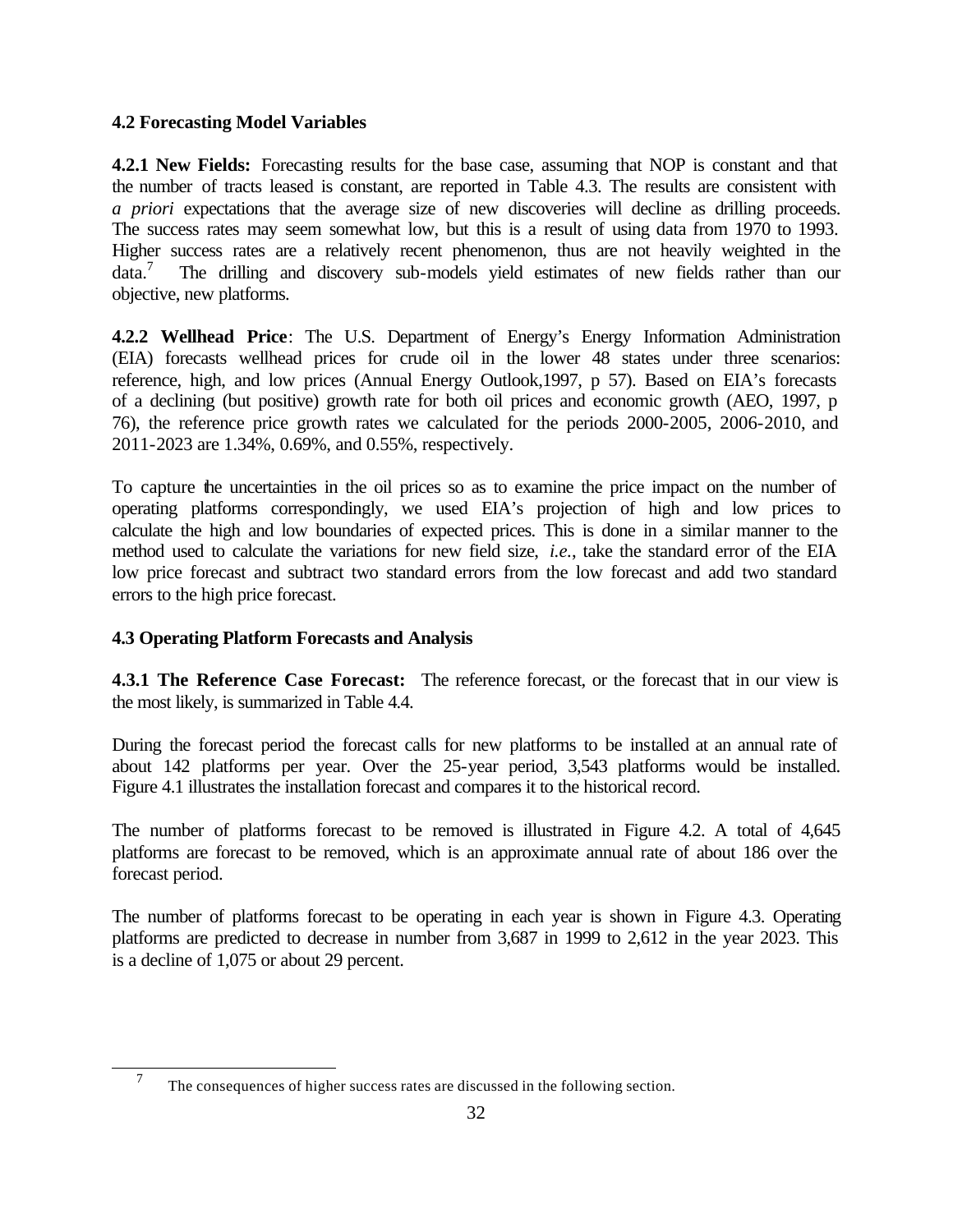## 4.2 Forecasting Model Variables

**4.2.1 New Fields:** Forecasting results for the base case, assuming that NOP is constant and that the number of tracts leased is constant, are reported in Table 4.3. The results are consistent with *a priori* expectations that the average size of new discoveries will decline as drilling proceeds. The success rates may seem somewhat low, but this is a result of using data from 1970 to 1993. Higher success rates are a relatively recent phenomenon, thus are not heavily weighted in the data.[7] The drilling and discovery sub-models yield estimates of new fields rather than our objective, new platforms.

**4.2.2 Wellhead Price**: The U.S. Department of Energy's Energy Information Administration (EIA) forecasts wellhead prices for crude oil in the lower 48 states under three scenarios: reference, high, and low prices (Annual Energy Outlook,1997, p 57). Based on EIA's forecasts of a declining (but positive) growth rate for both oil prices and economic growth (AEO, 1997, p 76), the reference price growth rates we calculated for the periods 2000-2005, 2006-2010, and 2011-2023 are 1.34%, 0.69%, and 0.55%, respectively.

To capture the uncertainties in the oil prices so as to examine the price impact on the number of operating platforms correspondingly, we used EIA's projection of high and low prices to calculate the high and low boundaries of expected prices. This is done in a similar manner to the method used to calculate the variations for new field size, *i.e.*, take the standard error of the EIA low price forecast and subtract two standard errors from the low forecast and add two standard errors to the high price forecast.

## 4.3 Operating Platform Forecasts and Analysis

**4.3.1 The Reference Case Forecast:** The reference forecast, or the forecast that in our view is the most likely, is summarized in Table 4.4.

During the forecast period the forecast calls for new platforms to be installed at an annual rate of about 142 platforms per year. Over the 25-year period, 3,543 platforms would be installed. Figure 4.1 illustrates the installation forecast and compares it to the historical record.

The number of platforms forecast to be removed is illustrated in Figure 4.2. A total of 4,645 platforms are forecast to be removed, which is an approximate annual rate of about 186 over the forecast period.

The number of platforms forecast to be operating in each year is shown in Figure 4.3. Operating platforms are predicted to decrease in number from 3,687 in 1999 to 2,612 in the year 2023. This is a decline of 1,075 or about 29 percent.

---

[7] The consequences of higher success rates are discussed in the following section.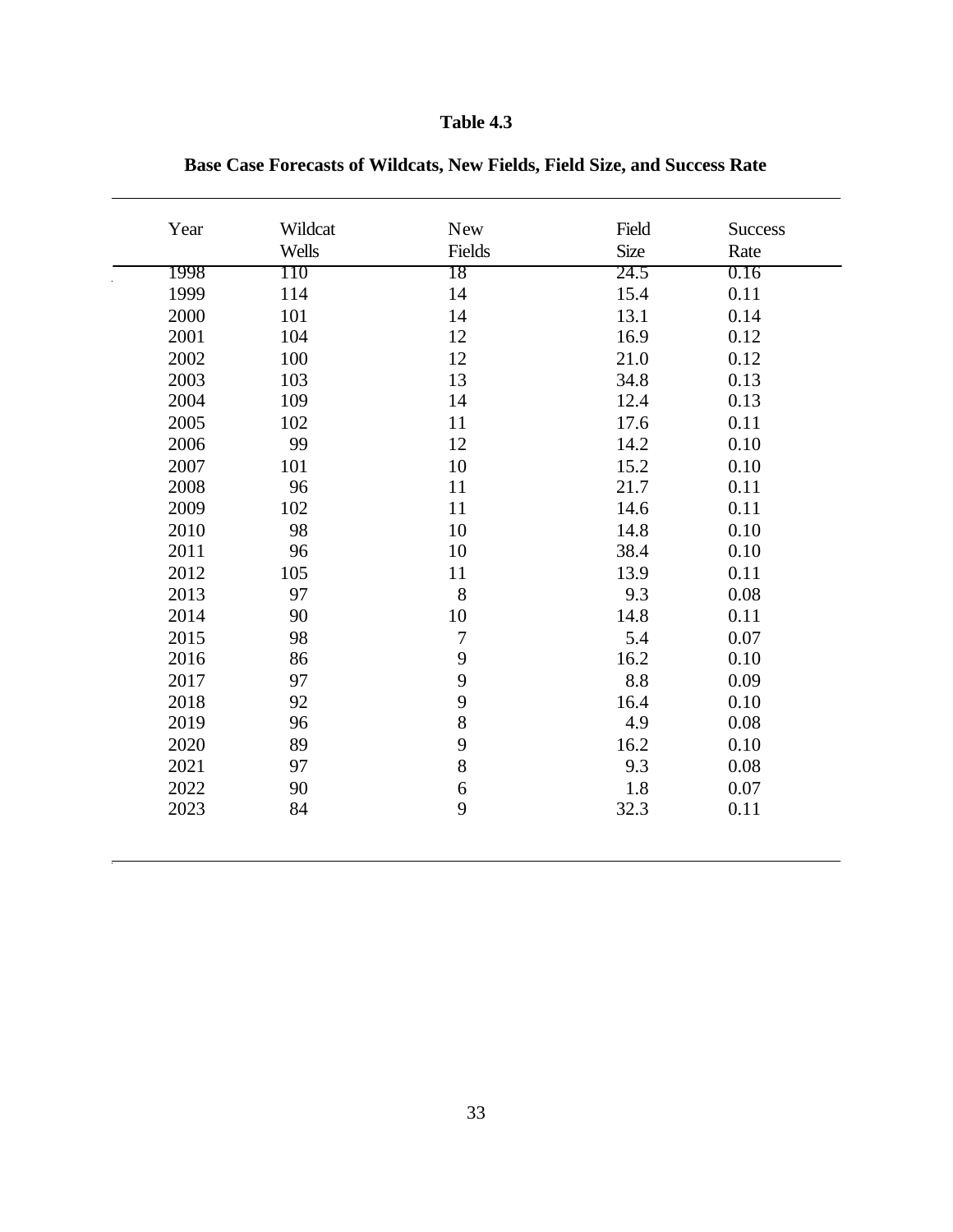**Table 4.3**

**Base Case Forecasts of Wildcats, New Fields, Field Size, and Success Rate**

| Year | Wildcat Wells | New Fields | Field Size | Success Rate |
|---|---|---|---|---|
| 1998 | 110 | 18 | 24.5 | 0.16 |
| 1999 | 114 | 14 | 15.4 | 0.11 |
| 2000 | 101 | 14 | 13.1 | 0.14 |
| 2001 | 104 | 12 | 16.9 | 0.12 |
| 2002 | 100 | 12 | 21.0 | 0.12 |
| 2003 | 103 | 13 | 34.8 | 0.13 |
| 2004 | 109 | 14 | 12.4 | 0.13 |
| 2005 | 102 | 11 | 17.6 | 0.11 |
| 2006 | 99 | 12 | 14.2 | 0.10 |
| 2007 | 101 | 10 | 15.2 | 0.10 |
| 2008 | 96 | 11 | 21.7 | 0.11 |
| 2009 | 102 | 11 | 14.6 | 0.11 |
| 2010 | 98 | 10 | 14.8 | 0.10 |
| 2011 | 96 | 10 | 38.4 | 0.10 |
| 2012 | 105 | 11 | 13.9 | 0.11 |
| 2013 | 97 | 8 | 9.3 | 0.08 |
| 2014 | 90 | 10 | 14.8 | 0.11 |
| 2015 | 98 | 7 | 5.4 | 0.07 |
| 2016 | 86 | 9 | 16.2 | 0.10 |
| 2017 | 97 | 9 | 8.8 | 0.09 |
| 2018 | 92 | 9 | 16.4 | 0.10 |
| 2019 | 96 | 8 | 4.9 | 0.08 |
| 2020 | 89 | 9 | 16.2 | 0.10 |
| 2021 | 97 | 8 | 9.3 | 0.08 |
| 2022 | 90 | 6 | 1.8 | 0.07 |
| 2023 | 84 | 9 | 32.3 | 0.11 |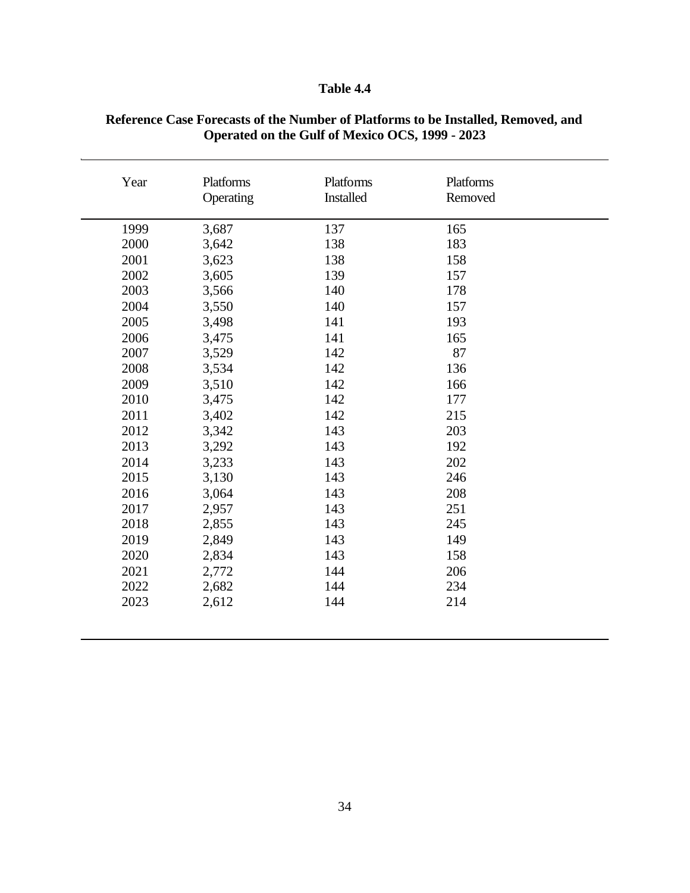**Table 4.4**

**Reference Case Forecasts of the Number of Platforms to be Installed, Removed, and Operated on the Gulf of Mexico OCS, 1999 - 2023**

| Year | Platforms Operating | Platforms Installed | Platforms Removed |
|---|---|---|---|
| 1999 | 3,687 | 137 | 165 |
| 2000 | 3,642 | 138 | 183 |
| 2001 | 3,623 | 138 | 158 |
| 2002 | 3,605 | 139 | 157 |
| 2003 | 3,566 | 140 | 178 |
| 2004 | 3,550 | 140 | 157 |
| 2005 | 3,498 | 141 | 193 |
| 2006 | 3,475 | 141 | 165 |
| 2007 | 3,529 | 142 | 87 |
| 2008 | 3,534 | 142 | 136 |
| 2009 | 3,510 | 142 | 166 |
| 2010 | 3,475 | 142 | 177 |
| 2011 | 3,402 | 142 | 215 |
| 2012 | 3,342 | 143 | 203 |
| 2013 | 3,292 | 143 | 192 |
| 2014 | 3,233 | 143 | 202 |
| 2015 | 3,130 | 143 | 246 |
| 2016 | 3,064 | 143 | 208 |
| 2017 | 2,957 | 143 | 251 |
| 2018 | 2,855 | 143 | 245 |
| 2019 | 2,849 | 143 | 149 |
| 2020 | 2,834 | 143 | 158 |
| 2021 | 2,772 | 144 | 206 |
| 2022 | 2,682 | 144 | 234 |
| 2023 | 2,612 | 144 | 214 |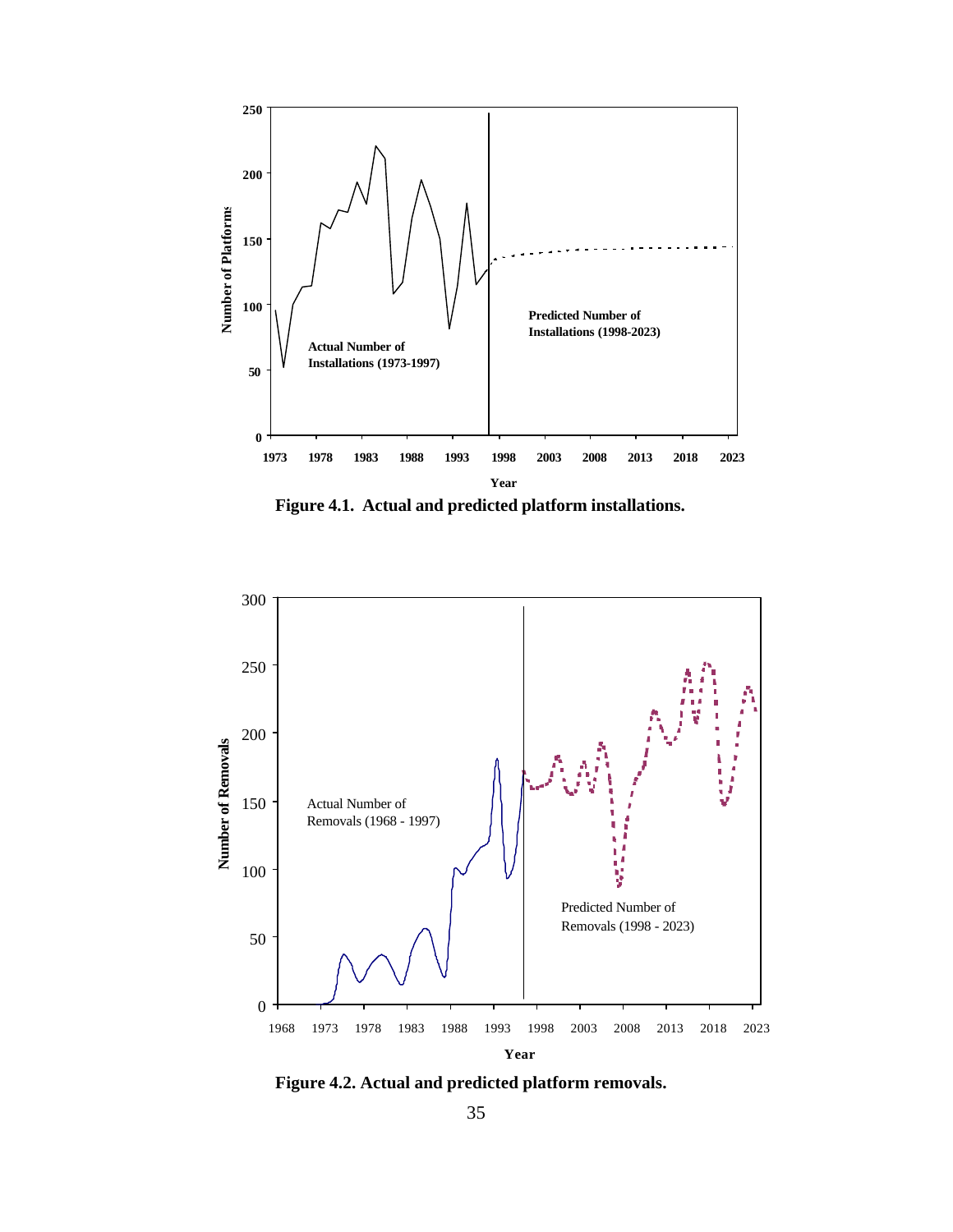**Figure 4.1. Actual and predicted platform installations.**

**Figure 4.2. Actual and predicted platform removals.**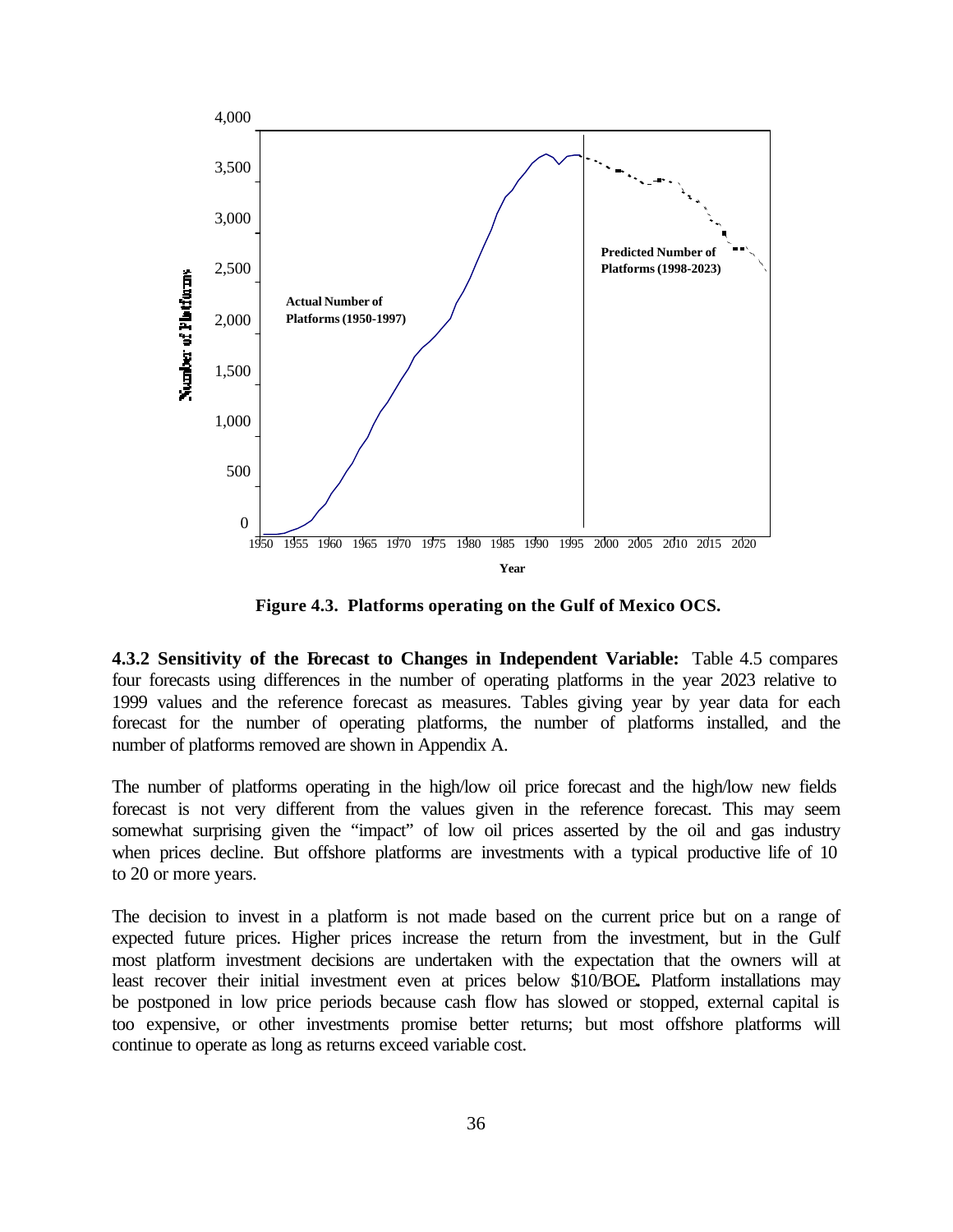**Figure 4.3. Platforms operating on the Gulf of Mexico OCS.**

**4.3.2 Sensitivity of the Forecast to Changes in Independent Variable:** Table 4.5 compares four forecasts using differences in the number of operating platforms in the year 2023 relative to 1999 values and the reference forecast as measures. Tables giving year by year data for each forecast for the number of operating platforms, the number of platforms installed, and the number of platforms removed are shown in Appendix A.

The number of platforms operating in the high/low oil price forecast and the high/low new fields forecast is not very different from the values given in the reference forecast. This may seem somewhat surprising given the "impact" of low oil prices asserted by the oil and gas industry when prices decline. But offshore platforms are investments with a typical productive life of 10 to 20 or more years.

The decision to invest in a platform is not made based on the current price but on a range of expected future prices. Higher prices increase the return from the investment, but in the Gulf most platform investment decisions are undertaken with the expectation that the owners will at least recover their initial investment even at prices below $10/BOE. Platform installations may be postponed in low price periods because cash flow has slowed or stopped, external capital is too expensive, or other investments promise better returns; but most offshore platforms will continue to operate as long as returns exceed variable cost.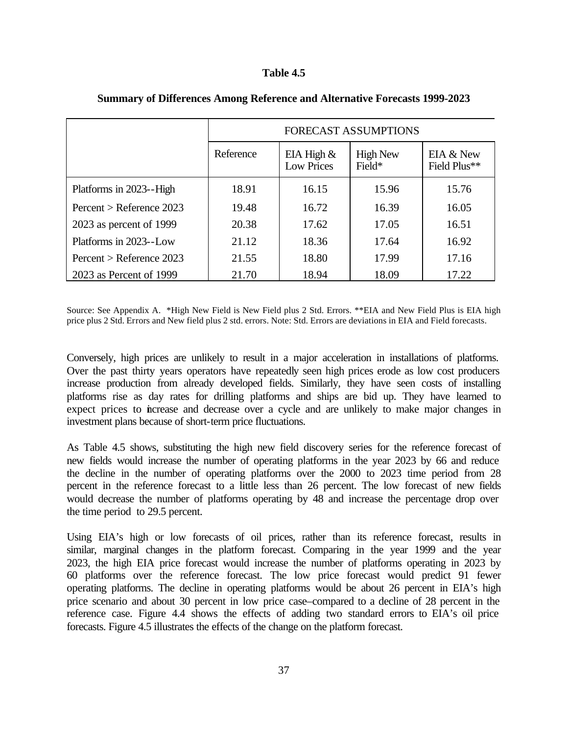**Table 4.5**

**Summary of Differences Among Reference and Alternative Forecasts 1999-2023**

| | FORECAST ASSUMPTIONS | | | |
|---|---|---|---|---|
| | Reference | EIA High & Low Prices | High New Field* | EIA & New Field Plus** |
| Platforms in 2023--High | 18.91 | 16.15 | 15.96 | 15.76 |
| Percent > Reference 2023 | 19.48 | 16.72 | 16.39 | 16.05 |
| 2023 as percent of 1999 | 20.38 | 17.62 | 17.05 | 16.51 |
| Platforms in 2023--Low | 21.12 | 18.36 | 17.64 | 16.92 |
| Percent > Reference 2023 | 21.55 | 18.80 | 17.99 | 17.16 |
| 2023 as Percent of 1999 | 21.70 | 18.94 | 18.09 | 17.22 |

Source: See Appendix A. *High New Field is New Field plus 2 Std. Errors. **EIA and New Field Plus is EIA high price plus 2 Std. Errors and New field plus 2 std. errors. Note: Std. Errors are deviations in EIA and Field forecasts.

Conversely, high prices are unlikely to result in a major acceleration in installations of platforms. Over the past thirty years operators have repeatedly seen high prices erode as low cost producers increase production from already developed fields. Similarly, they have seen costs of installing platforms rise as day rates for drilling platforms and ships are bid up. They have learned to expect prices to increase and decrease over a cycle and are unlikely to make major changes in investment plans because of short-term price fluctuations.

As Table 4.5 shows, substituting the high new field discovery series for the reference forecast of new fields would increase the number of operating platforms in the year 2023 by 66 and reduce the decline in the number of operating platforms over the 2000 to 2023 time period from 28 percent in the reference forecast to a little less than 26 percent. The low forecast of new fields would decrease the number of platforms operating by 48 and increase the percentage drop over the time period to 29.5 percent.

Using EIA's high or low forecasts of oil prices, rather than its reference forecast, results in similar, marginal changes in the platform forecast. Comparing in the year 1999 and the year 2023, the high EIA price forecast would increase the number of platforms operating in 2023 by 60 platforms over the reference forecast. The low price forecast would predict 91 fewer operating platforms. The decline in operating platforms would be about 26 percent in EIA's high price scenario and about 30 percent in low price case–compared to a decline of 28 percent in the reference case. Figure 4.4 shows the effects of adding two standard errors to EIA's oil price forecasts. Figure 4.5 illustrates the effects of the change on the platform forecast.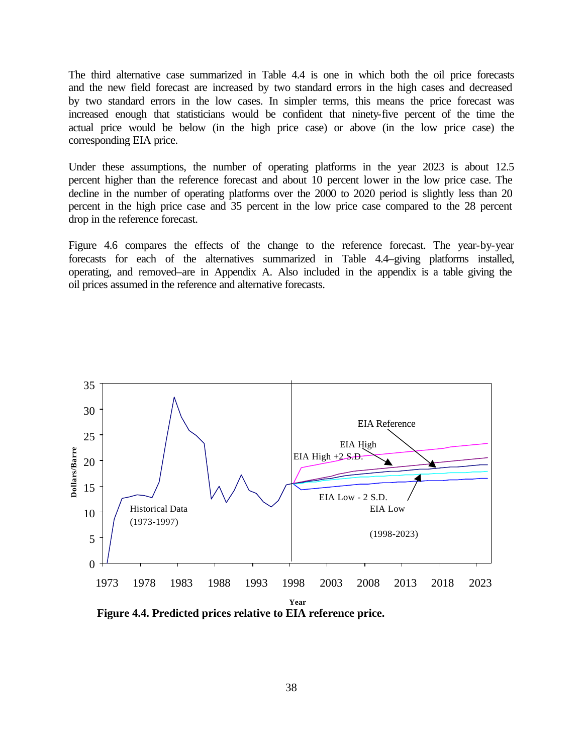The third alternative case summarized in Table 4.4 is one in which both the oil price forecasts and the new field forecast are increased by two standard errors in the high cases and decreased by two standard errors in the low cases. In simpler terms, this means the price forecast was increased enough that statisticians would be confident that ninety-five percent of the time the actual price would be below (in the high price case) or above (in the low price case) the corresponding EIA price.

Under these assumptions, the number of operating platforms in the year 2023 is about 12.5 percent higher than the reference forecast and about 10 percent lower in the low price case. The decline in the number of operating platforms over the 2000 to 2020 period is slightly less than 20 percent in the high price case and 35 percent in the low price case compared to the 28 percent drop in the reference forecast.

Figure 4.6 compares the effects of the change to the reference forecast. The year-by-year forecasts for each of the alternatives summarized in Table 4.4–giving platforms installed, operating, and removed–are in Appendix A. Also included in the appendix is a table giving the oil prices assumed in the reference and alternative forecasts.

**Figure 4.4. Predicted prices relative to EIA reference price.**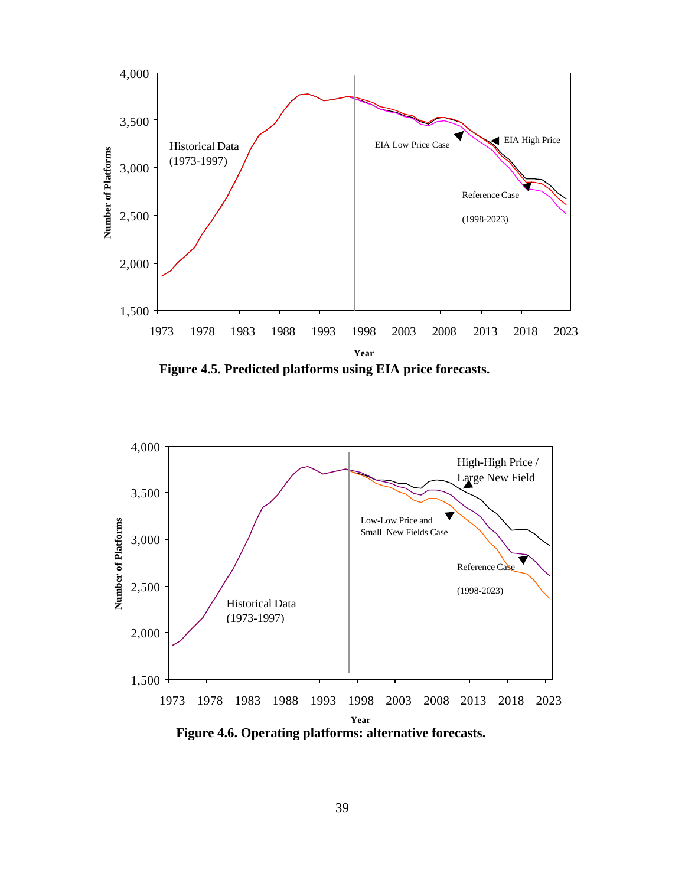**Figure 4.5. Predicted platforms using EIA price forecasts.**

**Figure 4.6. Operating platforms: alternative forecasts.**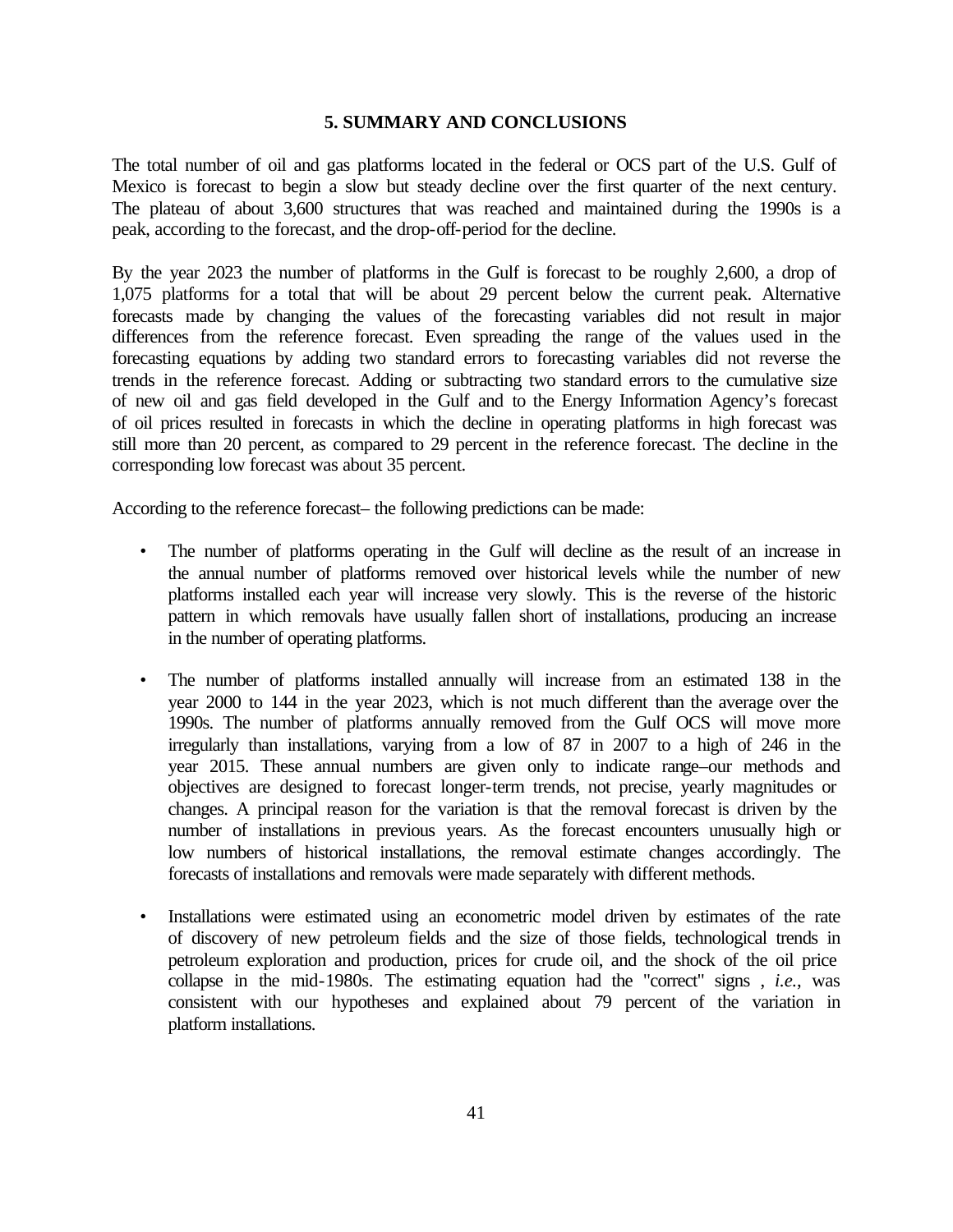## 5. SUMMARY AND CONCLUSIONS

The total number of oil and gas platforms located in the federal or OCS part of the U.S. Gulf of Mexico is forecast to begin a slow but steady decline over the first quarter of the next century. The plateau of about 3,600 structures that was reached and maintained during the 1990s is a peak, according to the forecast, and the drop-off-period for the decline.

By the year 2023 the number of platforms in the Gulf is forecast to be roughly 2,600, a drop of 1,075 platforms for a total that will be about 29 percent below the current peak. Alternative forecasts made by changing the values of the forecasting variables did not result in major differences from the reference forecast. Even spreading the range of the values used in the forecasting equations by adding two standard errors to forecasting variables did not reverse the trends in the reference forecast. Adding or subtracting two standard errors to the cumulative size of new oil and gas field developed in the Gulf and to the Energy Information Agency's forecast of oil prices resulted in forecasts in which the decline in operating platforms in high forecast was still more than 20 percent, as compared to 29 percent in the reference forecast. The decline in the corresponding low forecast was about 35 percent.

According to the reference forecast– the following predictions can be made:

- The number of platforms operating in the Gulf will decline as the result of an increase in the annual number of platforms removed over historical levels while the number of new platforms installed each year will increase very slowly. This is the reverse of the historic pattern in which removals have usually fallen short of installations, producing an increase in the number of operating platforms.

- The number of platforms installed annually will increase from an estimated 138 in the year 2000 to 144 in the year 2023, which is not much different than the average over the 1990s. The number of platforms annually removed from the Gulf OCS will move more irregularly than installations, varying from a low of 87 in 2007 to a high of 246 in the year 2015. These annual numbers are given only to indicate range–our methods and objectives are designed to forecast longer-term trends, not precise, yearly magnitudes or changes. A principal reason for the variation is that the removal forecast is driven by the number of installations in previous years. As the forecast encounters unusually high or low numbers of historical installations, the removal estimate changes accordingly. The forecasts of installations and removals were made separately with different methods.

- Installations were estimated using an econometric model driven by estimates of the rate of discovery of new petroleum fields and the size of those fields, technological trends in petroleum exploration and production, prices for crude oil, and the shock of the oil price collapse in the mid-1980s. The estimating equation had the "correct" signs , *i.e.*, was consistent with our hypotheses and explained about 79 percent of the variation in platform installations.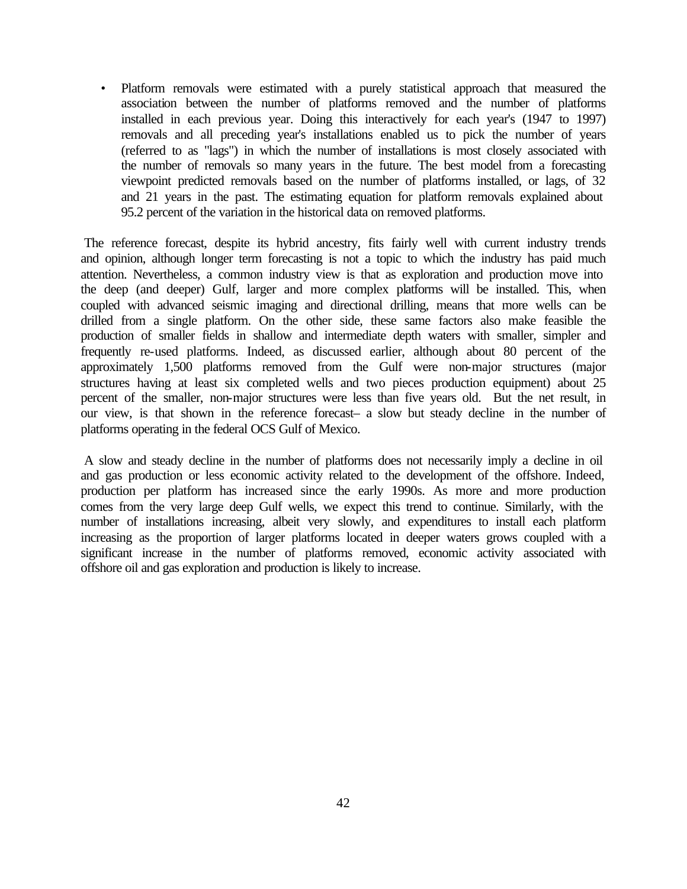- Platform removals were estimated with a purely statistical approach that measured the association between the number of platforms removed and the number of platforms installed in each previous year. Doing this interactively for each year's (1947 to 1997) removals and all preceding year's installations enabled us to pick the number of years (referred to as "lags") in which the number of installations is most closely associated with the number of removals so many years in the future. The best model from a forecasting viewpoint predicted removals based on the number of platforms installed, or lags, of 32 and 21 years in the past. The estimating equation for platform removals explained about 95.2 percent of the variation in the historical data on removed platforms.

The reference forecast, despite its hybrid ancestry, fits fairly well with current industry trends and opinion, although longer term forecasting is not a topic to which the industry has paid much attention. Nevertheless, a common industry view is that as exploration and production move into the deep (and deeper) Gulf, larger and more complex platforms will be installed. This, when coupled with advanced seismic imaging and directional drilling, means that more wells can be drilled from a single platform. On the other side, these same factors also make feasible the production of smaller fields in shallow and intermediate depth waters with smaller, simpler and frequently re-used platforms. Indeed, as discussed earlier, although about 80 percent of the approximately 1,500 platforms removed from the Gulf were non-major structures (major structures having at least six completed wells and two pieces production equipment) about 25 percent of the smaller, non-major structures were less than five years old. But the net result, in our view, is that shown in the reference forecast– a slow but steady decline in the number of platforms operating in the federal OCS Gulf of Mexico.

A slow and steady decline in the number of platforms does not necessarily imply a decline in oil and gas production or less economic activity related to the development of the offshore. Indeed, production per platform has increased since the early 1990s. As more and more production comes from the very large deep Gulf wells, we expect this trend to continue. Similarly, with the number of installations increasing, albeit very slowly, and expenditures to install each platform increasing as the proportion of larger platforms located in deeper waters grows coupled with a significant increase in the number of platforms removed, economic activity associated with offshore oil and gas exploration and production is likely to increase.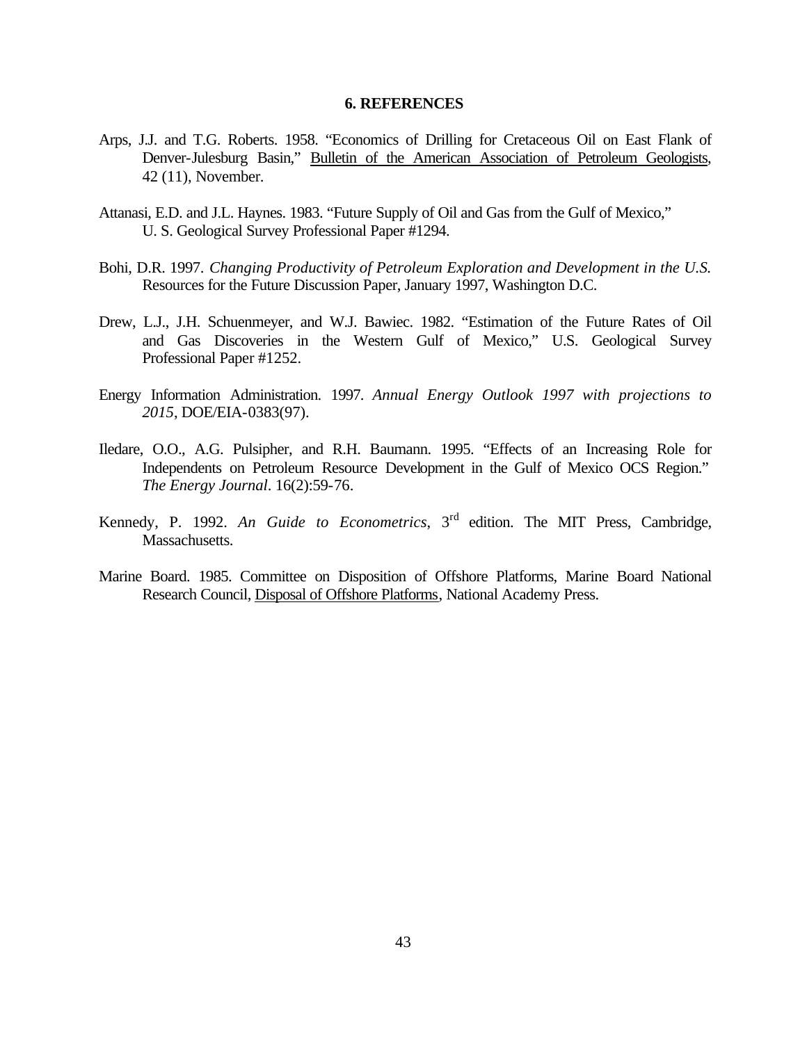# 6. REFERENCES

Arps, J.J. and T.G. Roberts. 1958. "Economics of Drilling for Cretaceous Oil on East Flank of Denver-Julesburg Basin," Bulletin of the American Association of Petroleum Geologists, 42 (11), November.

Attanasi, E.D. and J.L. Haynes. 1983. "Future Supply of Oil and Gas from the Gulf of Mexico," U. S. Geological Survey Professional Paper #1294.

Bohi, D.R. 1997. *Changing Productivity of Petroleum Exploration and Development in the U.S.* Resources for the Future Discussion Paper, January 1997, Washington D.C.

Drew, L.J., J.H. Schuenmeyer, and W.J. Bawiec. 1982. "Estimation of the Future Rates of Oil and Gas Discoveries in the Western Gulf of Mexico," U.S. Geological Survey Professional Paper #1252.

Energy Information Administration. 1997. *Annual Energy Outlook 1997 with projections to 2015*, DOE/EIA-0383(97).

Iledare, O.O., A.G. Pulsipher, and R.H. Baumann. 1995. "Effects of an Increasing Role for Independents on Petroleum Resource Development in the Gulf of Mexico OCS Region." *The Energy Journal*. 16(2):59-76.

Kennedy, P. 1992. *An Guide to Econometrics*, 3rd edition. The MIT Press, Cambridge, Massachusetts.

Marine Board. 1985. Committee on Disposition of Offshore Platforms, Marine Board National Research Council, Disposal of Offshore Platforms, National Academy Press.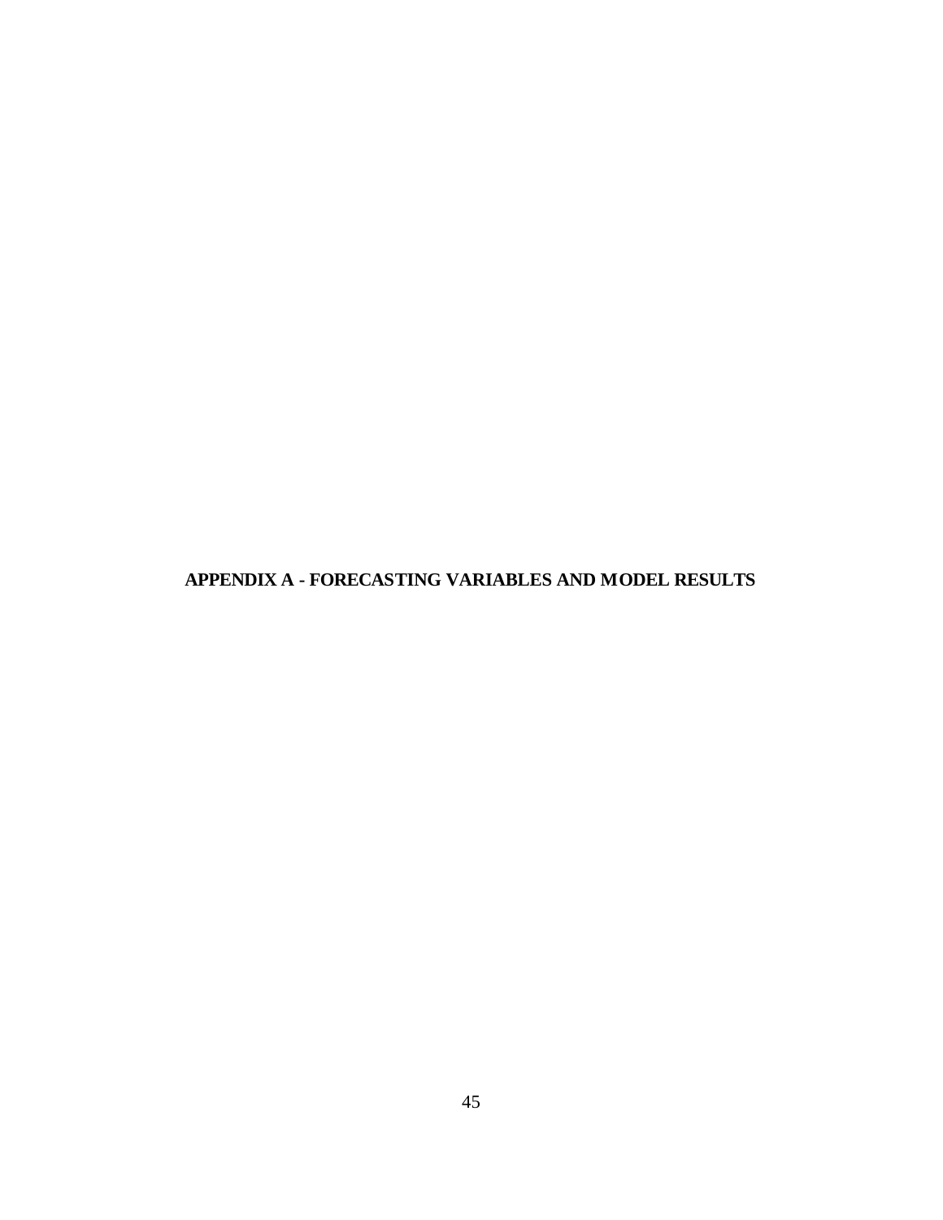# APPENDIX A - FORECASTING VARIABLES AND MODEL RESULTS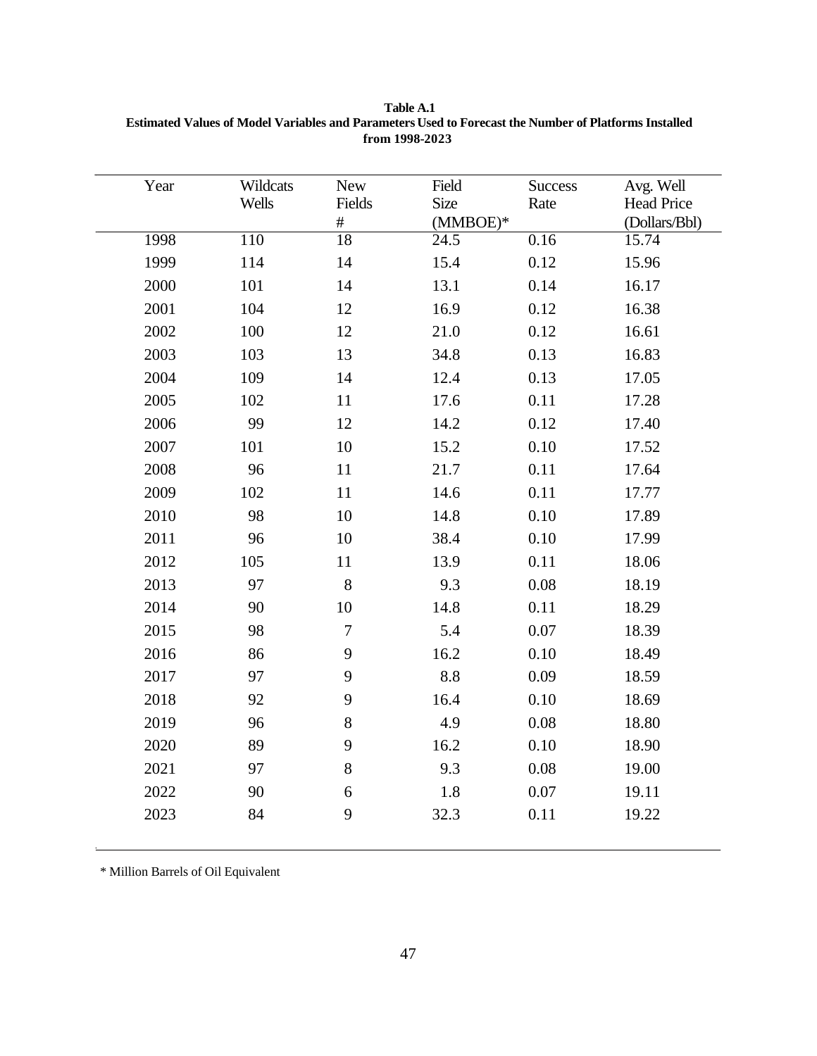**Table A.1**
**Estimated Values of Model Variables and Parameters Used to Forecast the Number of Platforms Installed from 1998-2023**

| Year | Wildcats Wells | New Fields # | Field Size (MMBOE)* | Success Rate | Avg. Well Head Price (Dollars/Bbl) |
|---|---|---|---|---|---|
| 1998 | 110 | 18 | 24.5 | 0.16 | 15.74 |
| 1999 | 114 | 14 | 15.4 | 0.12 | 15.96 |
| 2000 | 101 | 14 | 13.1 | 0.14 | 16.17 |
| 2001 | 104 | 12 | 16.9 | 0.12 | 16.38 |
| 2002 | 100 | 12 | 21.0 | 0.12 | 16.61 |
| 2003 | 103 | 13 | 34.8 | 0.13 | 16.83 |
| 2004 | 109 | 14 | 12.4 | 0.13 | 17.05 |
| 2005 | 102 | 11 | 17.6 | 0.11 | 17.28 |
| 2006 | 99 | 12 | 14.2 | 0.12 | 17.40 |
| 2007 | 101 | 10 | 15.2 | 0.10 | 17.52 |
| 2008 | 96 | 11 | 21.7 | 0.11 | 17.64 |
| 2009 | 102 | 11 | 14.6 | 0.11 | 17.77 |
| 2010 | 98 | 10 | 14.8 | 0.10 | 17.89 |
| 2011 | 96 | 10 | 38.4 | 0.10 | 17.99 |
| 2012 | 105 | 11 | 13.9 | 0.11 | 18.06 |
| 2013 | 97 | 8 | 9.3 | 0.08 | 18.19 |
| 2014 | 90 | 10 | 14.8 | 0.11 | 18.29 |
| 2015 | 98 | 7 | 5.4 | 0.07 | 18.39 |
| 2016 | 86 | 9 | 16.2 | 0.10 | 18.49 |
| 2017 | 97 | 9 | 8.8 | 0.09 | 18.59 |
| 2018 | 92 | 9 | 16.4 | 0.10 | 18.69 |
| 2019 | 96 | 8 | 4.9 | 0.08 | 18.80 |
| 2020 | 89 | 9 | 16.2 | 0.10 | 18.90 |
| 2021 | 97 | 8 | 9.3 | 0.08 | 19.00 |
| 2022 | 90 | 6 | 1.8 | 0.07 | 19.11 |
| 2023 | 84 | 9 | 32.3 | 0.11 | 19.22 |

* Million Barrels of Oil Equivalent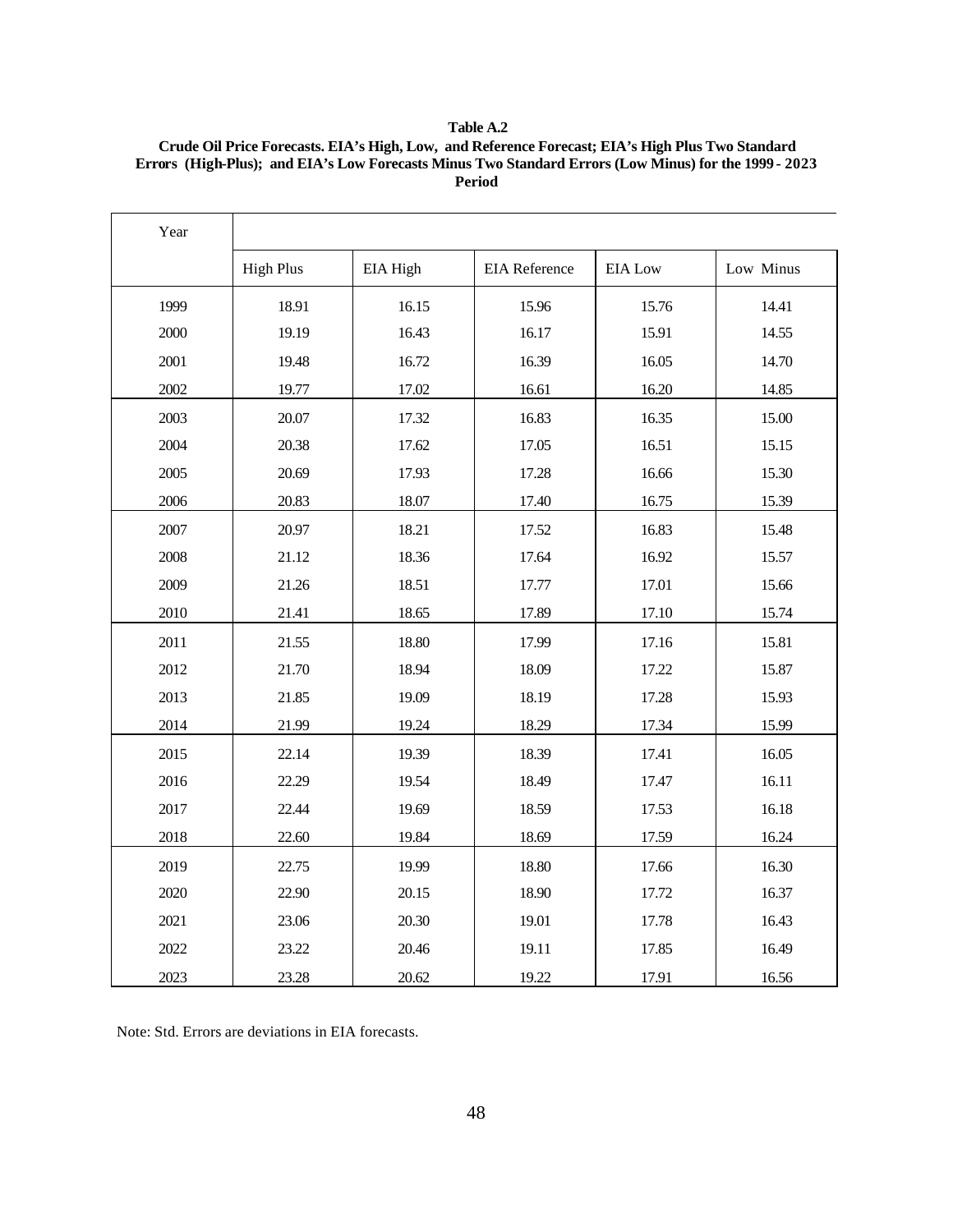**Table A.2**

**Crude Oil Price Forecasts. EIA's High, Low, and Reference Forecast; EIA's High Plus Two Standard Errors (High-Plus); and EIA's Low Forecasts Minus Two Standard Errors (Low Minus) for the 1999 - 2023 Period**

| Year | High Plus | EIA High | EIA Reference | EIA Low | Low Minus |
|---|---|---|---|---|---|
| 1999 | 18.91 | 16.15 | 15.96 | 15.76 | 14.41 |
| 2000 | 19.19 | 16.43 | 16.17 | 15.91 | 14.55 |
| 2001 | 19.48 | 16.72 | 16.39 | 16.05 | 14.70 |
| 2002 | 19.77 | 17.02 | 16.61 | 16.20 | 14.85 |
| 2003 | 20.07 | 17.32 | 16.83 | 16.35 | 15.00 |
| 2004 | 20.38 | 17.62 | 17.05 | 16.51 | 15.15 |
| 2005 | 20.69 | 17.93 | 17.28 | 16.66 | 15.30 |
| 2006 | 20.83 | 18.07 | 17.40 | 16.75 | 15.39 |
| 2007 | 20.97 | 18.21 | 17.52 | 16.83 | 15.48 |
| 2008 | 21.12 | 18.36 | 17.64 | 16.92 | 15.57 |
| 2009 | 21.26 | 18.51 | 17.77 | 17.01 | 15.66 |
| 2010 | 21.41 | 18.65 | 17.89 | 17.10 | 15.74 |
| 2011 | 21.55 | 18.80 | 17.99 | 17.16 | 15.81 |
| 2012 | 21.70 | 18.94 | 18.09 | 17.22 | 15.87 |
| 2013 | 21.85 | 19.09 | 18.19 | 17.28 | 15.93 |
| 2014 | 21.99 | 19.24 | 18.29 | 17.34 | 15.99 |
| 2015 | 22.14 | 19.39 | 18.39 | 17.41 | 16.05 |
| 2016 | 22.29 | 19.54 | 18.49 | 17.47 | 16.11 |
| 2017 | 22.44 | 19.69 | 18.59 | 17.53 | 16.18 |
| 2018 | 22.60 | 19.84 | 18.69 | 17.59 | 16.24 |
| 2019 | 22.75 | 19.99 | 18.80 | 17.66 | 16.30 |
| 2020 | 22.90 | 20.15 | 18.90 | 17.72 | 16.37 |
| 2021 | 23.06 | 20.30 | 19.01 | 17.78 | 16.43 |
| 2022 | 23.22 | 20.46 | 19.11 | 17.85 | 16.49 |
| 2023 | 23.28 | 20.62 | 19.22 | 17.91 | 16.56 |

Note: Std. Errors are deviations in EIA forecasts.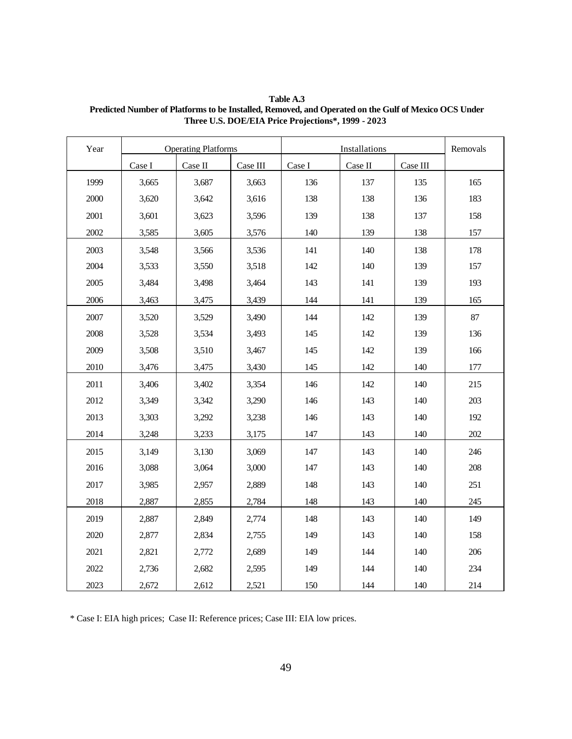**Table A.3**
**Predicted Number of Platforms to be Installed, Removed, and Operated on the Gulf of Mexico OCS Under Three U.S. DOE/EIA Price Projections*, 1999 - 2023**

| Year | Operating Platforms | | | Installations | | | Removals |
|---|---|---|---|---|---|---|---|
| | Case I | Case II | Case III | Case I | Case II | Case III | |
| 1999 | 3,665 | 3,687 | 3,663 | 136 | 137 | 135 | 165 |
| 2000 | 3,620 | 3,642 | 3,616 | 138 | 138 | 136 | 183 |
| 2001 | 3,601 | 3,623 | 3,596 | 139 | 138 | 137 | 158 |
| 2002 | 3,585 | 3,605 | 3,576 | 140 | 139 | 138 | 157 |
| 2003 | 3,548 | 3,566 | 3,536 | 141 | 140 | 138 | 178 |
| 2004 | 3,533 | 3,550 | 3,518 | 142 | 140 | 139 | 157 |
| 2005 | 3,484 | 3,498 | 3,464 | 143 | 141 | 139 | 193 |
| 2006 | 3,463 | 3,475 | 3,439 | 144 | 141 | 139 | 165 |
| 2007 | 3,520 | 3,529 | 3,490 | 144 | 142 | 139 | 87 |
| 2008 | 3,528 | 3,534 | 3,493 | 145 | 142 | 139 | 136 |
| 2009 | 3,508 | 3,510 | 3,467 | 145 | 142 | 139 | 166 |
| 2010 | 3,476 | 3,475 | 3,430 | 145 | 142 | 140 | 177 |
| 2011 | 3,406 | 3,402 | 3,354 | 146 | 142 | 140 | 215 |
| 2012 | 3,349 | 3,342 | 3,290 | 146 | 143 | 140 | 203 |
| 2013 | 3,303 | 3,292 | 3,238 | 146 | 143 | 140 | 192 |
| 2014 | 3,248 | 3,233 | 3,175 | 147 | 143 | 140 | 202 |
| 2015 | 3,149 | 3,130 | 3,069 | 147 | 143 | 140 | 246 |
| 2016 | 3,088 | 3,064 | 3,000 | 147 | 143 | 140 | 208 |
| 2017 | 3,985 | 2,957 | 2,889 | 148 | 143 | 140 | 251 |
| 2018 | 2,887 | 2,855 | 2,784 | 148 | 143 | 140 | 245 |
| 2019 | 2,887 | 2,849 | 2,774 | 148 | 143 | 140 | 149 |
| 2020 | 2,877 | 2,834 | 2,755 | 149 | 143 | 140 | 158 |
| 2021 | 2,821 | 2,772 | 2,689 | 149 | 144 | 140 | 206 |
| 2022 | 2,736 | 2,682 | 2,595 | 149 | 144 | 140 | 234 |
| 2023 | 2,672 | 2,612 | 2,521 | 150 | 144 | 140 | 214 |

* Case I: EIA high prices; Case II: Reference prices; Case III: EIA low prices.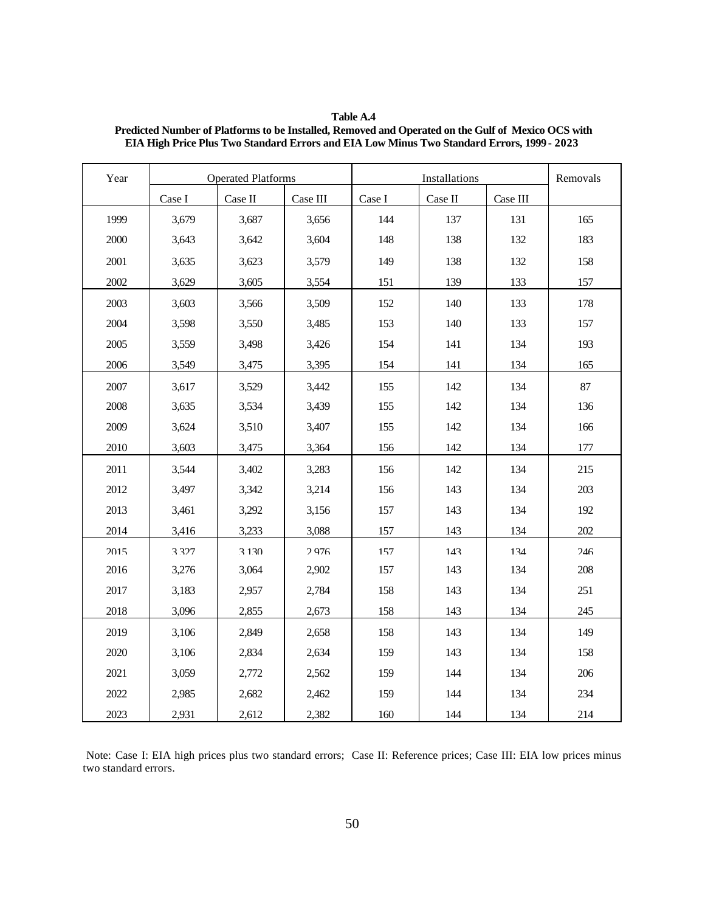**Table A.4**
**Predicted Number of Platforms to be Installed, Removed and Operated on the Gulf of Mexico OCS with EIA High Price Plus Two Standard Errors and EIA Low Minus Two Standard Errors, 1999 - 2023**

| Year | Operated Platforms | | | Installations | | | Removals |
|---|---|---|---|---|---|---|---|
| | Case I | Case II | Case III | Case I | Case II | Case III | |
| 1999 | 3,679 | 3,687 | 3,656 | 144 | 137 | 131 | 165 |
| 2000 | 3,643 | 3,642 | 3,604 | 148 | 138 | 132 | 183 |
| 2001 | 3,635 | 3,623 | 3,579 | 149 | 138 | 132 | 158 |
| 2002 | 3,629 | 3,605 | 3,554 | 151 | 139 | 133 | 157 |
| 2003 | 3,603 | 3,566 | 3,509 | 152 | 140 | 133 | 178 |
| 2004 | 3,598 | 3,550 | 3,485 | 153 | 140 | 133 | 157 |
| 2005 | 3,559 | 3,498 | 3,426 | 154 | 141 | 134 | 193 |
| 2006 | 3,549 | 3,475 | 3,395 | 154 | 141 | 134 | 165 |
| 2007 | 3,617 | 3,529 | 3,442 | 155 | 142 | 134 | 87 |
| 2008 | 3,635 | 3,534 | 3,439 | 155 | 142 | 134 | 136 |
| 2009 | 3,624 | 3,510 | 3,407 | 155 | 142 | 134 | 166 |
| 2010 | 3,603 | 3,475 | 3,364 | 156 | 142 | 134 | 177 |
| 2011 | 3,544 | 3,402 | 3,283 | 156 | 142 | 134 | 215 |
| 2012 | 3,497 | 3,342 | 3,214 | 156 | 143 | 134 | 203 |
| 2013 | 3,461 | 3,292 | 3,156 | 157 | 143 | 134 | 192 |
| 2014 | 3,416 | 3,233 | 3,088 | 157 | 143 | 134 | 202 |
| 2015 | 3,327 | 3,130 | 2,976 | 157 | 143 | 134 | 246 |
| 2016 | 3,276 | 3,064 | 2,902 | 157 | 143 | 134 | 208 |
| 2017 | 3,183 | 2,957 | 2,784 | 158 | 143 | 134 | 251 |
| 2018 | 3,096 | 2,855 | 2,673 | 158 | 143 | 134 | 245 |
| 2019 | 3,106 | 2,849 | 2,658 | 158 | 143 | 134 | 149 |
| 2020 | 3,106 | 2,834 | 2,634 | 159 | 143 | 134 | 158 |
| 2021 | 3,059 | 2,772 | 2,562 | 159 | 144 | 134 | 206 |
| 2022 | 2,985 | 2,682 | 2,462 | 159 | 144 | 134 | 234 |
| 2023 | 2,931 | 2,612 | 2,382 | 160 | 144 | 134 | 214 |

Note: Case I: EIA high prices plus two standard errors; Case II: Reference prices; Case III: EIA low prices minus two standard errors.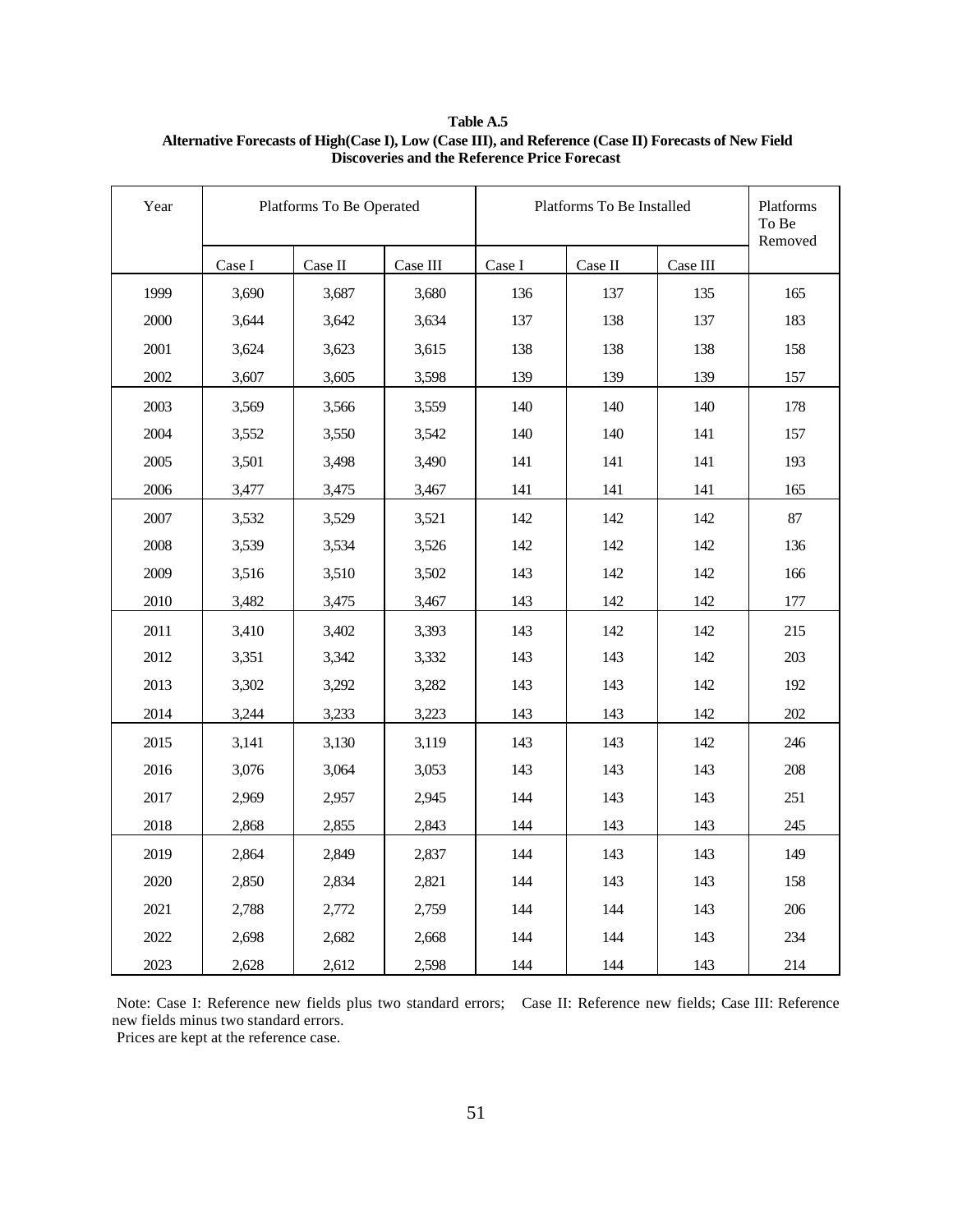**Table A.5**
**Alternative Forecasts of High(Case I), Low (Case III), and Reference (Case II) Forecasts of New Field Discoveries and the Reference Price Forecast**

| Year | Platforms To Be Operated | | | Platforms To Be Installed | | | Platforms To Be Removed |
|---|---|---|---|---|---|---|---|
| | Case I | Case II | Case III | Case I | Case II | Case III | |
| 1999 | 3,690 | 3,687 | 3,680 | 136 | 137 | 135 | 165 |
| 2000 | 3,644 | 3,642 | 3,634 | 137 | 138 | 137 | 183 |
| 2001 | 3,624 | 3,623 | 3,615 | 138 | 138 | 138 | 158 |
| 2002 | 3,607 | 3,605 | 3,598 | 139 | 139 | 139 | 157 |
| 2003 | 3,569 | 3,566 | 3,559 | 140 | 140 | 140 | 178 |
| 2004 | 3,552 | 3,550 | 3,542 | 140 | 140 | 141 | 157 |
| 2005 | 3,501 | 3,498 | 3,490 | 141 | 141 | 141 | 193 |
| 2006 | 3,477 | 3,475 | 3,467 | 141 | 141 | 141 | 165 |
| 2007 | 3,532 | 3,529 | 3,521 | 142 | 142 | 142 | 87 |
| 2008 | 3,539 | 3,534 | 3,526 | 142 | 142 | 142 | 136 |
| 2009 | 3,516 | 3,510 | 3,502 | 143 | 142 | 142 | 166 |
| 2010 | 3,482 | 3,475 | 3,467 | 143 | 142 | 142 | 177 |
| 2011 | 3,410 | 3,402 | 3,393 | 143 | 142 | 142 | 215 |
| 2012 | 3,351 | 3,342 | 3,332 | 143 | 143 | 142 | 203 |
| 2013 | 3,302 | 3,292 | 3,282 | 143 | 143 | 142 | 192 |
| 2014 | 3,244 | 3,233 | 3,223 | 143 | 143 | 142 | 202 |
| 2015 | 3,141 | 3,130 | 3,119 | 143 | 143 | 142 | 246 |
| 2016 | 3,076 | 3,064 | 3,053 | 143 | 143 | 143 | 208 |
| 2017 | 2,969 | 2,957 | 2,945 | 144 | 143 | 143 | 251 |
| 2018 | 2,868 | 2,855 | 2,843 | 144 | 143 | 143 | 245 |
| 2019 | 2,864 | 2,849 | 2,837 | 144 | 143 | 143 | 149 |
| 2020 | 2,850 | 2,834 | 2,821 | 144 | 143 | 143 | 158 |
| 2021 | 2,788 | 2,772 | 2,759 | 144 | 144 | 143 | 206 |
| 2022 | 2,698 | 2,682 | 2,668 | 144 | 144 | 143 | 234 |
| 2023 | 2,628 | 2,612 | 2,598 | 144 | 144 | 143 | 214 |

Note: Case I: Reference new fields plus two standard errors; Case II: Reference new fields; Case III: Reference new fields minus two standard errors.
Prices are kept at the reference case.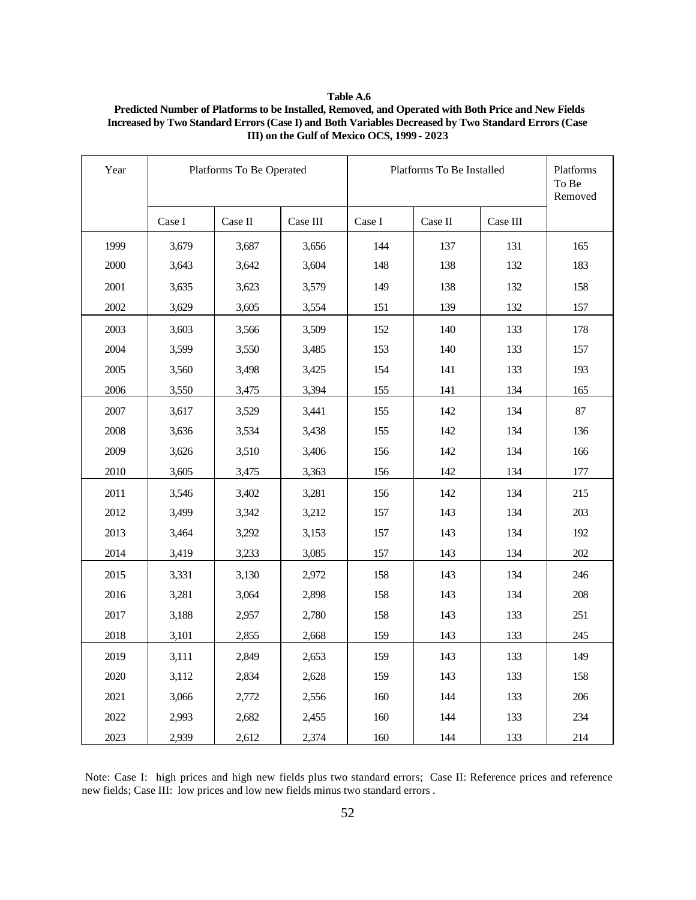**Table A.6**

**Predicted Number of Platforms to be Installed, Removed, and Operated with Both Price and New Fields Increased by Two Standard Errors (Case I) and Both Variables Decreased by Two Standard Errors (Case III) on the Gulf of Mexico OCS, 1999 - 2023**

| Year | Platforms To Be Operated | | | Platforms To Be Installed | | | Platforms To Be Removed |
|---|---|---|---|---|---|---|---|
| | Case I | Case II | Case III | Case I | Case II | Case III | |
| 1999 | 3,679 | 3,687 | 3,656 | 144 | 137 | 131 | 165 |
| 2000 | 3,643 | 3,642 | 3,604 | 148 | 138 | 132 | 183 |
| 2001 | 3,635 | 3,623 | 3,579 | 149 | 138 | 132 | 158 |
| 2002 | 3,629 | 3,605 | 3,554 | 151 | 139 | 132 | 157 |
| 2003 | 3,603 | 3,566 | 3,509 | 152 | 140 | 133 | 178 |
| 2004 | 3,599 | 3,550 | 3,485 | 153 | 140 | 133 | 157 |
| 2005 | 3,560 | 3,498 | 3,425 | 154 | 141 | 133 | 193 |
| 2006 | 3,550 | 3,475 | 3,394 | 155 | 141 | 134 | 165 |
| 2007 | 3,617 | 3,529 | 3,441 | 155 | 142 | 134 | 87 |
| 2008 | 3,636 | 3,534 | 3,438 | 155 | 142 | 134 | 136 |
| 2009 | 3,626 | 3,510 | 3,406 | 156 | 142 | 134 | 166 |
| 2010 | 3,605 | 3,475 | 3,363 | 156 | 142 | 134 | 177 |
| 2011 | 3,546 | 3,402 | 3,281 | 156 | 142 | 134 | 215 |
| 2012 | 3,499 | 3,342 | 3,212 | 157 | 143 | 134 | 203 |
| 2013 | 3,464 | 3,292 | 3,153 | 157 | 143 | 134 | 192 |
| 2014 | 3,419 | 3,233 | 3,085 | 157 | 143 | 134 | 202 |
| 2015 | 3,331 | 3,130 | 2,972 | 158 | 143 | 134 | 246 |
| 2016 | 3,281 | 3,064 | 2,898 | 158 | 143 | 134 | 208 |
| 2017 | 3,188 | 2,957 | 2,780 | 158 | 143 | 133 | 251 |
| 2018 | 3,101 | 2,855 | 2,668 | 159 | 143 | 133 | 245 |
| 2019 | 3,111 | 2,849 | 2,653 | 159 | 143 | 133 | 149 |
| 2020 | 3,112 | 2,834 | 2,628 | 159 | 143 | 133 | 158 |
| 2021 | 3,066 | 2,772 | 2,556 | 160 | 144 | 133 | 206 |
| 2022 | 2,993 | 2,682 | 2,455 | 160 | 144 | 133 | 234 |
| 2023 | 2,939 | 2,612 | 2,374 | 160 | 144 | 133 | 214 |

Note: Case I: high prices and high new fields plus two standard errors; Case II: Reference prices and reference new fields; Case III: low prices and low new fields minus two standard errors .